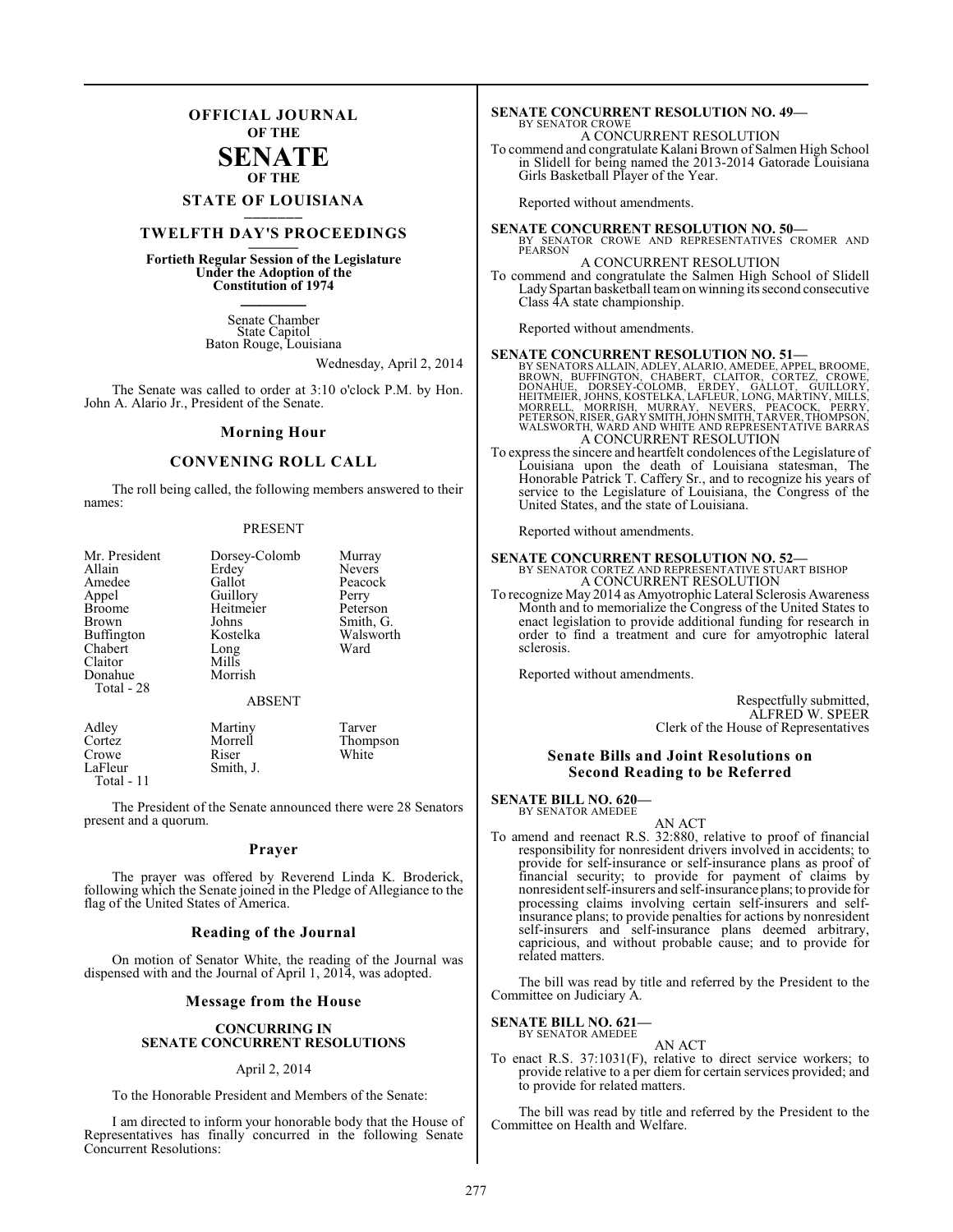# OFFICIAL JOURNAL OF THE SENATE OF THE STATE OF LOUISIANA

## TWELFTH DAY'S PROCEEDINGS

**Fortieth Regular Session of the Legislature Under the Adoption of the Constitution of 1974**

Senate Chamber
State Capitol
Baton Rouge, Louisiana

Wednesday, April 2, 2014

The Senate was called to order at 3:10 o'clock P.M. by Hon. John A. Alario Jr., President of the Senate.

### Morning Hour

### CONVENING ROLL CALL

The roll being called, the following members answered to their names:

PRESENT

| | | |
|---|---|---|
| Mr. President | Dorsey-Colomb | Murray |
| Allain | Erdey | Nevers |
| Amedee | Gallot | Peacock |
| Appel | Guillory | Perry |
| Broome | Heitmeier | Peterson |
| Brown | Johns | Smith, G. |
| Buffington | Kostelka | Walsworth |
| Chabert | Long | Ward |
| Claitor | Mills | |
| Donahue | Morrish | |

Total - 28

ABSENT

| | | |
|---|---|---|
| Adley | Martiny | Tarver |
| Cortez | Morrell | Thompson |
| Crowe | Riser | White |
| LaFleur | Smith, J. | |

Total - 11

The President of the Senate announced there were 28 Senators present and a quorum.

### Prayer

The prayer was offered by Reverend Linda K. Broderick, following which the Senate joined in the Pledge of Allegiance to the flag of the United States of America.

### Reading of the Journal

On motion of Senator White, the reading of the Journal was dispensed with and the Journal of April 1, 2014, was adopted.

### Message from the House

**CONCURRING IN SENATE CONCURRENT RESOLUTIONS**

April 2, 2014

To the Honorable President and Members of the Senate:

I am directed to inform your honorable body that the House of Representatives has finally concurred in the following Senate Concurrent Resolutions:

**SENATE CONCURRENT RESOLUTION NO. 49—**
BY SENATOR CROWE
A CONCURRENT RESOLUTION
To commend and congratulate Kalani Brown of Salmen High School in Slidell for being named the 2013-2014 Gatorade Louisiana Girls Basketball Player of the Year.

Reported without amendments.

**SENATE CONCURRENT RESOLUTION NO. 50—**
BY SENATOR CROWE AND REPRESENTATIVES CROMER AND PEARSON
A CONCURRENT RESOLUTION
To commend and congratulate the Salmen High School of Slidell Lady Spartan basketball team on winning its second consecutive Class 4A state championship.

Reported without amendments.

**SENATE CONCURRENT RESOLUTION NO. 51—**
BY SENATORS ALLAIN, ADLEY, ALARIO, AMEDEE, APPEL, BROOME, BROWN, BUFFINGTON, CHABERT, CLAITOR, CORTEZ, CROWE, DONAHUE, DORSEY-COLOMB, ERDEY, GALLOT, GUILLORY, HEITMEIER, JOHNS, KOSTELKA, LAFLEUR, LONG, MARTINY, MILLS, MORRELL, MORRISH, MURRAY, NEVERS, PEACOCK, PERRY, PETERSON, RISER, GARY SMITH, JOHN SMITH, TARVER, THOMPSON, WALSWORTH, WARD AND WHITE AND REPRESENTATIVE BARRAS
A CONCURRENT RESOLUTION
To express the sincere and heartfelt condolences of the Legislature of Louisiana upon the death of Louisiana statesman, The Honorable Patrick T. Caffery Sr., and to recognize his years of service to the Legislature of Louisiana, the Congress of the United States, and the state of Louisiana.

Reported without amendments.

**SENATE CONCURRENT RESOLUTION NO. 52—**
BY SENATOR CORTEZ AND REPRESENTATIVE STUART BISHOP
A CONCURRENT RESOLUTION
To recognize May 2014 as Amyotrophic Lateral Sclerosis Awareness Month and to memorialize the Congress of the United States to enact legislation to provide additional funding for research in order to find a treatment and cure for amyotrophic lateral sclerosis.

Reported without amendments.

Respectfully submitted,
ALFRED W. SPEER
Clerk of the House of Representatives

### Senate Bills and Joint Resolutions on Second Reading to be Referred

**SENATE BILL NO. 620—**
BY SENATOR AMEDEE
AN ACT
To amend and reenact R.S. 32:880, relative to proof of financial responsibility for nonresident drivers involved in accidents; to provide for self-insurance or self-insurance plans as proof of financial security; to provide for payment of claims by nonresident self-insurers and self-insurance plans; to provide for processing claims involving certain self-insurers and self-insurance plans; to provide penalties for actions by nonresident self-insurers and self-insurance plans deemed arbitrary, capricious, and without probable cause; and to provide for related matters.

The bill was read by title and referred by the President to the Committee on Judiciary A.

**SENATE BILL NO. 621—**
BY SENATOR AMEDEE
AN ACT
To enact R.S. 37:1031(F), relative to direct service workers; to provide relative to a per diem for certain services provided; and to provide for related matters.

The bill was read by title and referred by the President to the Committee on Health and Welfare.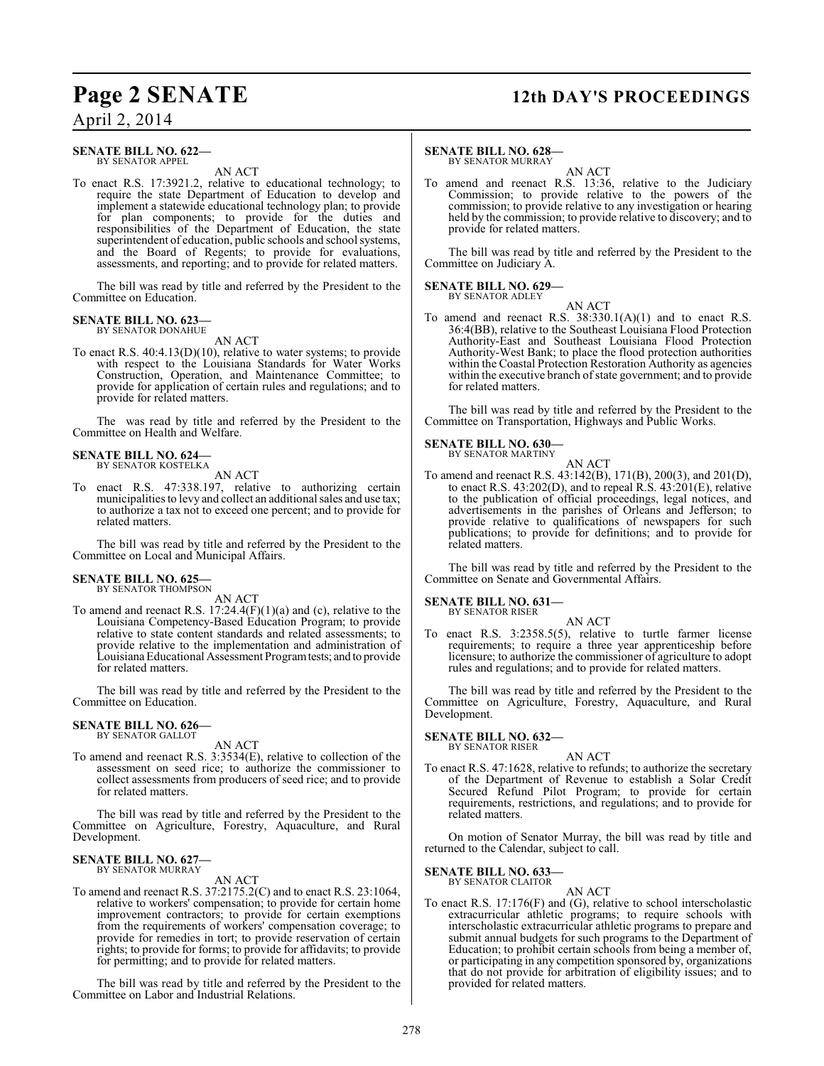**SENATE BILL NO. 622—**
BY SENATOR APPEL

AN ACT

To enact R.S. 17:3921.2, relative to educational technology; to require the state Department of Education to develop and implement a statewide educational technology plan; to provide for plan components; to provide for the duties and responsibilities of the Department of Education, the state superintendent of education, public schools and school systems, and the Board of Regents; to provide for evaluations, assessments, and reporting; and to provide for related matters.

The bill was read by title and referred by the President to the Committee on Education.

**SENATE BILL NO. 623—**
BY SENATOR DONAHUE

AN ACT

To enact R.S. 40:4.13(D)(10), relative to water systems; to provide with respect to the Louisiana Standards for Water Works Construction, Operation, and Maintenance Committee; to provide for application of certain rules and regulations; and to provide for related matters.

The was read by title and referred by the President to the Committee on Health and Welfare.

**SENATE BILL NO. 624—**
BY SENATOR KOSTELKA

AN ACT

To enact R.S. 47:338.197, relative to authorizing certain municipalities to levy and collect an additional sales and use tax; to authorize a tax not to exceed one percent; and to provide for related matters.

The bill was read by title and referred by the President to the Committee on Local and Municipal Affairs.

**SENATE BILL NO. 625—**
BY SENATOR THOMPSON

AN ACT

To amend and reenact R.S. 17:24.4(F)(1)(a) and (c), relative to the Louisiana Competency-Based Education Program; to provide relative to state content standards and related assessments; to provide relative to the implementation and administration of Louisiana Educational Assessment Program tests; and to provide for related matters.

The bill was read by title and referred by the President to the Committee on Education.

**SENATE BILL NO. 626—**
BY SENATOR GALLOT

AN ACT

To amend and reenact R.S. 3:3534(E), relative to collection of the assessment on seed rice; to authorize the commissioner to collect assessments from producers of seed rice; and to provide for related matters.

The bill was read by title and referred by the President to the Committee on Agriculture, Forestry, Aquaculture, and Rural Development.

**SENATE BILL NO. 627—**
BY SENATOR MURRAY

AN ACT

To amend and reenact R.S. 37:2175.2(C) and to enact R.S. 23:1064, relative to workers' compensation; to provide for certain home improvement contractors; to provide for certain exemptions from the requirements of workers' compensation coverage; to provide for remedies in tort; to provide reservation of certain rights; to provide for forms; to provide for affidavits; to provide for permitting; and to provide for related matters.

The bill was read by title and referred by the President to the Committee on Labor and Industrial Relations.

**SENATE BILL NO. 628—**
BY SENATOR MURRAY

AN ACT

To amend and reenact R.S. 13:36, relative to the Judiciary Commission; to provide relative to the powers of the commission; to provide relative to any investigation or hearing held by the commission; to provide relative to discovery; and to provide for related matters.

The bill was read by title and referred by the President to the Committee on Judiciary A.

**SENATE BILL NO. 629—**
BY SENATOR ADLEY

AN ACT

To amend and reenact R.S. 38:330.1(A)(1) and to enact R.S. 36:4(BB), relative to the Southeast Louisiana Flood Protection Authority-East and Southeast Louisiana Flood Protection Authority-West Bank; to place the flood protection authorities within the Coastal Protection Restoration Authority as agencies within the executive branch of state government; and to provide for related matters.

The bill was read by title and referred by the President to the Committee on Transportation, Highways and Public Works.

**SENATE BILL NO. 630—**
BY SENATOR MARTINY

AN ACT

To amend and reenact R.S. 43:142(B), 171(B), 200(3), and 201(D), to enact R.S. 43:202(D), and to repeal R.S. 43:201(E), relative to the publication of official proceedings, legal notices, and advertisements in the parishes of Orleans and Jefferson; to provide relative to qualifications of newspapers for such publications; to provide for definitions; and to provide for related matters.

The bill was read by title and referred by the President to the Committee on Senate and Governmental Affairs.

**SENATE BILL NO. 631—**
BY SENATOR RISER

AN ACT

To enact R.S. 3:2358.5(5), relative to turtle farmer license requirements; to require a three year apprenticeship before licensure; to authorize the commissioner of agriculture to adopt rules and regulations; and to provide for related matters.

The bill was read by title and referred by the President to the Committee on Agriculture, Forestry, Aquaculture, and Rural Development.

**SENATE BILL NO. 632—**
BY SENATOR RISER

AN ACT

To enact R.S. 47:1628, relative to refunds; to authorize the secretary of the Department of Revenue to establish a Solar Credit Secured Refund Pilot Program; to provide for certain requirements, restrictions, and regulations; and to provide for related matters.

On motion of Senator Murray, the bill was read by title and returned to the Calendar, subject to call.

**SENATE BILL NO. 633—**
BY SENATOR CLAITOR

AN ACT

To enact R.S. 17:176(F) and (G), relative to school interscholastic extracurricular athletic programs; to require schools with interscholastic extracurricular athletic programs to prepare and submit annual budgets for such programs to the Department of Education; to prohibit certain schools from being a member of, or participating in any competition sponsored by, organizations that do not provide for arbitration of eligibility issues; and to provided for related matters.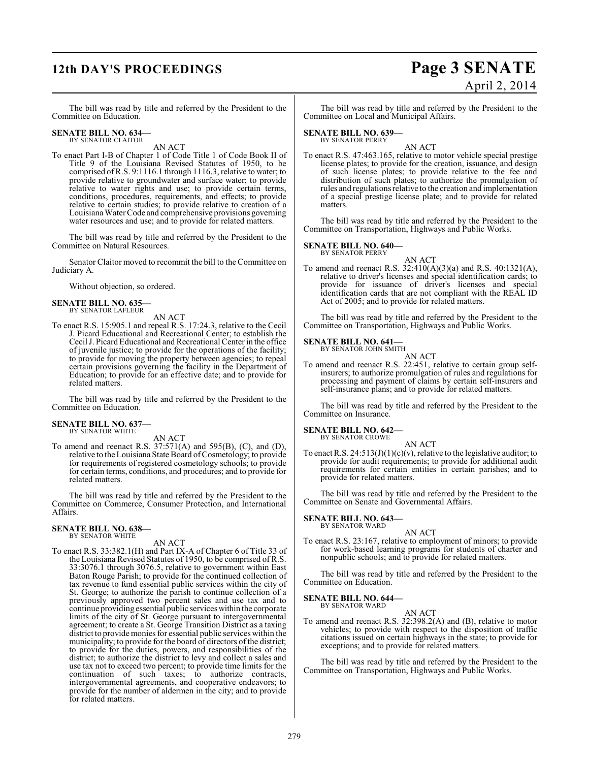The bill was read by title and referred by the President to the Committee on Education.

**SENATE BILL NO. 634—**
BY SENATOR CLAITOR

AN ACT

To enact Part I-B of Chapter 1 of Code Title 1 of Code Book II of Title 9 of the Louisiana Revised Statutes of 1950, to be comprised of R.S. 9:1116.1 through 1116.3, relative to water; to provide relative to groundwater and surface water; to provide relative to water rights and use; to provide certain terms, conditions, procedures, requirements, and effects; to provide relative to certain studies; to provide relative to creation of a Louisiana Water Code and comprehensive provisions governing water resources and use; and to provide for related matters.

The bill was read by title and referred by the President to the Committee on Natural Resources.

Senator Claitor moved to recommit the bill to the Committee on Judiciary A.

Without objection, so ordered.

**SENATE BILL NO. 635—**
BY SENATOR LAFLEUR

AN ACT

To enact R.S. 15:905.1 and repeal R.S. 17:24.3, relative to the Cecil J. Picard Educational and Recreational Center; to establish the Cecil J. Picard Educational and Recreational Center in the office of juvenile justice; to provide for the operations of the facility; to provide for moving the property between agencies; to repeal certain provisions governing the facility in the Department of Education; to provide for an effective date; and to provide for related matters.

The bill was read by title and referred by the President to the Committee on Education.

**SENATE BILL NO. 637—**
BY SENATOR WHITE

AN ACT

To amend and reenact R.S. 37:571(A) and 595(B), (C), and (D), relative to the Louisiana State Board of Cosmetology; to provide for requirements of registered cosmetology schools; to provide for certain terms, conditions, and procedures; and to provide for related matters.

The bill was read by title and referred by the President to the Committee on Commerce, Consumer Protection, and International Affairs.

**SENATE BILL NO. 638—**
BY SENATOR WHITE

AN ACT

To enact R.S. 33:382.1(H) and Part IX-A of Chapter 6 of Title 33 of the Louisiana Revised Statutes of 1950, to be comprised of R.S. 33:3076.1 through 3076.5, relative to government within East Baton Rouge Parish; to provide for the continued collection of tax revenue to fund essential public services within the city of St. George; to authorize the parish to continue collection of a previously approved two percent sales and use tax and to continue providing essential public services within the corporate limits of the city of St. George pursuant to intergovernmental agreement; to create a St. George Transition District as a taxing district to provide monies for essential public services within the municipality; to provide for the board of directors of the district; to provide for the duties, powers, and responsibilities of the district; to authorize the district to levy and collect a sales and use tax not to exceed two percent; to provide time limits for the continuation of such taxes; to authorize contracts, intergovernmental agreements, and cooperative endeavors; to provide for the number of aldermen in the city; and to provide for related matters.

The bill was read by title and referred by the President to the Committee on Local and Municipal Affairs.

**SENATE BILL NO. 639—**
BY SENATOR PERRY

AN ACT

To enact R.S. 47:463.165, relative to motor vehicle special prestige license plates; to provide for the creation, issuance, and design of such license plates; to provide relative to the fee and distribution of such plates; to authorize the promulgation of rules and regulations relative to the creation and implementation of a special prestige license plate; and to provide for related matters.

The bill was read by title and referred by the President to the Committee on Transportation, Highways and Public Works.

**SENATE BILL NO. 640—**
BY SENATOR PERRY

AN ACT

To amend and reenact R.S. 32:410(A)(3)(a) and R.S. 40:1321(A), relative to driver's licenses and special identification cards; to provide for issuance of driver's licenses and special identification cards that are not compliant with the REAL ID Act of 2005; and to provide for related matters.

The bill was read by title and referred by the President to the Committee on Transportation, Highways and Public Works.

**SENATE BILL NO. 641—**
BY SENATOR JOHN SMITH

AN ACT

To amend and reenact R.S. 22:451, relative to certain group self-insurers; to authorize promulgation of rules and regulations for processing and payment of claims by certain self-insurers and self-insurance plans; and to provide for related matters.

The bill was read by title and referred by the President to the Committee on Insurance.

**SENATE BILL NO. 642—**
BY SENATOR CROWE

AN ACT

To enact R.S. 24:513(J)(1)(c)(v), relative to the legislative auditor; to provide for audit requirements; to provide for additional audit requirements for certain entities in certain parishes; and to provide for related matters.

The bill was read by title and referred by the President to the Committee on Senate and Governmental Affairs.

**SENATE BILL NO. 643—**
BY SENATOR WARD

AN ACT

To enact R.S. 23:167, relative to employment of minors; to provide for work-based learning programs for students of charter and nonpublic schools; and to provide for related matters.

The bill was read by title and referred by the President to the Committee on Education.

**SENATE BILL NO. 644—**
BY SENATOR WARD

AN ACT

To amend and reenact R.S. 32:398.2(A) and (B), relative to motor vehicles; to provide with respect to the disposition of traffic citations issued on certain highways in the state; to provide for exceptions; and to provide for related matters.

The bill was read by title and referred by the President to the Committee on Transportation, Highways and Public Works.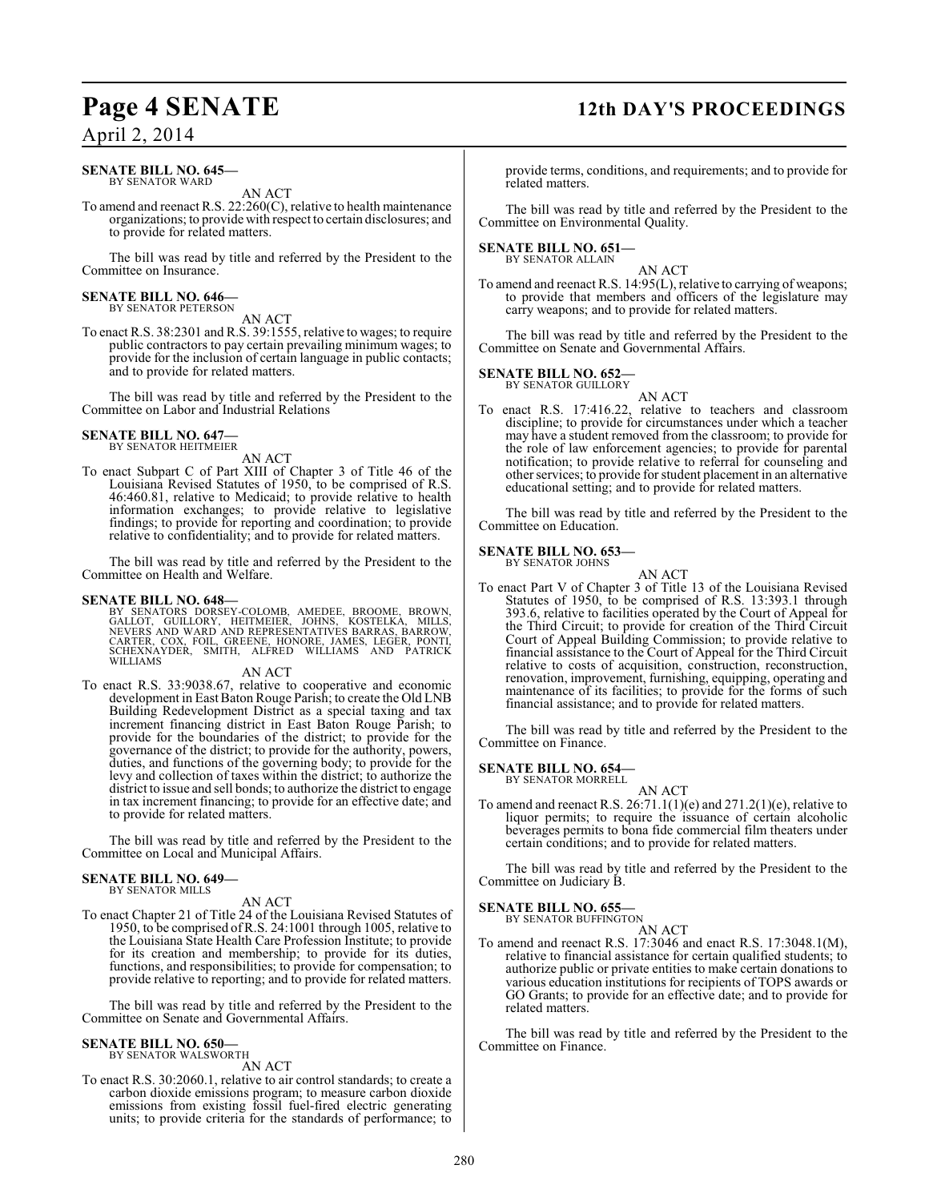**SENATE BILL NO. 645—**
BY SENATOR WARD

AN ACT

To amend and reenact R.S. 22:260(C), relative to health maintenance organizations; to provide with respect to certain disclosures; and to provide for related matters.

The bill was read by title and referred by the President to the Committee on Insurance.

**SENATE BILL NO. 646—**
BY SENATOR PETERSON

AN ACT

To enact R.S. 38:2301 and R.S. 39:1555, relative to wages; to require public contractors to pay certain prevailing minimum wages; to provide for the inclusion of certain language in public contacts; and to provide for related matters.

The bill was read by title and referred by the President to the Committee on Labor and Industrial Relations

**SENATE BILL NO. 647—**
BY SENATOR HEITMEIER

AN ACT

To enact Subpart C of Part XIII of Chapter 3 of Title 46 of the Louisiana Revised Statutes of 1950, to be comprised of R.S. 46:460.81, relative to Medicaid; to provide relative to health information exchanges; to provide relative to legislative findings; to provide for reporting and coordination; to provide relative to confidentiality; and to provide for related matters.

The bill was read by title and referred by the President to the Committee on Health and Welfare.

**SENATE BILL NO. 648—**
BY SENATORS DORSEY-COLOMB, AMEDEE, BROOME, BROWN, GALLOT, GUILLORY, HEITMEIER, JOHNS, KOSTELKA, MILLS, NEVERS AND WARD AND REPRESENTATIVES BARRAS, BARROW, CARTER, COX, FOIL, GREENE, HONORE, JAMES, LEGER, PONTI, SCHEXNAYDER, SMITH, ALFRED WILLIAMS AND PATRICK WILLIAMS

AN ACT

To enact R.S. 33:9038.67, relative to cooperative and economic development in East Baton Rouge Parish; to create the Old LNB Building Redevelopment District as a special taxing and tax increment financing district in East Baton Rouge Parish; to provide for the boundaries of the district; to provide for the governance of the district; to provide for the authority, powers, duties, and functions of the governing body; to provide for the levy and collection of taxes within the district; to authorize the district to issue and sell bonds; to authorize the district to engage in tax increment financing; to provide for an effective date; and to provide for related matters.

The bill was read by title and referred by the President to the Committee on Local and Municipal Affairs.

**SENATE BILL NO. 649—**
BY SENATOR MILLS

AN ACT

To enact Chapter 21 of Title 24 of the Louisiana Revised Statutes of 1950, to be comprised of R.S. 24:1001 through 1005, relative to the Louisiana State Health Care Profession Institute; to provide for its creation and membership; to provide for its duties, functions, and responsibilities; to provide for compensation; to provide relative to reporting; and to provide for related matters.

The bill was read by title and referred by the President to the Committee on Senate and Governmental Affairs.

**SENATE BILL NO. 650—**
BY SENATOR WALSWORTH

AN ACT

To enact R.S. 30:2060.1, relative to air control standards; to create a carbon dioxide emissions program; to measure carbon dioxide emissions from existing fossil fuel-fired electric generating units; to provide criteria for the standards of performance; to provide terms, conditions, and requirements; and to provide for related matters.

The bill was read by title and referred by the President to the Committee on Environmental Quality.

**SENATE BILL NO. 651—**
BY SENATOR ALLAIN

AN ACT

To amend and reenact R.S. 14:95(L), relative to carrying of weapons; to provide that members and officers of the legislature may carry weapons; and to provide for related matters.

The bill was read by title and referred by the President to the Committee on Senate and Governmental Affairs.

**SENATE BILL NO. 652—**
BY SENATOR GUILLORY

AN ACT

To enact R.S. 17:416.22, relative to teachers and classroom discipline; to provide for circumstances under which a teacher may have a student removed from the classroom; to provide for the role of law enforcement agencies; to provide for parental notification; to provide relative to referral for counseling and other services; to provide for student placement in an alternative educational setting; and to provide for related matters.

The bill was read by title and referred by the President to the Committee on Education.

**SENATE BILL NO. 653—**
BY SENATOR JOHNS

AN ACT

To enact Part V of Chapter 3 of Title 13 of the Louisiana Revised Statutes of 1950, to be comprised of R.S. 13:393.1 through 393.6, relative to facilities operated by the Court of Appeal for the Third Circuit; to provide for creation of the Third Circuit Court of Appeal Building Commission; to provide relative to financial assistance to the Court of Appeal for the Third Circuit relative to costs of acquisition, construction, reconstruction, renovation, improvement, furnishing, equipping, operating and maintenance of its facilities; to provide for the forms of such financial assistance; and to provide for related matters.

The bill was read by title and referred by the President to the Committee on Finance.

**SENATE BILL NO. 654—**
BY SENATOR MORRELL

AN ACT

To amend and reenact R.S. 26:71.1(1)(e) and 271.2(1)(e), relative to liquor permits; to require the issuance of certain alcoholic beverages permits to bona fide commercial film theaters under certain conditions; and to provide for related matters.

The bill was read by title and referred by the President to the Committee on Judiciary B.

**SENATE BILL NO. 655—**
BY SENATOR BUFFINGTON

AN ACT

To amend and reenact R.S. 17:3046 and enact R.S. 17:3048.1(M), relative to financial assistance for certain qualified students; to authorize public or private entities to make certain donations to various education institutions for recipients of TOPS awards or GO Grants; to provide for an effective date; and to provide for related matters.

The bill was read by title and referred by the President to the Committee on Finance.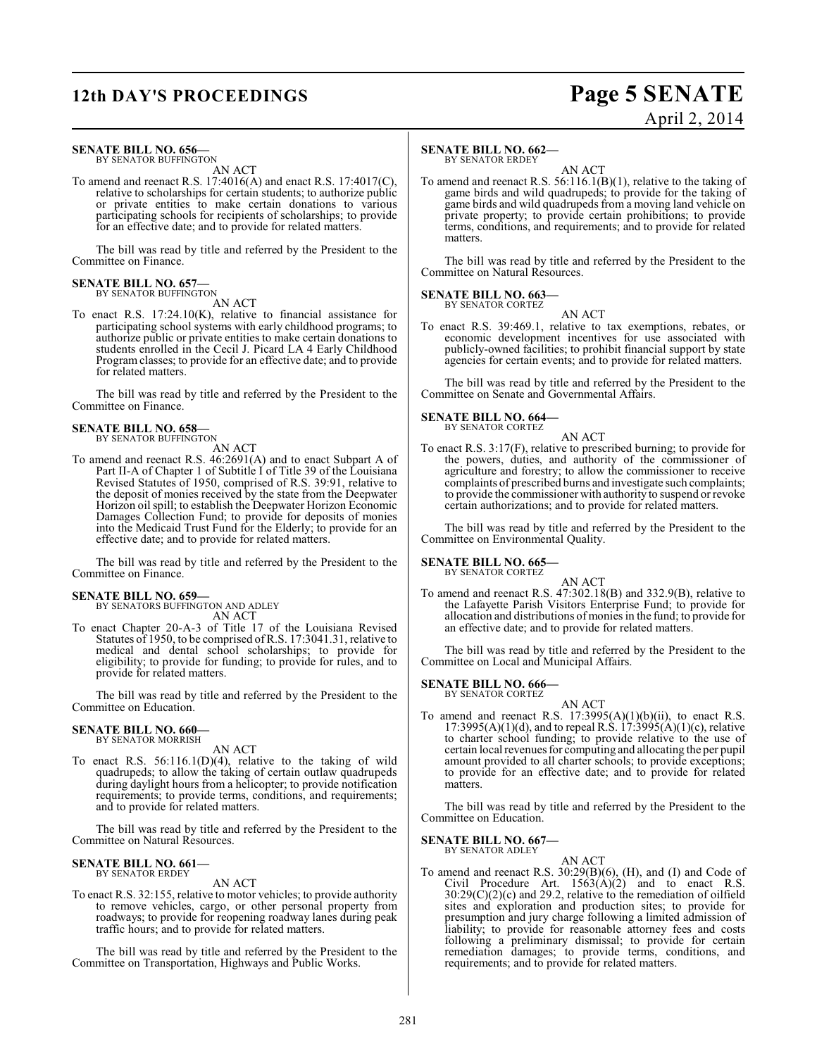**SENATE BILL NO. 656—**
BY SENATOR BUFFINGTON

AN ACT

To amend and reenact R.S. 17:4016(A) and enact R.S. 17:4017(C), relative to scholarships for certain students; to authorize public or private entities to make certain donations to various participating schools for recipients of scholarships; to provide for an effective date; and to provide for related matters.

The bill was read by title and referred by the President to the Committee on Finance.

**SENATE BILL NO. 657—**
BY SENATOR BUFFINGTON

AN ACT

To enact R.S. 17:24.10(K), relative to financial assistance for participating school systems with early childhood programs; to authorize public or private entities to make certain donations to students enrolled in the Cecil J. Picard LA 4 Early Childhood Program classes; to provide for an effective date; and to provide for related matters.

The bill was read by title and referred by the President to the Committee on Finance.

**SENATE BILL NO. 658—**
BY SENATOR BUFFINGTON

AN ACT

To amend and reenact R.S. 46:2691(A) and to enact Subpart A of Part II-A of Chapter 1 of Subtitle I of Title 39 of the Louisiana Revised Statutes of 1950, comprised of R.S. 39:91, relative to the deposit of monies received by the state from the Deepwater Horizon oil spill; to establish the Deepwater Horizon Economic Damages Collection Fund; to provide for deposits of monies into the Medicaid Trust Fund for the Elderly; to provide for an effective date; and to provide for related matters.

The bill was read by title and referred by the President to the Committee on Finance.

**SENATE BILL NO. 659—**
BY SENATORS BUFFINGTON AND ADLEY

AN ACT

To enact Chapter 20-A-3 of Title 17 of the Louisiana Revised Statutes of 1950, to be comprised of R.S. 17:3041.31, relative to medical and dental school scholarships; to provide for eligibility; to provide for funding; to provide for rules, and to provide for related matters.

The bill was read by title and referred by the President to the Committee on Education.

**SENATE BILL NO. 660—**
BY SENATOR MORRISH

AN ACT

To enact R.S. 56:116.1(D)(4), relative to the taking of wild quadrupeds; to allow the taking of certain outlaw quadrupeds during daylight hours from a helicopter; to provide notification requirements; to provide terms, conditions, and requirements; and to provide for related matters.

The bill was read by title and referred by the President to the Committee on Natural Resources.

**SENATE BILL NO. 661—**
BY SENATOR ERDEY

AN ACT

To enact R.S. 32:155, relative to motor vehicles; to provide authority to remove vehicles, cargo, or other personal property from roadways; to provide for reopening roadway lanes during peak traffic hours; and to provide for related matters.

The bill was read by title and referred by the President to the Committee on Transportation, Highways and Public Works.

**SENATE BILL NO. 662—**
BY SENATOR ERDEY

AN ACT

To amend and reenact R.S. 56:116.1(B)(1), relative to the taking of game birds and wild quadrupeds; to provide for the taking of game birds and wild quadrupeds from a moving land vehicle on private property; to provide certain prohibitions; to provide terms, conditions, and requirements; and to provide for related matters.

The bill was read by title and referred by the President to the Committee on Natural Resources.

**SENATE BILL NO. 663—**
BY SENATOR CORTEZ

AN ACT

To enact R.S. 39:469.1, relative to tax exemptions, rebates, or economic development incentives for use associated with publicly-owned facilities; to prohibit financial support by state agencies for certain events; and to provide for related matters.

The bill was read by title and referred by the President to the Committee on Senate and Governmental Affairs.

**SENATE BILL NO. 664—**
BY SENATOR CORTEZ

AN ACT

To enact R.S. 3:17(F), relative to prescribed burning; to provide for the powers, duties, and authority of the commissioner of agriculture and forestry; to allow the commissioner to receive complaints of prescribed burns and investigate such complaints; to provide the commissioner with authority to suspend or revoke certain authorizations; and to provide for related matters.

The bill was read by title and referred by the President to the Committee on Environmental Quality.

**SENATE BILL NO. 665—**
BY SENATOR CORTEZ

AN ACT

To amend and reenact R.S. 47:302.18(B) and 332.9(B), relative to the Lafayette Parish Visitors Enterprise Fund; to provide for allocation and distributions of monies in the fund; to provide for an effective date; and to provide for related matters.

The bill was read by title and referred by the President to the Committee on Local and Municipal Affairs.

**SENATE BILL NO. 666—**
BY SENATOR CORTEZ

AN ACT

To amend and reenact R.S. 17:3995(A)(1)(b)(ii), to enact R.S. 17:3995(A)(1)(d), and to repeal R.S. 17:3995(A)(1)(c), relative to charter school funding; to provide relative to the use of certain local revenues for computing and allocating the per pupil amount provided to all charter schools; to provide exceptions; to provide for an effective date; and to provide for related matters.

The bill was read by title and referred by the President to the Committee on Education.

**SENATE BILL NO. 667—**
BY SENATOR ADLEY

AN ACT

To amend and reenact R.S. 30:29(B)(6), (H), and (I) and Code of Civil Procedure Art. 1563(A)(2) and to enact R.S. 30:29(C)(2)(c) and 29.2, relative to the remediation of oilfield sites and exploration and production sites; to provide for presumption and jury charge following a limited admission of liability; to provide for reasonable attorney fees and costs following a preliminary dismissal; to provide for certain remediation damages; to provide terms, conditions, and requirements; and to provide for related matters.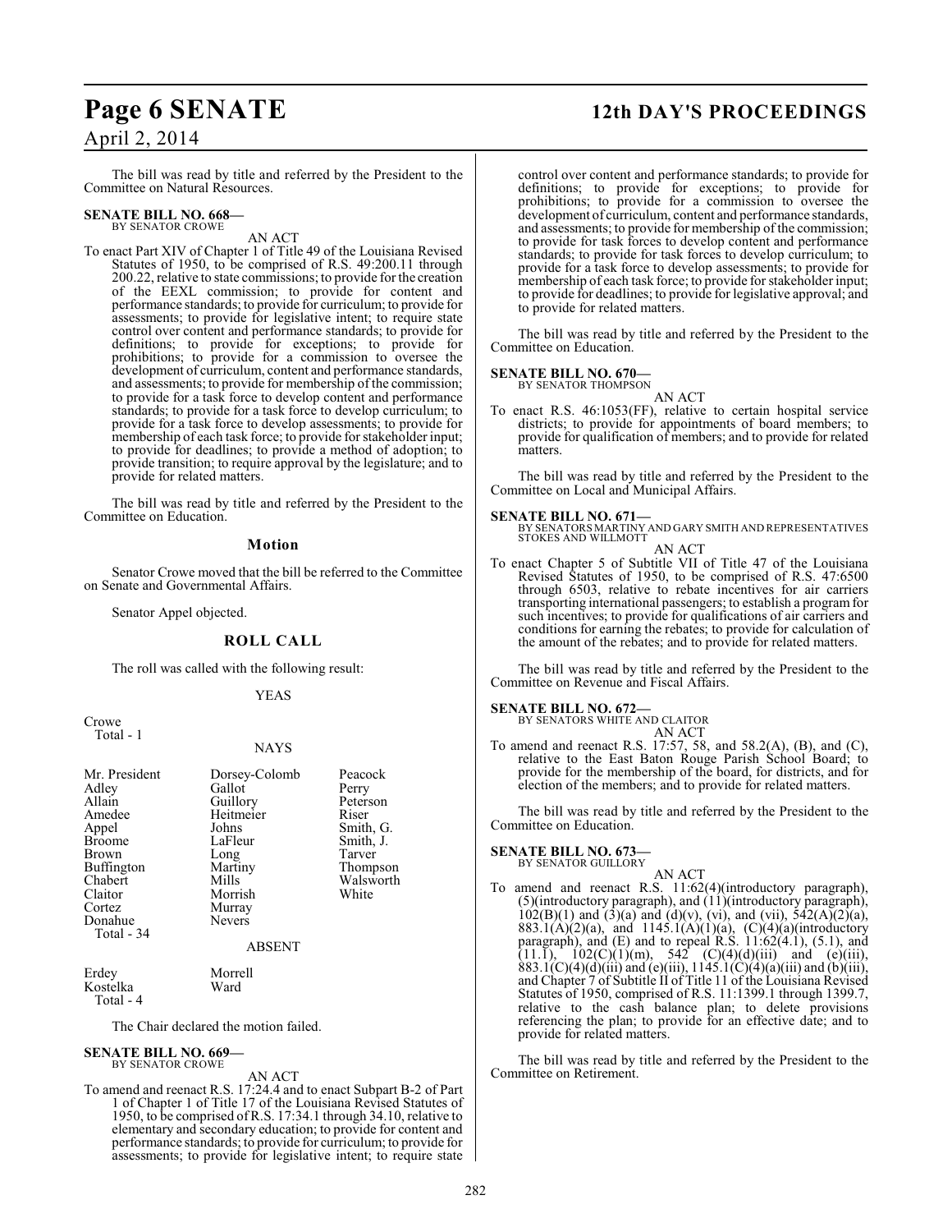The bill was read by title and referred by the President to the Committee on Natural Resources.

**SENATE BILL NO. 668—**
BY SENATOR CROWE

AN ACT

To enact Part XIV of Chapter 1 of Title 49 of the Louisiana Revised Statutes of 1950, to be comprised of R.S. 49:200.11 through 200.22, relative to state commissions; to provide for the creation of the EEXL commission; to provide for content and performance standards; to provide for curriculum; to provide for assessments; to provide for legislative intent; to require state control over content and performance standards; to provide for definitions; to provide for exceptions; to provide for prohibitions; to provide for a commission to oversee the development of curriculum, content and performance standards, and assessments; to provide for membership of the commission; to provide for a task force to develop content and performance standards; to provide for a task force to develop curriculum; to provide for a task force to develop assessments; to provide for membership of each task force; to provide for stakeholder input; to provide for deadlines; to provide a method of adoption; to provide transition; to require approval by the legislature; and to provide for related matters.

The bill was read by title and referred by the President to the Committee on Education.

## Motion

Senator Crowe moved that the bill be referred to the Committee on Senate and Governmental Affairs.

Senator Appel objected.

## ROLL CALL

The roll was called with the following result:

YEAS

Crowe
Total - 1

NAYS

| | | |
|---|---|---|
| Mr. President | Dorsey-Colomb | Peacock |
| Adley | Gallot | Perry |
| Allain | Guillory | Peterson |
| Amedee | Heitmeier | Riser |
| Appel | Johns | Smith, G. |
| Broome | LaFleur | Smith, J. |
| Brown | Long | Tarver |
| Buffington | Martiny | Thompson |
| Chabert | Mills | Walsworth |
| Claitor | Morrish | White |
| Cortez | Murray | |
| Donahue | Nevers | |

Total - 34

ABSENT

| | |
|---|---|
| Erdey | Morrell |
| Kostelka | Ward |

Total - 4

The Chair declared the motion failed.

**SENATE BILL NO. 669—**
BY SENATOR CROWE

AN ACT

To amend and reenact R.S. 17:24.4 and to enact Subpart B-2 of Part 1 of Chapter 1 of Title 17 of the Louisiana Revised Statutes of 1950, to be comprised of R.S. 17:34.1 through 34.10, relative to elementary and secondary education; to provide for content and performance standards; to provide for curriculum; to provide for assessments; to provide for legislative intent; to require state control over content and performance standards; to provide for definitions; to provide for exceptions; to provide for prohibitions; to provide for a commission to oversee the development of curriculum, content and performance standards, and assessments; to provide for membership of the commission; to provide for task forces to develop content and performance standards; to provide for task forces to develop curriculum; to provide for a task force to develop assessments; to provide for membership of each task force; to provide for stakeholder input; to provide for deadlines; to provide for legislative approval; and to provide for related matters.

The bill was read by title and referred by the President to the Committee on Education.

**SENATE BILL NO. 670—**
BY SENATOR THOMPSON

AN ACT

To enact R.S. 46:1053(FF), relative to certain hospital service districts; to provide for appointments of board members; to provide for qualification of members; and to provide for related matters.

The bill was read by title and referred by the President to the Committee on Local and Municipal Affairs.

**SENATE BILL NO. 671—**
BY SENATORS MARTINY AND GARY SMITH AND REPRESENTATIVES STOKES AND WILLMOTT

AN ACT

To enact Chapter 5 of Subtitle VII of Title 47 of the Louisiana Revised Statutes of 1950, to be comprised of R.S. 47:6500 through 6503, relative to rebate incentives for air carriers transporting international passengers; to establish a program for such incentives; to provide for qualifications of air carriers and conditions for earning the rebates; to provide for calculation of the amount of the rebates; and to provide for related matters.

The bill was read by title and referred by the President to the Committee on Revenue and Fiscal Affairs.

**SENATE BILL NO. 672—**
BY SENATORS WHITE AND CLAITOR

AN ACT

To amend and reenact R.S. 17:57, 58, and 58.2(A), (B), and (C), relative to the East Baton Rouge Parish School Board; to provide for the membership of the board, for districts, and for election of the members; and to provide for related matters.

The bill was read by title and referred by the President to the Committee on Education.

**SENATE BILL NO. 673—**
BY SENATOR GUILLORY

AN ACT

To amend and reenact R.S. 11:62(4)(introductory paragraph), (5)(introductory paragraph), and (11)(introductory paragraph), 102(B)(1) and (3)(a) and (d)(v), (vi), and (vii), 542(A)(2)(a), 883.1(A)(2)(a), and 1145.1(A)(1)(a), (C)(4)(a)(introductory paragraph), and (E) and to repeal R.S. 11:62(4.1), (5.1), and (11.1), 102(C)(1)(m), 542 (C)(4)(d)(iii) and (e)(iii), 883.1(C)(4)(d)(iii) and (e)(iii), 1145.1(C)(4)(a)(iii) and (b)(iii), and Chapter 7 of Subtitle II of Title 11 of the Louisiana Revised Statutes of 1950, comprised of R.S. 11:1399.1 through 1399.7, relative to the cash balance plan; to delete provisions referencing the plan; to provide for an effective date; and to provide for related matters.

The bill was read by title and referred by the President to the Committee on Retirement.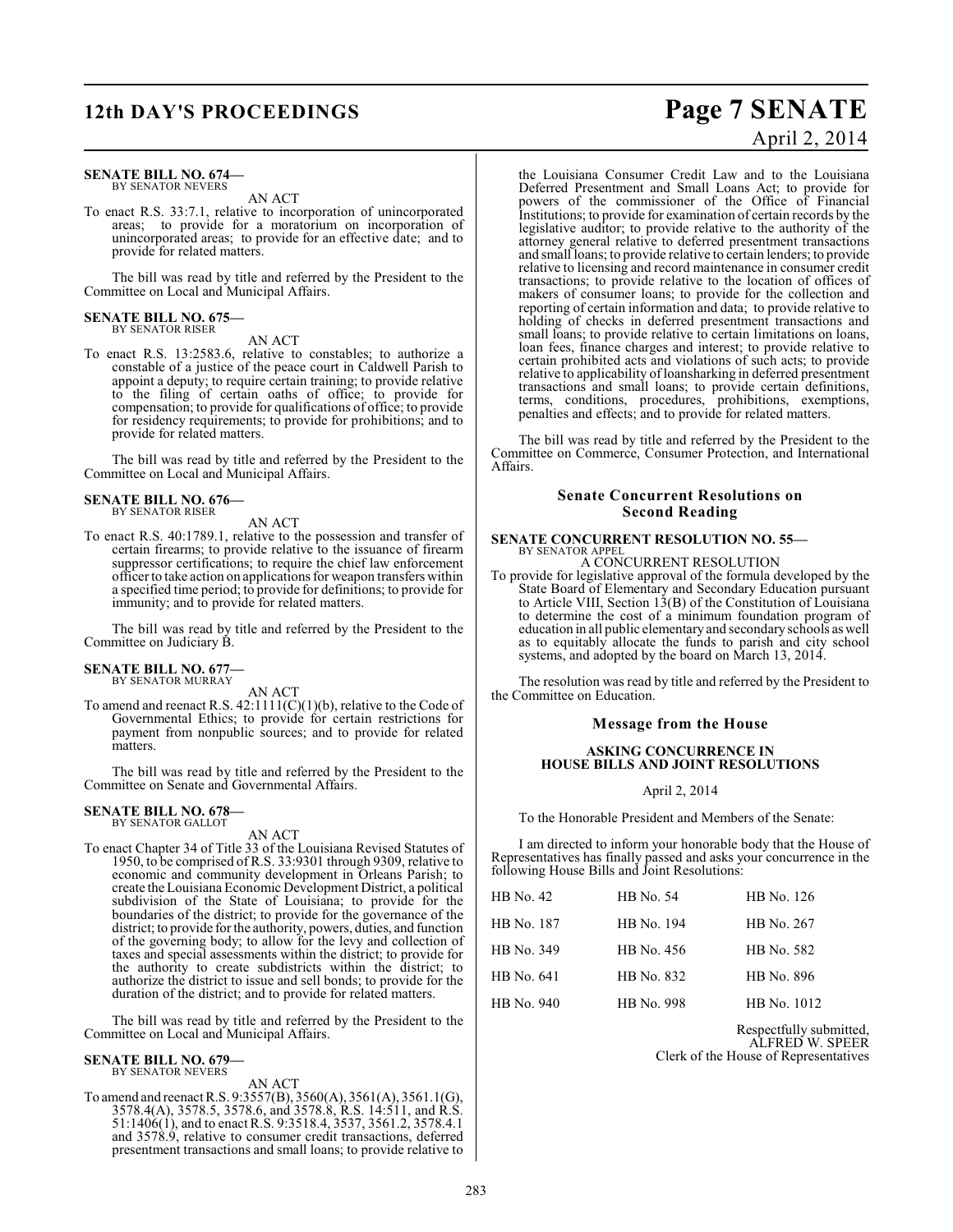**SENATE BILL NO. 674—**
BY SENATOR NEVERS

AN ACT

To enact R.S. 33:7.1, relative to incorporation of unincorporated areas; to provide for a moratorium on incorporation of unincorporated areas; to provide for an effective date; and to provide for related matters.

The bill was read by title and referred by the President to the Committee on Local and Municipal Affairs.

**SENATE BILL NO. 675—**
BY SENATOR RISER

AN ACT

To enact R.S. 13:2583.6, relative to constables; to authorize a constable of a justice of the peace court in Caldwell Parish to appoint a deputy; to require certain training; to provide relative to the filing of certain oaths of office; to provide for compensation; to provide for qualifications of office; to provide for residency requirements; to provide for prohibitions; and to provide for related matters.

The bill was read by title and referred by the President to the Committee on Local and Municipal Affairs.

**SENATE BILL NO. 676—**
BY SENATOR RISER

AN ACT

To enact R.S. 40:1789.1, relative to the possession and transfer of certain firearms; to provide relative to the issuance of firearm suppressor certifications; to require the chief law enforcement officer to take action on applications for weapon transfers within a specified time period; to provide for definitions; to provide for immunity; and to provide for related matters.

The bill was read by title and referred by the President to the Committee on Judiciary B.

**SENATE BILL NO. 677—**
BY SENATOR MURRAY

AN ACT

To amend and reenact R.S. 42:1111(C)(1)(b), relative to the Code of Governmental Ethics; to provide for certain restrictions for payment from nonpublic sources; and to provide for related matters.

The bill was read by title and referred by the President to the Committee on Senate and Governmental Affairs.

**SENATE BILL NO. 678—**
BY SENATOR GALLOT

AN ACT

To enact Chapter 34 of Title 33 of the Louisiana Revised Statutes of 1950, to be comprised of R.S. 33:9301 through 9309, relative to economic and community development in Orleans Parish; to create the Louisiana Economic Development District, a political subdivision of the State of Louisiana; to provide for the boundaries of the district; to provide for the governance of the district; to provide for the authority, powers, duties, and function of the governing body; to allow for the levy and collection of taxes and special assessments within the district; to provide for the authority to create subdistricts within the district; to authorize the district to issue and sell bonds; to provide for the duration of the district; and to provide for related matters.

The bill was read by title and referred by the President to the Committee on Local and Municipal Affairs.

**SENATE BILL NO. 679—**
BY SENATOR NEVERS

AN ACT

To amend and reenact R.S. 9:3557(B), 3560(A), 3561(A), 3561.1(G), 3578.4(A), 3578.5, 3578.6, and 3578.8, R.S. 14:511, and R.S. 51:1406(1), and to enact R.S. 9:3518.4, 3537, 3561.2, 3578.4.1 and 3578.9, relative to consumer credit transactions, deferred presentment transactions and small loans; to provide relative to the Louisiana Consumer Credit Law and to the Louisiana Deferred Presentment and Small Loans Act; to provide for powers of the commissioner of the Office of Financial Institutions; to provide for examination of certain records by the legislative auditor; to provide relative to the authority of the attorney general relative to deferred presentment transactions and small loans; to provide relative to certain lenders; to provide relative to licensing and record maintenance in consumer credit transactions; to provide relative to the location of offices of makers of consumer loans; to provide for the collection and reporting of certain information and data; to provide relative to holding of checks in deferred presentment transactions and small loans; to provide relative to certain limitations on loans, loan fees, finance charges and interest; to provide relative to certain prohibited acts and violations of such acts; to provide relative to applicability of loansharking in deferred presentment transactions and small loans; to provide certain definitions, terms, conditions, procedures, prohibitions, exemptions, penalties and effects; and to provide for related matters.

The bill was read by title and referred by the President to the Committee on Commerce, Consumer Protection, and International Affairs.

## Senate Concurrent Resolutions on Second Reading

**SENATE CONCURRENT RESOLUTION NO. 55—**
BY SENATOR APPEL

A CONCURRENT RESOLUTION

To provide for legislative approval of the formula developed by the State Board of Elementary and Secondary Education pursuant to Article VIII, Section 13(B) of the Constitution of Louisiana to determine the cost of a minimum foundation program of education in all public elementary and secondary schools as well as to equitably allocate the funds to parish and city school systems, and adopted by the board on March 13, 2014.

The resolution was read by title and referred by the President to the Committee on Education.

## Message from the House

### ASKING CONCURRENCE IN HOUSE BILLS AND JOINT RESOLUTIONS

April 2, 2014

To the Honorable President and Members of the Senate:

I am directed to inform your honorable body that the House of Representatives has finally passed and asks your concurrence in the following House Bills and Joint Resolutions:

| | | |
|---|---|---|
| HB No. 42 | HB No. 54 | HB No. 126 |
| HB No. 187 | HB No. 194 | HB No. 267 |
| HB No. 349 | HB No. 456 | HB No. 582 |
| HB No. 641 | HB No. 832 | HB No. 896 |
| HB No. 940 | HB No. 998 | HB No. 1012 |

Respectfully submitted,
ALFRED W. SPEER
Clerk of the House of Representatives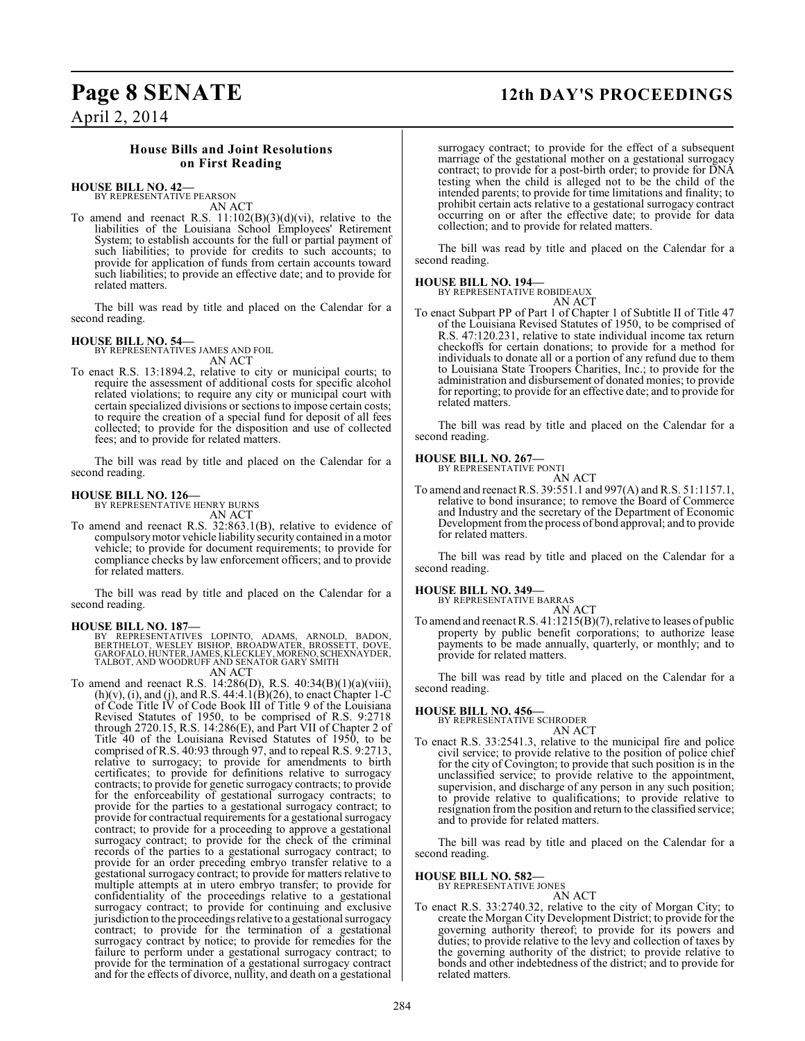### House Bills and Joint Resolutions on First Reading

**HOUSE BILL NO. 42—**
BY REPRESENTATIVE PEARSON
AN ACT

To amend and reenact R.S. 11:102(B)(3)(d)(vi), relative to the liabilities of the Louisiana School Employees' Retirement System; to establish accounts for the full or partial payment of such liabilities; to provide for credits to such accounts; to provide for application of funds from certain accounts toward such liabilities; to provide an effective date; and to provide for related matters.

The bill was read by title and placed on the Calendar for a second reading.

**HOUSE BILL NO. 54—**
BY REPRESENTATIVES JAMES AND FOIL
AN ACT

To enact R.S. 13:1894.2, relative to city or municipal courts; to require the assessment of additional costs for specific alcohol related violations; to require any city or municipal court with certain specialized divisions or sections to impose certain costs; to require the creation of a special fund for deposit of all fees collected; to provide for the disposition and use of collected fees; and to provide for related matters.

The bill was read by title and placed on the Calendar for a second reading.

**HOUSE BILL NO. 126—**
BY REPRESENTATIVE HENRY BURNS
AN ACT

To amend and reenact R.S. 32:863.1(B), relative to evidence of compulsory motor vehicle liability security contained in a motor vehicle; to provide for document requirements; to provide for compliance checks by law enforcement officers; and to provide for related matters.

The bill was read by title and placed on the Calendar for a second reading.

**HOUSE BILL NO. 187—**
BY REPRESENTATIVES LOPINTO, ADAMS, ARNOLD, BADON, BERTHELOT, WESLEY BISHOP, BROADWATER, BROSSETT, DOVE, GAROFALO, HUNTER, JAMES, KLECKLEY, MORENO, SCHEXNAYDER, TALBOT, AND WOODRUFF AND SENATOR GARY SMITH
AN ACT

To amend and reenact R.S. 14:286(D), R.S. 40:34(B)(1)(a)(viii), (h)(v), (i), and (j), and R.S. 44:4.1(B)(26), to enact Chapter 1-C of Code Title IV of Code Book III of Title 9 of the Louisiana Revised Statutes of 1950, to be comprised of R.S. 9:2718 through 2720.15, R.S. 14:286(E), and Part VII of Chapter 2 of Title 40 of the Louisiana Revised Statutes of 1950, to be comprised of R.S. 40:93 through 97, and to repeal R.S. 9:2713, relative to surrogacy; to provide for amendments to birth certificates; to provide for definitions relative to surrogacy contracts; to provide for genetic surrogacy contracts; to provide for the enforceability of gestational surrogacy contracts; to provide for the parties to a gestational surrogacy contract; to provide for contractual requirements for a gestational surrogacy contract; to provide for a proceeding to approve a gestational surrogacy contract; to provide for the check of the criminal records of the parties to a gestational surrogacy contract; to provide for an order preceding embryo transfer relative to a gestational surrogacy contract; to provide for matters relative to multiple attempts at in utero embryo transfer; to provide for confidentiality of the proceedings relative to a gestational surrogacy contract; to provide for continuing and exclusive jurisdiction to the proceedings relative to a gestational surrogacy contract; to provide for the termination of a gestational surrogacy contract by notice; to provide for remedies for the failure to perform under a gestational surrogacy contract; to provide for the termination of a gestational surrogacy contract and for the effects of divorce, nullity, and death on a gestational surrogacy contract; to provide for the effect of a subsequent marriage of the gestational mother on a gestational surrogacy contract; to provide for a post-birth order; to provide for DNA testing when the child is alleged not to be the child of the intended parents; to provide for time limitations and finality; to prohibit certain acts relative to a gestational surrogacy contract occurring on or after the effective date; to provide for data collection; and to provide for related matters.

The bill was read by title and placed on the Calendar for a second reading.

**HOUSE BILL NO. 194—**
BY REPRESENTATIVE ROBIDEAUX
AN ACT

To enact Subpart PP of Part 1 of Chapter 1 of Subtitle II of Title 47 of the Louisiana Revised Statutes of 1950, to be comprised of R.S. 47:120.231, relative to state individual income tax return checkoffs for certain donations; to provide for a method for individuals to donate all or a portion of any refund due to them to Louisiana State Troopers Charities, Inc.; to provide for the administration and disbursement of donated monies; to provide for reporting; to provide for an effective date; and to provide for related matters.

The bill was read by title and placed on the Calendar for a second reading.

**HOUSE BILL NO. 267—**
BY REPRESENTATIVE PONTI
AN ACT

To amend and reenact R.S. 39:551.1 and 997(A) and R.S. 51:1157.1, relative to bond insurance; to remove the Board of Commerce and Industry and the secretary of the Department of Economic Development from the process of bond approval; and to provide for related matters.

The bill was read by title and placed on the Calendar for a second reading.

**HOUSE BILL NO. 349—**
BY REPRESENTATIVE BARRAS
AN ACT

To amend and reenact R.S. 41:1215(B)(7), relative to leases of public property by public benefit corporations; to authorize lease payments to be made annually, quarterly, or monthly; and to provide for related matters.

The bill was read by title and placed on the Calendar for a second reading.

**HOUSE BILL NO. 456—**
BY REPRESENTATIVE SCHRODER
AN ACT

To enact R.S. 33:2541.3, relative to the municipal fire and police civil service; to provide relative to the position of police chief for the city of Covington; to provide that such position is in the unclassified service; to provide relative to the appointment, supervision, and discharge of any person in any such position; to provide relative to qualifications; to provide relative to resignation from the position and return to the classified service; and to provide for related matters.

The bill was read by title and placed on the Calendar for a second reading.

**HOUSE BILL NO. 582—**
BY REPRESENTATIVE JONES
AN ACT

To enact R.S. 33:2740.32, relative to the city of Morgan City; to create the Morgan City Development District; to provide for the governing authority thereof; to provide for its powers and duties; to provide relative to the levy and collection of taxes by the governing authority of the district; to provide relative to bonds and other indebtedness of the district; and to provide for related matters.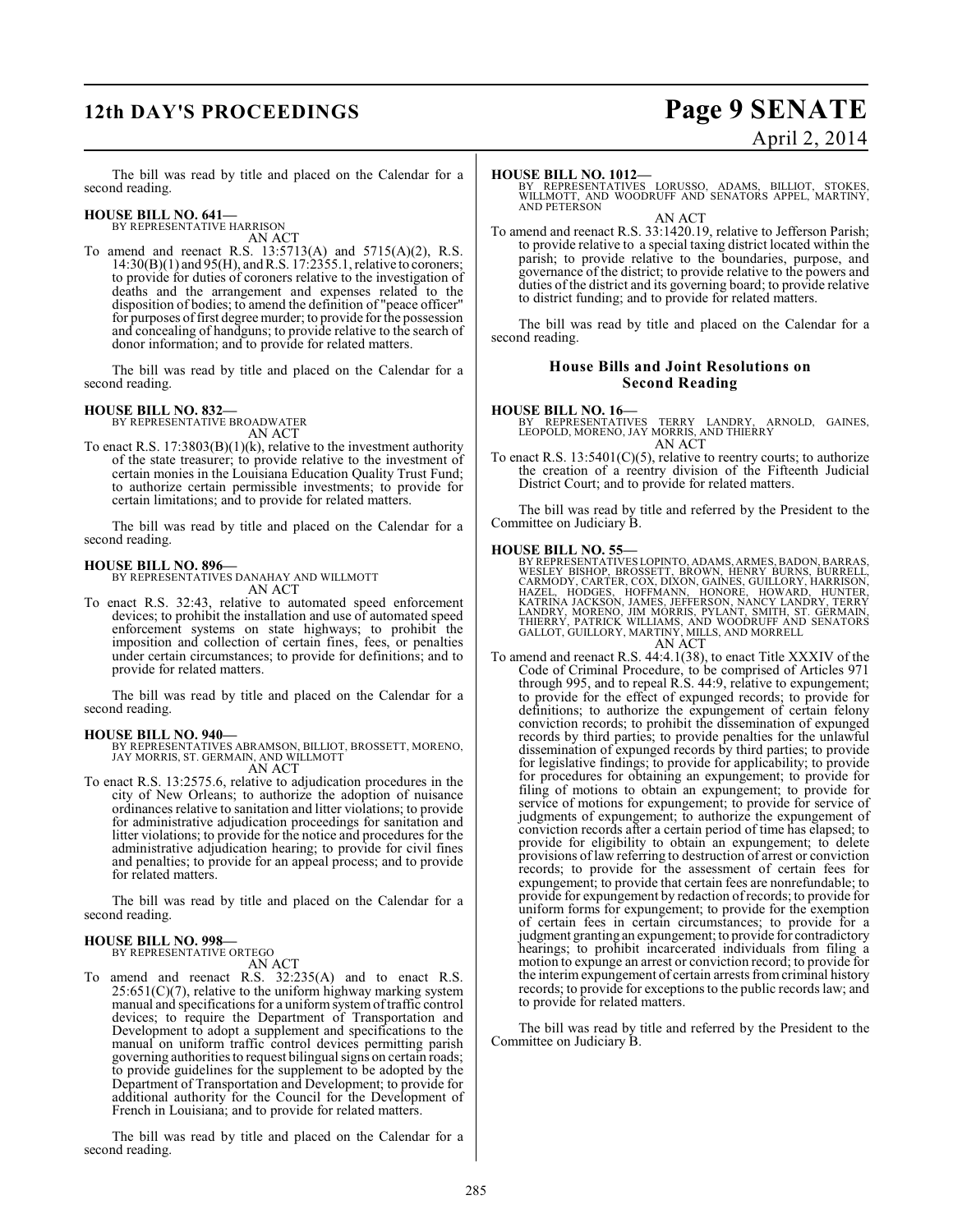The bill was read by title and placed on the Calendar for a second reading.

**HOUSE BILL NO. 641—**
BY REPRESENTATIVE HARRISON
AN ACT

To amend and reenact R.S. 13:5713(A) and 5715(A)(2), R.S. 14:30(B)(1) and 95(H), and R.S. 17:2355.1, relative to coroners; to provide for duties of coroners relative to the investigation of deaths and the arrangement and expenses related to the disposition of bodies; to amend the definition of "peace officer" for purposes of first degree murder; to provide for the possession and concealing of handguns; to provide relative to the search of donor information; and to provide for related matters.

The bill was read by title and placed on the Calendar for a second reading.

**HOUSE BILL NO. 832—**
BY REPRESENTATIVE BROADWATER
AN ACT

To enact R.S. 17:3803(B)(1)(k), relative to the investment authority of the state treasurer; to provide relative to the investment of certain monies in the Louisiana Education Quality Trust Fund; to authorize certain permissible investments; to provide for certain limitations; and to provide for related matters.

The bill was read by title and placed on the Calendar for a second reading.

**HOUSE BILL NO. 896—**
BY REPRESENTATIVES DANAHAY AND WILLMOTT
AN ACT

To enact R.S. 32:43, relative to automated speed enforcement devices; to prohibit the installation and use of automated speed enforcement systems on state highways; to prohibit the imposition and collection of certain fines, fees, or penalties under certain circumstances; to provide for definitions; and to provide for related matters.

The bill was read by title and placed on the Calendar for a second reading.

**HOUSE BILL NO. 940—**
BY REPRESENTATIVES ABRAMSON, BILLIOT, BROSSETT, MORENO, JAY MORRIS, ST. GERMAIN, AND WILLMOTT
AN ACT

To enact R.S. 13:2575.6, relative to adjudication procedures in the city of New Orleans; to authorize the adoption of nuisance ordinances relative to sanitation and litter violations; to provide for administrative adjudication proceedings for sanitation and litter violations; to provide for the notice and procedures for the administrative adjudication hearing; to provide for civil fines and penalties; to provide for an appeal process; and to provide for related matters.

The bill was read by title and placed on the Calendar for a second reading.

**HOUSE BILL NO. 998—**
BY REPRESENTATIVE ORTEGO
AN ACT

To amend and reenact R.S. 32:235(A) and to enact R.S. 25:651(C)(7), relative to the uniform highway marking system manual and specifications for a uniform system of traffic control devices; to require the Department of Transportation and Development to adopt a supplement and specifications to the manual on uniform traffic control devices permitting parish governing authorities to request bilingual signs on certain roads; to provide guidelines for the supplement to be adopted by the Department of Transportation and Development; to provide for additional authority for the Council for the Development of French in Louisiana; and to provide for related matters.

The bill was read by title and placed on the Calendar for a second reading.

**HOUSE BILL NO. 1012—**
BY REPRESENTATIVES LORUSSO, ADAMS, BILLIOT, STOKES, WILLMOTT, AND WOODRUFF AND SENATORS APPEL, MARTINY, AND PETERSON
AN ACT

To amend and reenact R.S. 33:1420.19, relative to Jefferson Parish; to provide relative to a special taxing district located within the parish; to provide relative to the boundaries, purpose, and governance of the district; to provide relative to the powers and duties of the district and its governing board; to provide relative to district funding; and to provide for related matters.

The bill was read by title and placed on the Calendar for a second reading.

## House Bills and Joint Resolutions on Second Reading

**HOUSE BILL NO. 16—**
BY REPRESENTATIVES TERRY LANDRY, ARNOLD, GAINES, LEOPOLD, MORENO, JAY MORRIS, AND THIERRY
AN ACT

To enact R.S. 13:5401(C)(5), relative to reentry courts; to authorize the creation of a reentry division of the Fifteenth Judicial District Court; and to provide for related matters.

The bill was read by title and referred by the President to the Committee on Judiciary B.

**HOUSE BILL NO. 55—**
BY REPRESENTATIVES LOPINTO, ADAMS, ARMES, BADON, BARRAS, WESLEY BISHOP, BROSSETT, BROWN, HENRY BURNS, BURRELL, CARMODY, CARTER, COX, DIXON, GAINES, GUILLORY, HARRISON, HAZEL, HODGES, HOFFMANN, HONORE, HOWARD, HUNTER, KATRINA JACKSON, JAMES, JEFFERSON, NANCY LANDRY, TERRY LANDRY, MORENO, JIM MORRIS, PYLANT, SMITH, ST. GERMAIN, THIERRY, PATRICK WILLIAMS, AND WOODRUFF AND SENATORS GALLOT, GUILLORY, MARTINY, MILLS, AND MORRELL
AN ACT

To amend and reenact R.S. 44:4.1(38), to enact Title XXXIV of the Code of Criminal Procedure, to be comprised of Articles 971 through 995, and to repeal R.S. 44:9, relative to expungement; to provide for the effect of expunged records; to provide for definitions; to authorize the expungement of certain felony conviction records; to prohibit the dissemination of expunged records by third parties; to provide penalties for the unlawful dissemination of expunged records by third parties; to provide for legislative findings; to provide for applicability; to provide for procedures for obtaining an expungement; to provide for filing of motions to obtain an expungement; to provide for service of motions for expungement; to provide for service of judgments of expungement; to authorize the expungement of conviction records after a certain period of time has elapsed; to provide for eligibility to obtain an expungement; to delete provisions of law referring to destruction of arrest or conviction records; to provide for the assessment of certain fees for expungement; to provide that certain fees are nonrefundable; to provide for expungement by redaction of records; to provide for uniform forms for expungement; to provide for the exemption of certain fees in certain circumstances; to provide for a judgment granting an expungement; to provide for contradictory hearings; to prohibit incarcerated individuals from filing a motion to expunge an arrest or conviction record; to provide for the interim expungement of certain arrests from criminal history records; to provide for exceptions to the public records law; and to provide for related matters.

The bill was read by title and referred by the President to the Committee on Judiciary B.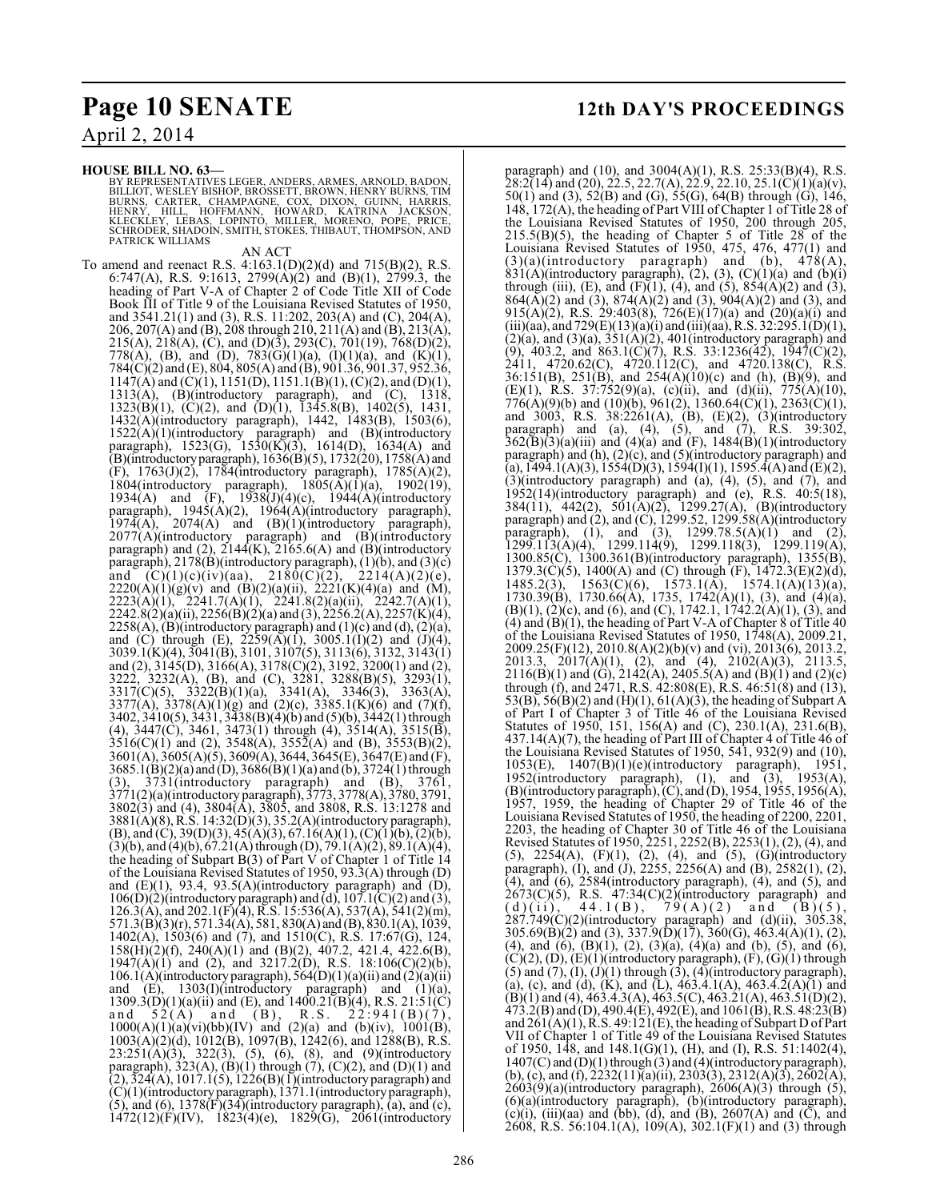**HOUSE BILL NO. 63—**

BY REPRESENTATIVES LEGER, ANDERS, ARMES, ARNOLD, BADON, BILLIOT, WESLEY BISHOP, BROSSETT, BROWN, HENRY BURNS, TIM BURNS, CARTER, CHAMPAGNE, COX, DIXON, GUINN, HARRIS, HENRY, HILL, HOFFMANN, HOWARD, KATRINA JACKSON, KLECKLEY, LEBAS, LOPINTO, MILLER, MORENO, POPE, PRICE, SCHRODER, SHADOIN, SMITH, STOKES, THIBAUT, THOMPSON, AND PATRICK WILLIAMS

AN ACT

To amend and reenact R.S. 4:163.1(D)(2)(d) and 715(B)(2), R.S. 6:747(A), R.S. 9:1613, 2799(A)(2) and (B)(1), 2799.3, the heading of Part V-A of Chapter 2 of Code Title XII of Code Book III of Title 9 of the Louisiana Revised Statutes of 1950, and 3541.21(1) and (3), R.S. 11:202, 203(A) and (C), 204(A), 206, 207(A) and (B), 208 through 210, 211(A) and (B), 213(A), 215(A), 218(A), (C), and (D)(3), 293(C), 701(19), 768(D)(2), 778(A), (B), and (D), 783(G)(1)(a), (I)(1)(a), and (K)(1), 784(C)(2) and (E), 804, 805(A) and (B), 901.36, 901.37, 952.36, 1147(A) and (C)(1), 1151(D), 1151.1(B)(1), (C)(2), and (D)(1), 1313(A), (B)(introductory paragraph), and (C), 1318, 1323(B)(1), (C)(2), and (D)(1), 1345.8(B), 1402(5), 1431, 1432(A)(introductory paragraph), 1442, 1483(B), 1503(6), 1522(A)(1)(introductory paragraph) and (B)(introductory paragraph), 1523(G), 1530(K)(3), 1614(D), 1634(A) and (B)(introductory paragraph), 1636(B)(5), 1732(20), 1758(A) and (F), 1763(J)(2), 1784(introductory paragraph), 1785(A)(2), 1804(introductory paragraph), 1805(A)(1)(a), 1902(19), 1934(A) and (F), 1938(J)(4)(c), 1944(A)(introductory paragraph), 1945(A)(2), 1964(A)(introductory paragraph), 1974(A), 2074(A) and (B)(1)(introductory paragraph), 2077(A)(introductory paragraph) and (B)(introductory paragraph) and (2), 2144(K), 2165.6(A) and (B)(introductory paragraph), 2178(B)(introductory paragraph), (1)(b), and (3)(c) and (C)(1)(c)(iv)(aa), 2180(C)(2), 2214(A)(2)(e), 2220(A)(1)(g)(v) and (B)(2)(a)(ii), 2221(K)(4)(a) and (M), 2223(A)(1), 2241.7(A)(1), 2241.8(2)(a)(ii), 2242.7(A)(1), 2242.8(2)(a)(ii), 2256(B)(2)(a) and (3), 2256.2(A), 2257(K)(4), 2258(A), (B)(introductory paragraph) and (1)(c) and (d), (2)(a), and (C) through (E), 2259(A)(1), 3005.1(I)(2) and (J)(4), 3039.1(K)(4), 3041(B), 3101, 3107(5), 3113(6), 3132, 3143(1) and (2), 3145(D), 3166(A), 3178(C)(2), 3192, 3200(1) and (2), 3222, 3232(A), (B), and (C), 3281, 3288(B)(5), 3293(1), 3317(C)(5), 3322(B)(1)(a), 3341(A), 3346(3), 3363(A), 3377(A), 3378(A)(1)(g) and (2)(c), 3385.1(K)(6) and (7)(f), 3402, 3410(5), 3431, 3438(B)(4)(b) and (5)(b), 3442(1) through (4), 3447(C), 3461, 3473(1) through (4), 3514(A), 3515(B), 3516(C)(1) and (2), 3548(A), 3552(A) and (B), 3553(B)(2), 3601(A), 3605(A)(5), 3609(A), 3644, 3645(E), 3647(E) and (F), 3685.1(B)(2)(a) and (D), 3686(B)(1)(a) and (b), 3724(1) through (3), 3731(introductory paragraph) and (B), 3761, 3771(2)(a)(introductory paragraph), 3773, 3778(A), 3780, 3791, 3802(3) and (4), 3804(A), 3805, and 3808, R.S. 13:1278 and 3881(A)(8), R.S. 14:32(D)(3), 35.2(A)(introductory paragraph), (B), and (C), 39(D)(3), 45(A)(3), 67.16(A)(1), (C)(1)(b), (2)(b), (3)(b), and (4)(b), 67.21(A) through (D), 79.1(A)(2), 89.1(A)(4), the heading of Subpart B(3) of Part V of Chapter 1 of Title 14 of the Louisiana Revised Statutes of 1950, 93.3(A) through (D) and (E)(1), 93.4, 93.5(A)(introductory paragraph) and (D), 106(D)(2)(introductory paragraph) and (d), 107.1(C)(2) and (3), 126.3(A), and 202.1(F)(4), R.S. 15:536(A), 537(A), 541(2)(m), 571.3(B)(3)(r), 571.34(A), 581, 830(A) and (B), 830.1(A), 1039, 1402(A), 1503(6) and (7), and 1510(C), R.S. 17:67(G), 124, 158(H)(2)(f), 240(A)(1) and (B)(2), 407.2, 421.4, 422.6(B), 1947(A)(1) and (2), and 3217.2(D), R.S. 18:106(C)(2)(b), 106.1(A)(introductory paragraph), 564(D)(1)(a)(ii) and (2)(a)(ii) and (E), 1303(I)(introductory paragraph) and (1)(a), 1309.3(D)(1)(a)(ii) and (E), and 1400.21(B)(4), R.S. 21:51(C) and 52(A) and (B), R.S. 22:941(B)(7), 1000(A)(1)(a)(vi)(bb)(IV) and (2)(a) and (b)(iv), 1001(B), 1003(A)(2)(d), 1012(B), 1097(B), 1242(6), and 1288(B), R.S. 23:251(A)(3), 322(3), (5), (6), (8), and (9)(introductory paragraph), 323(A), (B)(1) through (7), (C)(2), and (D)(1) and (2), 324(A), 1017.1(5), 1226(B)(1)(introductory paragraph) and (C)(1)(introductory paragraph), 1371.1(introductory paragraph), (5), and (6), 1378(F)(34)(introductory paragraph), (a), and (c), 1472(12)(F)(IV), 1823(4)(e), 1829(G), 2061(introductory paragraph) and (10), and 3004(A)(1), R.S. 25:33(B)(4), R.S. 28:2(14) and (20), 22.5, 22.7(A), 22.9, 22.10, 25.1(C)(1)(a)(v), 50(1) and (3), 52(B) and (G), 55(G), 64(B) through (G), 146, 148, 172(A), the heading of Part VIII of Chapter 1 of Title 28 of the Louisiana Revised Statutes of 1950, 200 through 205, 215.5(B)(5), the heading of Chapter 5 of Title 28 of the Louisiana Revised Statutes of 1950, 475, 476, 477(1) and (3)(a)(introductory paragraph) and (b), 478(A), 831(A)(introductory paragraph), (2), (3), (C)(1)(a) and (b)(i) through (iii), (E), and (F)(1), (4), and (5), 854(A)(2) and (3), 864(A)(2) and (3), 874(A)(2) and (3), 904(A)(2) and (3), and 915(A)(2), R.S. 29:403(8), 726(E)(17)(a) and (20)(a)(i) and (iii)(aa), and 729(E)(13)(a)(i) and (iii)(aa), R.S. 32:295.1(D)(1), (2)(a), and (3)(a), 351(A)(2), 401(introductory paragraph) and (9), 403.2, and 863.1(C)(7), R.S. 33:1236(42), 1947(C)(2), 2411, 4720.62(C), 4720.112(C), and 4720.138(C), R.S. 36:151(B), 251(B), and 254(A)(10)(c) and (h), (B)(9), and (E)(1), R.S. 37:752(9)(a), (c)(ii), and (d)(ii), 775(A)(10), 776(A)(9)(b) and (10)(b), 961(2), 1360.64(C)(1), 2363(C)(1), and 3003, R.S. 38:2261(A), (B), (E)(2), (3)(introductory paragraph) and (a), (4), (5), and (7), R.S. 39:302, 362(B)(3)(a)(iii) and (4)(a) and (F), 1484(B)(1)(introductory paragraph) and (h), (2)(c), and (5)(introductory paragraph) and (a), 1494.1(A)(3), 1554(D)(3), 1594(I)(1), 1595.4(A) and (E)(2), (3)(introductory paragraph) and (a), (4), (5), and (7), and 1952(14)(introductory paragraph) and (e), R.S. 40:5(18), 384(11), 442(2), 501(A)(2), 1299.27(A), (B)(introductory paragraph) and (2), and (C), 1299.52, 1299.58(A)(introductory paragraph), (1), and (3), 1299.78.5(A)(1) and (2), 1299.113(A)(4), 1299.114(9), 1299.118(3), 1299.119(A), 1300.85(C), 1300.361(B)(introductory paragraph), 1355(B), 1379.3(C)(5), 1400(A) and (C) through (F), 1472.3(E)(2)(d), 1485.2(3), 1563(C)(6), 1573.1(A), 1574.1(A)(13)(a), 1730.39(B), 1730.66(A), 1735, 1742(A)(1), (3), and (4)(a), (B)(1), (2)(c), and (6), and (C), 1742.1, 1742.2(A)(1), (3), and (4) and (B)(1), the heading of Part V-A of Chapter 8 of Title 40 of the Louisiana Revised Statutes of 1950, 1748(A), 2009.21, 2009.25(F)(12), 2010.8(A)(2)(b)(v) and (vi), 2013(2), 2013.2, 2013.3, 2017(A)(1), (2), and (4), 2102(A)(3), 2113.5, 2116(B)(1) and (G), 2142(A), 2405.5(A) and (B)(1) and (2)(c) through (f), and 2471, R.S. 42:808(E), R.S. 46:51(8) and (13), 53(B), 56(B)(2) and (H)(1), 61(A)(3), the heading of Subpart A of Part I of Chapter 3 of Title 46 of the Louisiana Revised Statutes of 1950, 151, 156(A) and (C), 230.1(A), 231.6(B), 437.14(A)(7), the heading of Part III of Chapter 4 of Title 46 of the Louisiana Revised Statutes of 1950, 541, 932(9) and (10), 1053(E), 1407(B)(1)(e)(introductory paragraph), 1951, 1952(introductory paragraph), (1), and (3), 1953(A), (B)(introductory paragraph), (C), and (D), 1954, 1955, 1956(A), 1957, 1959, the heading of Chapter 29 of Title 46 of the Louisiana Revised Statutes of 1950, the heading of 2200, 2201, 2203, the heading of Chapter 30 of Title 46 of the Louisiana Revised Statutes of 1950, 2251, 2252(B), 2253(1), (2), (4), and (5), 2254(A), (F)(1), (2), (4), and (5), (G)(introductory paragraph), (I), and (J), 2255, 2256(A) and (B), 2582(1), (2), (4), and (6), 2584(introductory paragraph), (4), and (5), and 2673(C)(5), R.S. 47:34(C)(2)(introductory paragraph) and (d)(ii), 44.1(B), 79(A)(2) and (B)(5), 287.749(C)(2)(introductory paragraph) and (d)(ii), 305.38, 305.69(B)(2) and (3), 337.9(D)(17), 360(G), 463.4(A)(1), (2), (4), and (6), (B)(1), (2), (3)(a), (4)(a) and (b), (5), and (6), (C)(2), (D), (E)(1)(introductory paragraph), (F), (G)(1) through (5) and (7), (I), (J)(1) through (3), (4)(introductory paragraph), (a), (c), and (d), (K), and (L), 463.4.1(A), 463.4.2(A)(1) and (B)(1) and (4), 463.4.3(A), 463.5(C), 463.21(A), 463.51(D)(2), 473.2(B) and (D), 490.4(E), 492(E), and 1061(B), R.S. 48:23(B) and 261(A)(1), R.S. 49:121(E), the heading of Subpart D of Part VII of Chapter 1 of Title 49 of the Louisiana Revised Statutes of 1950, 148, and 148.1(G)(1), (H), and (I), R.S. 51:1402(4), 1407(C) and (D)(1) through (3) and (4)(introductory paragraph), (b), (c), and (f), 2232(11)(a)(ii), 2303(3), 2312(A)(3), 2602(A), 2603(9)(a)(introductory paragraph), 2606(A)(3) through (5), (6)(a)(introductory paragraph), (b)(introductory paragraph), (c)(i), (iii)(aa) and (bb), (d), and (B), 2607(A) and (C), and 2608, R.S. 56:104.1(A), 109(A), 302.1(F)(1) and (3) through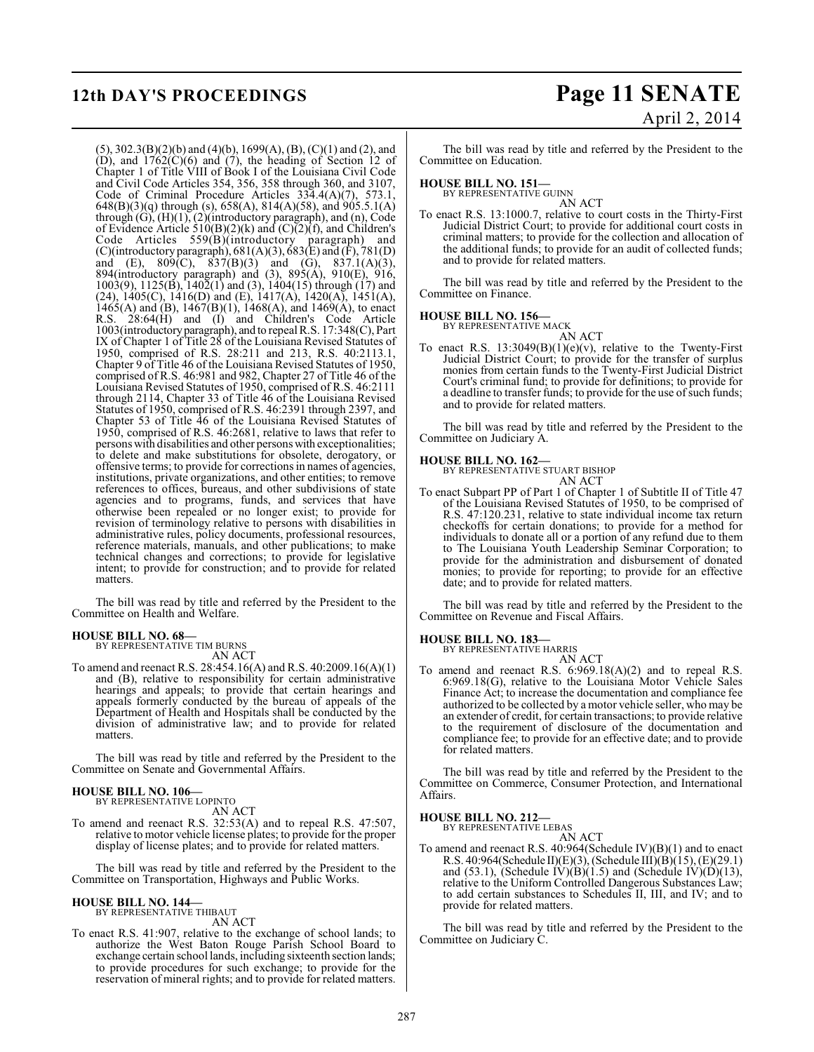(5), 302.3(B)(2)(b) and (4)(b), 1699(A), (B), (C)(1) and (2), and (D), and 1762(C)(6) and (7), the heading of Section 12 of Chapter 1 of Title VIII of Book I of the Louisiana Civil Code and Civil Code Articles 354, 356, 358 through 360, and 3107, Code of Criminal Procedure Articles 334.4(A)(7), 573.1, 648(B)(3)(q) through (s), 658(A), 814(A)(58), and 905.5.1(A) through (G), (H)(1), (2)(introductory paragraph), and (n), Code of Evidence Article 510(B)(2)(k) and (C)(2)(f), and Children's Code Articles 559(B)(introductory paragraph) and (C)(introductory paragraph), 681(A)(3), 683(E) and (F), 781(D) and (E), 809(C), 837(B)(3) and (G), 837.1(A)(3), 894(introductory paragraph) and (3), 895(A), 910(E), 916, 1003(9), 1125(B), 1402(1) and (3), 1404(15) through (17) and (24), 1405(C), 1416(D) and (E), 1417(A), 1420(A), 1451(A), 1465(A) and (B), 1467(B)(1), 1468(A), and 1469(A), to enact R.S. 28:64(H) and (I) and Children's Code Article 1003(introductory paragraph), and to repeal R.S. 17:348(C), Part IX of Chapter 1 of Title 28 of the Louisiana Revised Statutes of 1950, comprised of R.S. 28:211 and 213, R.S. 40:2113.1, Chapter 9 of Title 46 of the Louisiana Revised Statutes of 1950, comprised of R.S. 46:981 and 982, Chapter 27 of Title 46 of the Louisiana Revised Statutes of 1950, comprised of R.S. 46:2111 through 2114, Chapter 33 of Title 46 of the Louisiana Revised Statutes of 1950, comprised of R.S. 46:2391 through 2397, and Chapter 53 of Title 46 of the Louisiana Revised Statutes of 1950, comprised of R.S. 46:2681, relative to laws that refer to persons with disabilities and other persons with exceptionalities; to delete and make substitutions for obsolete, derogatory, or offensive terms; to provide for corrections in names of agencies, institutions, private organizations, and other entities; to remove references to offices, bureaus, and other subdivisions of state agencies and to programs, funds, and services that have otherwise been repealed or no longer exist; to provide for revision of terminology relative to persons with disabilities in administrative rules, policy documents, professional resources, reference materials, manuals, and other publications; to make technical changes and corrections; to provide for legislative intent; to provide for construction; and to provide for related matters.

The bill was read by title and referred by the President to the Committee on Health and Welfare.

**HOUSE BILL NO. 68—**
BY REPRESENTATIVE TIM BURNS
AN ACT

To amend and reenact R.S. 28:454.16(A) and R.S. 40:2009.16(A)(1) and (B), relative to responsibility for certain administrative hearings and appeals; to provide that certain hearings and appeals formerly conducted by the bureau of appeals of the Department of Health and Hospitals shall be conducted by the division of administrative law; and to provide for related matters.

The bill was read by title and referred by the President to the Committee on Senate and Governmental Affairs.

**HOUSE BILL NO. 106—**
BY REPRESENTATIVE LOPINTO
AN ACT

To amend and reenact R.S. 32:53(A) and to repeal R.S. 47:507, relative to motor vehicle license plates; to provide for the proper display of license plates; and to provide for related matters.

The bill was read by title and referred by the President to the Committee on Transportation, Highways and Public Works.

**HOUSE BILL NO. 144—**
BY REPRESENTATIVE THIBAUT
AN ACT

To enact R.S. 41:907, relative to the exchange of school lands; to authorize the West Baton Rouge Parish School Board to exchange certain school lands, including sixteenth section lands; to provide procedures for such exchange; to provide for the reservation of mineral rights; and to provide for related matters.

The bill was read by title and referred by the President to the Committee on Education.

**HOUSE BILL NO. 151—**
BY REPRESENTATIVE GUINN
AN ACT

To enact R.S. 13:1000.7, relative to court costs in the Thirty-First Judicial District Court; to provide for additional court costs in criminal matters; to provide for the collection and allocation of the additional funds; to provide for an audit of collected funds; and to provide for related matters.

The bill was read by title and referred by the President to the Committee on Finance.

**HOUSE BILL NO. 156—**
BY REPRESENTATIVE MACK
AN ACT

To enact R.S. 13:3049(B)(1)(e)(v), relative to the Twenty-First Judicial District Court; to provide for the transfer of surplus monies from certain funds to the Twenty-First Judicial District Court's criminal fund; to provide for definitions; to provide for a deadline to transfer funds; to provide for the use of such funds; and to provide for related matters.

The bill was read by title and referred by the President to the Committee on Judiciary A.

**HOUSE BILL NO. 162—**
BY REPRESENTATIVE STUART BISHOP
AN ACT

To enact Subpart PP of Part 1 of Chapter 1 of Subtitle II of Title 47 of the Louisiana Revised Statutes of 1950, to be comprised of R.S. 47:120.231, relative to state individual income tax return checkoffs for certain donations; to provide for a method for individuals to donate all or a portion of any refund due to them to The Louisiana Youth Leadership Seminar Corporation; to provide for the administration and disbursement of donated monies; to provide for reporting; to provide for an effective date; and to provide for related matters.

The bill was read by title and referred by the President to the Committee on Revenue and Fiscal Affairs.

**HOUSE BILL NO. 183—**
BY REPRESENTATIVE HARRIS
AN ACT

To amend and reenact R.S. 6:969.18(A)(2) and to repeal R.S. 6:969.18(G), relative to the Louisiana Motor Vehicle Sales Finance Act; to increase the documentation and compliance fee authorized to be collected by a motor vehicle seller, who may be an extender of credit, for certain transactions; to provide relative to the requirement of disclosure of the documentation and compliance fee; to provide for an effective date; and to provide for related matters.

The bill was read by title and referred by the President to the Committee on Commerce, Consumer Protection, and International Affairs.

**HOUSE BILL NO. 212—**
BY REPRESENTATIVE LEBAS
AN ACT

To amend and reenact R.S. 40:964(Schedule IV)(B)(1) and to enact R.S. 40:964(Schedule II)(E)(3), (Schedule III)(B)(15), (E)(29.1) and (53.1), (Schedule IV)(B)(1.5) and (Schedule IV)(D)(13), relative to the Uniform Controlled Dangerous Substances Law; to add certain substances to Schedules II, III, and IV; and to provide for related matters.

The bill was read by title and referred by the President to the Committee on Judiciary C.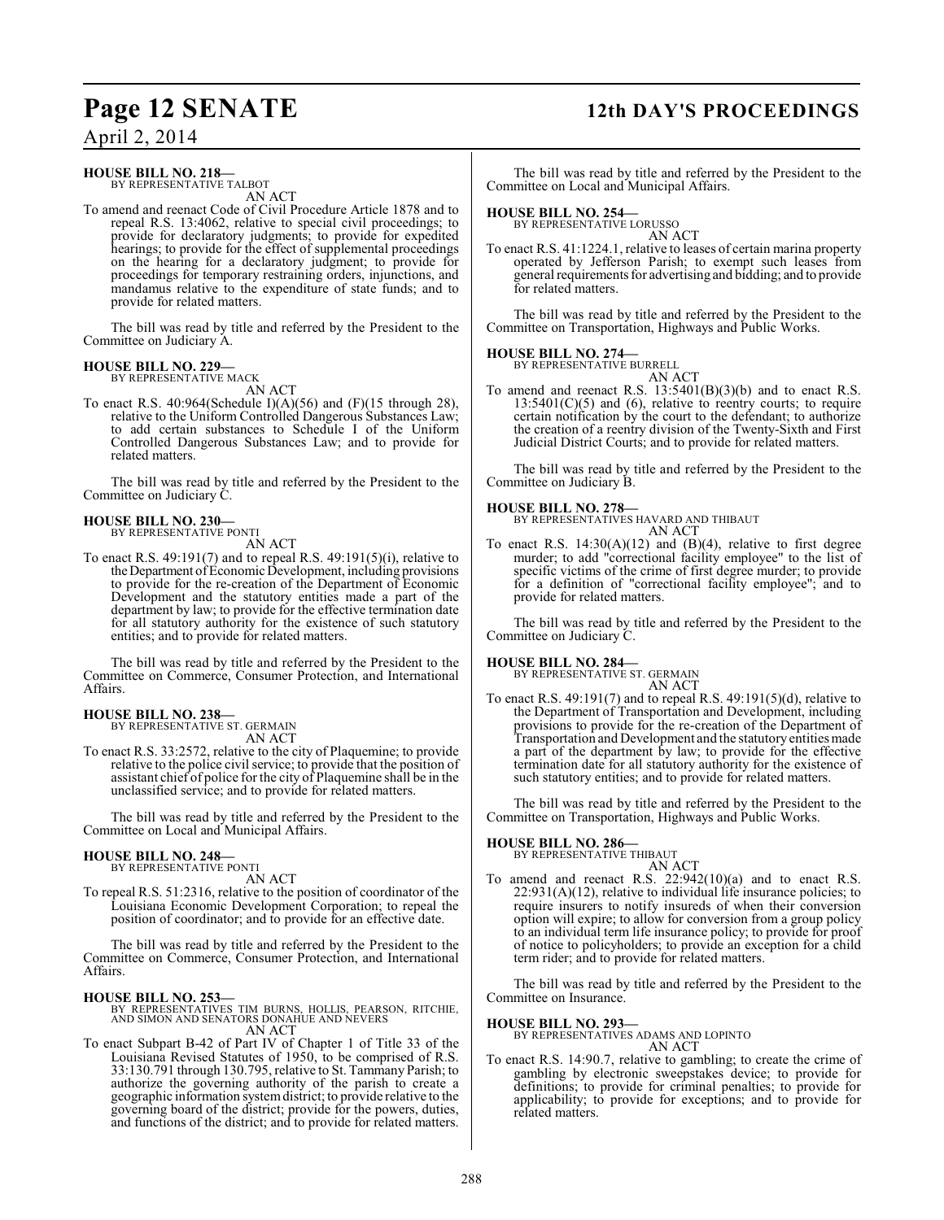**HOUSE BILL NO. 218—**
BY REPRESENTATIVE TALBOT

AN ACT

To amend and reenact Code of Civil Procedure Article 1878 and to repeal R.S. 13:4062, relative to special civil proceedings; to provide for declaratory judgments; to provide for expedited hearings; to provide for the effect of supplemental proceedings on the hearing for a declaratory judgment; to provide for proceedings for temporary restraining orders, injunctions, and mandamus relative to the expenditure of state funds; and to provide for related matters.

The bill was read by title and referred by the President to the Committee on Judiciary A.

**HOUSE BILL NO. 229—**
BY REPRESENTATIVE MACK

AN ACT

To enact R.S. 40:964(Schedule I)(A)(56) and (F)(15 through 28), relative to the Uniform Controlled Dangerous Substances Law; to add certain substances to Schedule I of the Uniform Controlled Dangerous Substances Law; and to provide for related matters.

The bill was read by title and referred by the President to the Committee on Judiciary C.

**HOUSE BILL NO. 230—**
BY REPRESENTATIVE PONTI

AN ACT

To enact R.S. 49:191(7) and to repeal R.S. 49:191(5)(i), relative to the Department of Economic Development, including provisions to provide for the re-creation of the Department of Economic Development and the statutory entities made a part of the department by law; to provide for the effective termination date for all statutory authority for the existence of such statutory entities; and to provide for related matters.

The bill was read by title and referred by the President to the Committee on Commerce, Consumer Protection, and International Affairs.

**HOUSE BILL NO. 238—**
BY REPRESENTATIVE ST. GERMAIN

AN ACT

To enact R.S. 33:2572, relative to the city of Plaquemine; to provide relative to the police civil service; to provide that the position of assistant chief of police for the city of Plaquemine shall be in the unclassified service; and to provide for related matters.

The bill was read by title and referred by the President to the Committee on Local and Municipal Affairs.

**HOUSE BILL NO. 248—**
BY REPRESENTATIVE PONTI

AN ACT

To repeal R.S. 51:2316, relative to the position of coordinator of the Louisiana Economic Development Corporation; to repeal the position of coordinator; and to provide for an effective date.

The bill was read by title and referred by the President to the Committee on Commerce, Consumer Protection, and International Affairs.

**HOUSE BILL NO. 253—**
BY REPRESENTATIVES TIM BURNS, HOLLIS, PEARSON, RITCHIE, AND SIMON AND SENATORS DONAHUE AND NEVERS

AN ACT

To enact Subpart B-42 of Part IV of Chapter 1 of Title 33 of the Louisiana Revised Statutes of 1950, to be comprised of R.S. 33:130.791 through 130.795, relative to St. Tammany Parish; to authorize the governing authority of the parish to create a geographic information system district; to provide relative to the governing board of the district; provide for the powers, duties, and functions of the district; and to provide for related matters.

The bill was read by title and referred by the President to the Committee on Local and Municipal Affairs.

**HOUSE BILL NO. 254—**
BY REPRESENTATIVE LORUSSO

AN ACT

To enact R.S. 41:1224.1, relative to leases of certain marina property operated by Jefferson Parish; to exempt such leases from general requirements for advertising and bidding; and to provide for related matters.

The bill was read by title and referred by the President to the Committee on Transportation, Highways and Public Works.

**HOUSE BILL NO. 274—**
BY REPRESENTATIVE BURRELL

AN ACT

To amend and reenact R.S. 13:5401(B)(3)(b) and to enact R.S. 13:5401(C)(5) and (6), relative to reentry courts; to require certain notification by the court to the defendant; to authorize the creation of a reentry division of the Twenty-Sixth and First Judicial District Courts; and to provide for related matters.

The bill was read by title and referred by the President to the Committee on Judiciary B.

**HOUSE BILL NO. 278—**
BY REPRESENTATIVES HAVARD AND THIBAUT

AN ACT

To enact R.S. 14:30(A)(12) and (B)(4), relative to first degree murder; to add "correctional facility employee" to the list of specific victims of the crime of first degree murder; to provide for a definition of "correctional facility employee"; and to provide for related matters.

The bill was read by title and referred by the President to the Committee on Judiciary C.

**HOUSE BILL NO. 284—**
BY REPRESENTATIVE ST. GERMAIN

AN ACT

To enact R.S. 49:191(7) and to repeal R.S. 49:191(5)(d), relative to the Department of Transportation and Development, including provisions to provide for the re-creation of the Department of Transportation and Development and the statutory entities made a part of the department by law; to provide for the effective termination date for all statutory authority for the existence of such statutory entities; and to provide for related matters.

The bill was read by title and referred by the President to the Committee on Transportation, Highways and Public Works.

**HOUSE BILL NO. 286—**
BY REPRESENTATIVE THIBAUT

AN ACT

To amend and reenact R.S. 22:942(10)(a) and to enact R.S. 22:931(A)(12), relative to individual life insurance policies; to require insurers to notify insureds of when their conversion option will expire; to allow for conversion from a group policy to an individual term life insurance policy; to provide for proof of notice to policyholders; to provide an exception for a child term rider; and to provide for related matters.

The bill was read by title and referred by the President to the Committee on Insurance.

**HOUSE BILL NO. 293—**
BY REPRESENTATIVES ADAMS AND LOPINTO

AN ACT

To enact R.S. 14:90.7, relative to gambling; to create the crime of gambling by electronic sweepstakes device; to provide for definitions; to provide for criminal penalties; to provide for applicability; to provide for exceptions; and to provide for related matters.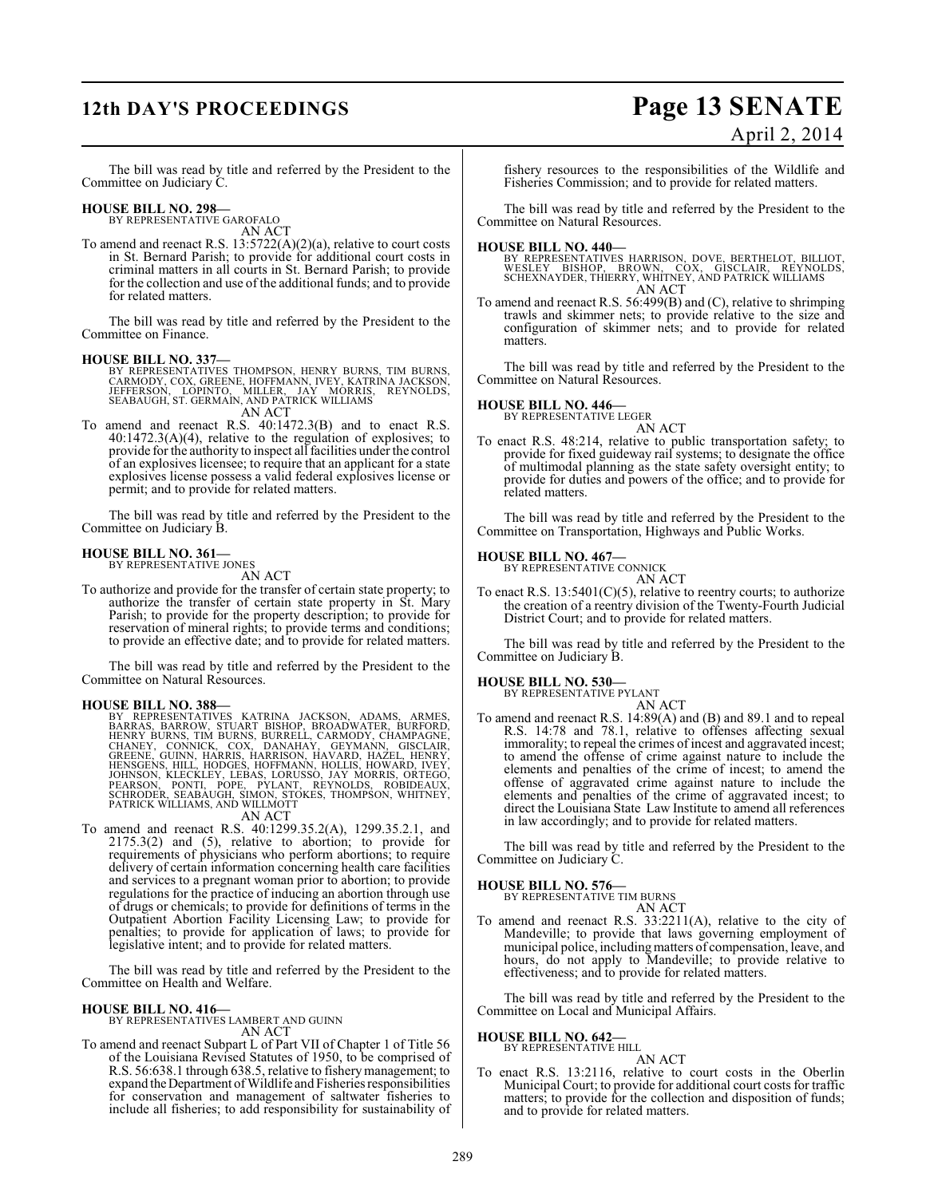The bill was read by title and referred by the President to the Committee on Judiciary C.

**HOUSE BILL NO. 298—**
BY REPRESENTATIVE GAROFALO

AN ACT

To amend and reenact R.S. 13:5722(A)(2)(a), relative to court costs in St. Bernard Parish; to provide for additional court costs in criminal matters in all courts in St. Bernard Parish; to provide for the collection and use of the additional funds; and to provide for related matters.

The bill was read by title and referred by the President to the Committee on Finance.

**HOUSE BILL NO. 337—**
BY REPRESENTATIVES THOMPSON, HENRY BURNS, TIM BURNS, CARMODY, COX, GREENE, HOFFMANN, IVEY, KATRINA JACKSON, JEFFERSON, LOPINTO, MILLER, JAY MORRIS, REYNOLDS, SEABAUGH, ST. GERMAIN, AND PATRICK WILLIAMS

AN ACT

To amend and reenact R.S. 40:1472.3(B) and to enact R.S. 40:1472.3(A)(4), relative to the regulation of explosives; to provide for the authority to inspect all facilities under the control of an explosives licensee; to require that an applicant for a state explosives license possess a valid federal explosives license or permit; and to provide for related matters.

The bill was read by title and referred by the President to the Committee on Judiciary B.

**HOUSE BILL NO. 361—**
BY REPRESENTATIVE JONES

AN ACT

To authorize and provide for the transfer of certain state property; to authorize the transfer of certain state property in St. Mary Parish; to provide for the property description; to provide for reservation of mineral rights; to provide terms and conditions; to provide an effective date; and to provide for related matters.

The bill was read by title and referred by the President to the Committee on Natural Resources.

**HOUSE BILL NO. 388—**
BY REPRESENTATIVES KATRINA JACKSON, ADAMS, ARMES, BARRAS, BARROW, STUART BISHOP, BROADWATER, BURFORD, HENRY BURNS, TIM BURNS, BURRELL, CARMODY, CHAMPAGNE, CHANEY, CONNICK, COX, DANAHAY, GEYMANN, GISCLAIR, GREENE, GUINN, HARRIS, HARRISON, HAVARD, HAZEL, HENRY, HENSGENS, HILL, HODGES, HOFFMANN, HOLLIS, HOWARD, IVEY, JOHNSON, KLECKLEY, LEBAS, LORUSSO, JAY MORRIS, ORTEGO, PEARSON, PONTI, POPE, PYLANT, REYNOLDS, ROBIDEAUX, SCHRODER, SEABAUGH, SIMON, STOKES, THOMPSON, WHITNEY, PATRICK WILLIAMS, AND WILLMOTT

AN ACT

To amend and reenact R.S. 40:1299.35.2(A), 1299.35.2.1, and 2175.3(2) and (5), relative to abortion; to provide for requirements of physicians who perform abortions; to require delivery of certain information concerning health care facilities and services to a pregnant woman prior to abortion; to provide regulations for the practice of inducing an abortion through use of drugs or chemicals; to provide for definitions of terms in the Outpatient Abortion Facility Licensing Law; to provide for penalties; to provide for application of laws; to provide for legislative intent; and to provide for related matters.

The bill was read by title and referred by the President to the Committee on Health and Welfare.

**HOUSE BILL NO. 416—**
BY REPRESENTATIVES LAMBERT AND GUINN

AN ACT

To amend and reenact Subpart L of Part VII of Chapter 1 of Title 56 of the Louisiana Revised Statutes of 1950, to be comprised of R.S. 56:638.1 through 638.5, relative to fishery management; to expand the Department of Wildlife and Fisheries responsibilities for conservation and management of saltwater fisheries to include all fisheries; to add responsibility for sustainability of fishery resources to the responsibilities of the Wildlife and Fisheries Commission; and to provide for related matters.

The bill was read by title and referred by the President to the Committee on Natural Resources.

**HOUSE BILL NO. 440—**
BY REPRESENTATIVES HARRISON, DOVE, BERTHELOT, BILLIOT, WESLEY BISHOP, BROWN, COX, GISCLAIR, REYNOLDS, SCHEXNAYDER, THIERRY, WHITNEY, AND PATRICK WILLIAMS

AN ACT

To amend and reenact R.S. 56:499(B) and (C), relative to shrimping trawls and skimmer nets; to provide relative to the size and configuration of skimmer nets; and to provide for related matters.

The bill was read by title and referred by the President to the Committee on Natural Resources.

**HOUSE BILL NO. 446—**
BY REPRESENTATIVE LEGER

AN ACT

To enact R.S. 48:214, relative to public transportation safety; to provide for fixed guideway rail systems; to designate the office of multimodal planning as the state safety oversight entity; to provide for duties and powers of the office; and to provide for related matters.

The bill was read by title and referred by the President to the Committee on Transportation, Highways and Public Works.

**HOUSE BILL NO. 467—**
BY REPRESENTATIVE CONNICK

AN ACT

To enact R.S. 13:5401(C)(5), relative to reentry courts; to authorize the creation of a reentry division of the Twenty-Fourth Judicial District Court; and to provide for related matters.

The bill was read by title and referred by the President to the Committee on Judiciary B.

**HOUSE BILL NO. 530—**
BY REPRESENTATIVE PYLANT

AN ACT

To amend and reenact R.S. 14:89(A) and (B) and 89.1 and to repeal R.S. 14:78 and 78.1, relative to offenses affecting sexual immorality; to repeal the crimes of incest and aggravated incest; to amend the offense of crime against nature to include the elements and penalties of the crime of incest; to amend the offense of aggravated crime against nature to include the elements and penalties of the crime of aggravated incest; to direct the Louisiana State Law Institute to amend all references in law accordingly; and to provide for related matters.

The bill was read by title and referred by the President to the Committee on Judiciary C.

**HOUSE BILL NO. 576—**
BY REPRESENTATIVE TIM BURNS

AN ACT

To amend and reenact R.S. 33:2211(A), relative to the city of Mandeville; to provide that laws governing employment of municipal police, including matters of compensation, leave, and hours, do not apply to Mandeville; to provide relative to effectiveness; and to provide for related matters.

The bill was read by title and referred by the President to the Committee on Local and Municipal Affairs.

**HOUSE BILL NO. 642—**
BY REPRESENTATIVE HILL

AN ACT

To enact R.S. 13:2116, relative to court costs in the Oberlin Municipal Court; to provide for additional court costs for traffic matters; to provide for the collection and disposition of funds; and to provide for related matters.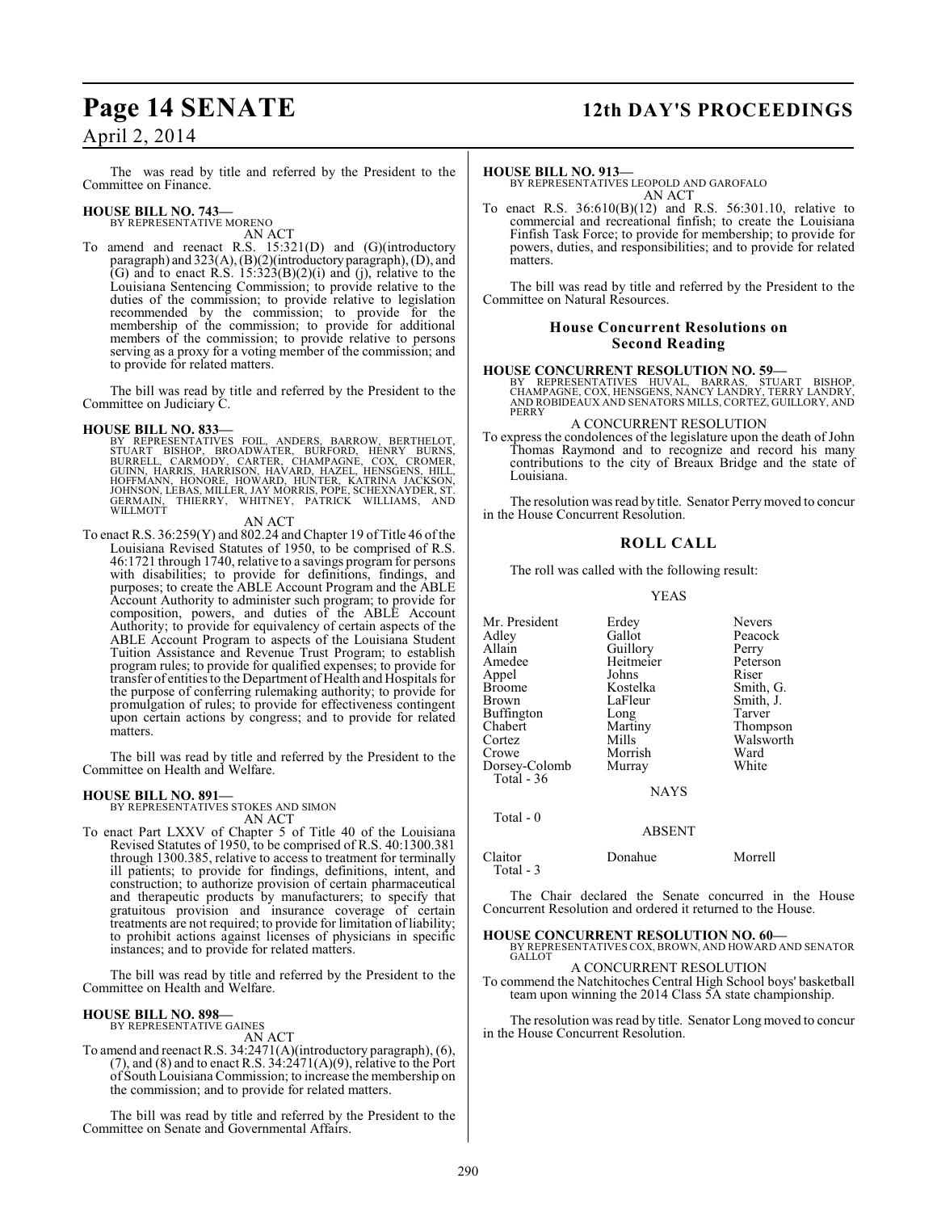The was read by title and referred by the President to the Committee on Finance.

**HOUSE BILL NO. 743—**
BY REPRESENTATIVE MORENO
AN ACT

To amend and reenact R.S. 15:321(D) and (G)(introductory paragraph) and 323(A), (B)(2)(introductory paragraph), (D), and (G) and to enact R.S. 15:323(B)(2)(i) and (j), relative to the Louisiana Sentencing Commission; to provide relative to the duties of the commission; to provide relative to legislation recommended by the commission; to provide for the membership of the commission; to provide for additional members of the commission; to provide relative to persons serving as a proxy for a voting member of the commission; and to provide for related matters.

The bill was read by title and referred by the President to the Committee on Judiciary C.

**HOUSE BILL NO. 833—**
BY REPRESENTATIVES FOIL, ANDERS, BARROW, BERTHELOT, STUART BISHOP, BROADWATER, BURFORD, HENRY BURNS, BURRELL, CARMODY, CARTER, CHAMPAGNE, COX, CROMER, GUINN, HARRIS, HARRISON, HAVARD, HAZEL, HENSGENS, HILL, HOFFMANN, HONORE, HOWARD, HUNTER, KATRINA JACKSON, JOHNSON, LEBAS, MILLER, JAY MORRIS, POPE, SCHEXNAYDER, ST. GERMAIN, THIERRY, WHITNEY, PATRICK WILLIAMS, AND WILLMOTT
AN ACT

To enact R.S. 36:259(Y) and 802.24 and Chapter 19 of Title 46 of the Louisiana Revised Statutes of 1950, to be comprised of R.S. 46:1721 through 1740, relative to a savings program for persons with disabilities; to provide for definitions, findings, and purposes; to create the ABLE Account Program and the ABLE Account Authority to administer such program; to provide for composition, powers, and duties of the ABLE Account Authority; to provide for equivalency of certain aspects of the ABLE Account Program to aspects of the Louisiana Student Tuition Assistance and Revenue Trust Program; to establish program rules; to provide for qualified expenses; to provide for transfer of entities to the Department of Health and Hospitals for the purpose of conferring rulemaking authority; to provide for promulgation of rules; to provide for effectiveness contingent upon certain actions by congress; and to provide for related matters.

The bill was read by title and referred by the President to the Committee on Health and Welfare.

**HOUSE BILL NO. 891—**
BY REPRESENTATIVES STOKES AND SIMON
AN ACT

To enact Part LXXV of Chapter 5 of Title 40 of the Louisiana Revised Statutes of 1950, to be comprised of R.S. 40:1300.381 through 1300.385, relative to access to treatment for terminally ill patients; to provide for findings, definitions, intent, and construction; to authorize provision of certain pharmaceutical and therapeutic products by manufacturers; to specify that gratuitous provision and insurance coverage of certain treatments are not required; to provide for limitation of liability; to prohibit actions against licenses of physicians in specific instances; and to provide for related matters.

The bill was read by title and referred by the President to the Committee on Health and Welfare.

**HOUSE BILL NO. 898—**
BY REPRESENTATIVE GAINES
AN ACT

To amend and reenact R.S. 34:2471(A)(introductory paragraph), (6), (7), and (8) and to enact R.S. 34:2471(A)(9), relative to the Port of South Louisiana Commission; to increase the membership on the commission; and to provide for related matters.

The bill was read by title and referred by the President to the Committee on Senate and Governmental Affairs.

**HOUSE BILL NO. 913—**
BY REPRESENTATIVES LEOPOLD AND GAROFALO
AN ACT

To enact R.S. 36:610(B)(12) and R.S. 56:301.10, relative to commercial and recreational finfish; to create the Louisiana Finfish Task Force; to provide for membership; to provide for powers, duties, and responsibilities; and to provide for related matters.

The bill was read by title and referred by the President to the Committee on Natural Resources.

## House Concurrent Resolutions on Second Reading

**HOUSE CONCURRENT RESOLUTION NO. 59—**
BY REPRESENTATIVES HUVAL, BARRAS, STUART BISHOP, CHAMPAGNE, COX, HENSGENS, NANCY LANDRY, TERRY LANDRY, AND ROBIDEAUX AND SENATORS MILLS, CORTEZ, GUILLORY, AND PERRY
A CONCURRENT RESOLUTION

To express the condolences of the legislature upon the death of John Thomas Raymond and to recognize and record his many contributions to the city of Breaux Bridge and the state of Louisiana.

The resolution was read by title. Senator Perry moved to concur in the House Concurrent Resolution.

## ROLL CALL

The roll was called with the following result:

YEAS

| | | |
|---|---|---|
| Mr. President | Erdey | Nevers |
| Adley | Gallot | Peacock |
| Allain | Guillory | Perry |
| Amedee | Heitmeier | Peterson |
| Appel | Johns | Riser |
| Broome | Kostelka | Smith, G. |
| Brown | LaFleur | Smith, J. |
| Buffington | Long | Tarver |
| Chabert | Martiny | Thompson |
| Cortez | Mills | Walsworth |
| Crowe | Morrish | Ward |
| Dorsey-Colomb | Murray | White |

Total - 36

NAYS

Total - 0

ABSENT

| | | |
|---|---|---|
| Claitor | Donahue | Morrell |

Total - 3

The Chair declared the Senate concurred in the House Concurrent Resolution and ordered it returned to the House.

**HOUSE CONCURRENT RESOLUTION NO. 60—**
BY REPRESENTATIVES COX, BROWN, AND HOWARD AND SENATOR GALLOT
A CONCURRENT RESOLUTION

To commend the Natchitoches Central High School boys' basketball team upon winning the 2014 Class 5A state championship.

The resolution was read by title. Senator Long moved to concur in the House Concurrent Resolution.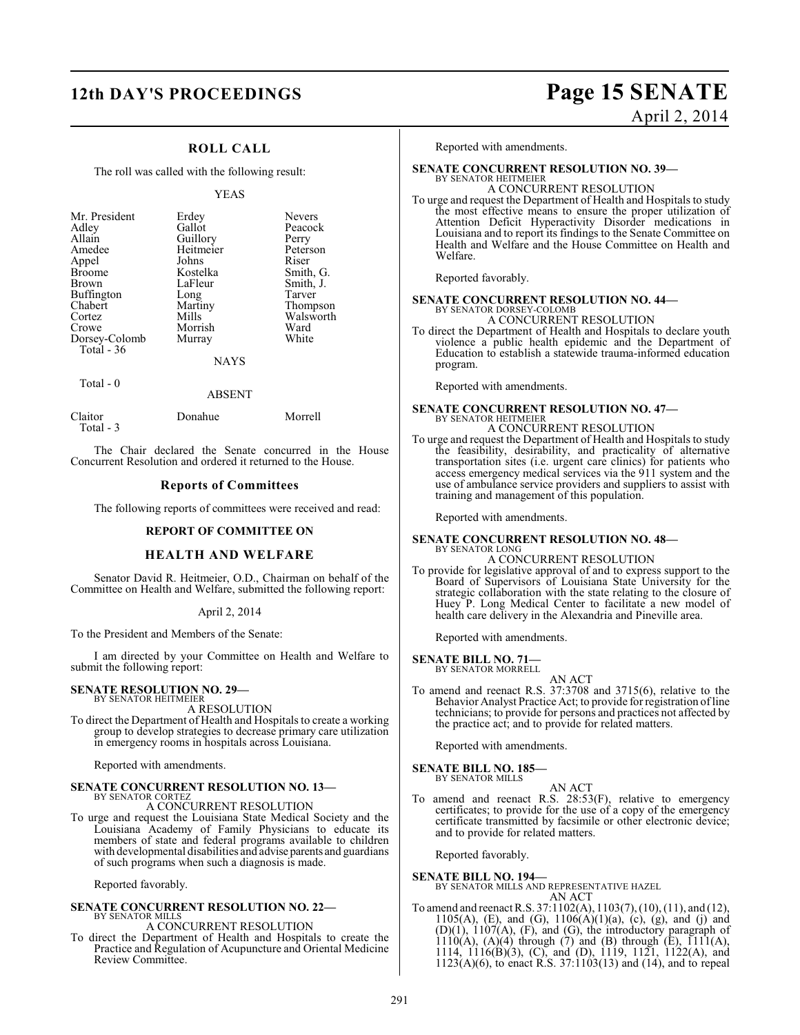## ROLL CALL

The roll was called with the following result:

YEAS

| | | |
|---|---|---|
| Mr. President | Erdey | Nevers |
| Adley | Gallot | Peacock |
| Allain | Guillory | Perry |
| Amedee | Heitmeier | Peterson |
| Appel | Johns | Riser |
| Broome | Kostelka | Smith, G. |
| Brown | LaFleur | Smith, J. |
| Buffington | Long | Tarver |
| Chabert | Martiny | Thompson |
| Cortez | Mills | Walsworth |
| Crowe | Morrish | Ward |
| Dorsey-Colomb | Murray | White |
| Total - 36 | | |

NAYS

Total - 0

ABSENT

| | | |
|---|---|---|
| Claitor | Donahue | Morrell |
| Total - 3 | | |

The Chair declared the Senate concurred in the House Concurrent Resolution and ordered it returned to the House.

## Reports of Committees

The following reports of committees were received and read:

### REPORT OF COMMITTEE ON

### HEALTH AND WELFARE

Senator David R. Heitmeier, O.D., Chairman on behalf of the Committee on Health and Welfare, submitted the following report:

April 2, 2014

To the President and Members of the Senate:

I am directed by your Committee on Health and Welfare to submit the following report:

**SENATE RESOLUTION NO. 29—**
BY SENATOR HEITMEIER
A RESOLUTION
To direct the Department of Health and Hospitals to create a working group to develop strategies to decrease primary care utilization in emergency rooms in hospitals across Louisiana.

Reported with amendments.

**SENATE CONCURRENT RESOLUTION NO. 13—**
BY SENATOR CORTEZ
A CONCURRENT RESOLUTION
To urge and request the Louisiana State Medical Society and the Louisiana Academy of Family Physicians to educate its members of state and federal programs available to children with developmental disabilities and advise parents and guardians of such programs when such a diagnosis is made.

Reported favorably.

**SENATE CONCURRENT RESOLUTION NO. 22—**
BY SENATOR MILLS
A CONCURRENT RESOLUTION
To direct the Department of Health and Hospitals to create the Practice and Regulation of Acupuncture and Oriental Medicine Review Committee.

Reported with amendments.

**SENATE CONCURRENT RESOLUTION NO. 39—**
BY SENATOR HEITMEIER
A CONCURRENT RESOLUTION
To urge and request the Department of Health and Hospitals to study the most effective means to ensure the proper utilization of Attention Deficit Hyperactivity Disorder medications in Louisiana and to report its findings to the Senate Committee on Health and Welfare and the House Committee on Health and Welfare.

Reported favorably.

**SENATE CONCURRENT RESOLUTION NO. 44—**
BY SENATOR DORSEY-COLOMB
A CONCURRENT RESOLUTION
To direct the Department of Health and Hospitals to declare youth violence a public health epidemic and the Department of Education to establish a statewide trauma-informed education program.

Reported with amendments.

**SENATE CONCURRENT RESOLUTION NO. 47—**
BY SENATOR HEITMEIER
A CONCURRENT RESOLUTION
To urge and request the Department of Health and Hospitals to study the feasibility, desirability, and practicality of alternative transportation sites (i.e. urgent care clinics) for patients who access emergency medical services via the 911 system and the use of ambulance service providers and suppliers to assist with training and management of this population.

Reported with amendments.

**SENATE CONCURRENT RESOLUTION NO. 48—**
BY SENATOR LONG
A CONCURRENT RESOLUTION
To provide for legislative approval of and to express support to the Board of Supervisors of Louisiana State University for the strategic collaboration with the state relating to the closure of Huey P. Long Medical Center to facilitate a new model of health care delivery in the Alexandria and Pineville area.

Reported with amendments.

**SENATE BILL NO. 71—**
BY SENATOR MORRELL
AN ACT
To amend and reenact R.S. 37:3708 and 3715(6), relative to the Behavior Analyst Practice Act; to provide for registration of line technicians; to provide for persons and practices not affected by the practice act; and to provide for related matters.

Reported with amendments.

**SENATE BILL NO. 185—**
BY SENATOR MILLS
AN ACT
To amend and reenact R.S. 28:53(F), relative to emergency certificates; to provide for the use of a copy of the emergency certificate transmitted by facsimile or other electronic device; and to provide for related matters.

Reported favorably.

**SENATE BILL NO. 194—**
BY SENATOR MILLS AND REPRESENTATIVE HAZEL
AN ACT
To amend and reenact R.S. 37:1102(A), 1103(7), (10), (11), and (12), 1105(A), (E), and (G), 1106(A)(1)(a), (c), (g), and (j) and (D)(1), 1107(A), (F), and (G), the introductory paragraph of 1110(A), (A)(4) through (7) and (B) through (E), 1111(A), 1114, 1116(B)(3), (C), and (D), 1119, 1121, 1122(A), and 1123(A)(6), to enact R.S. 37:1103(13) and (14), and to repeal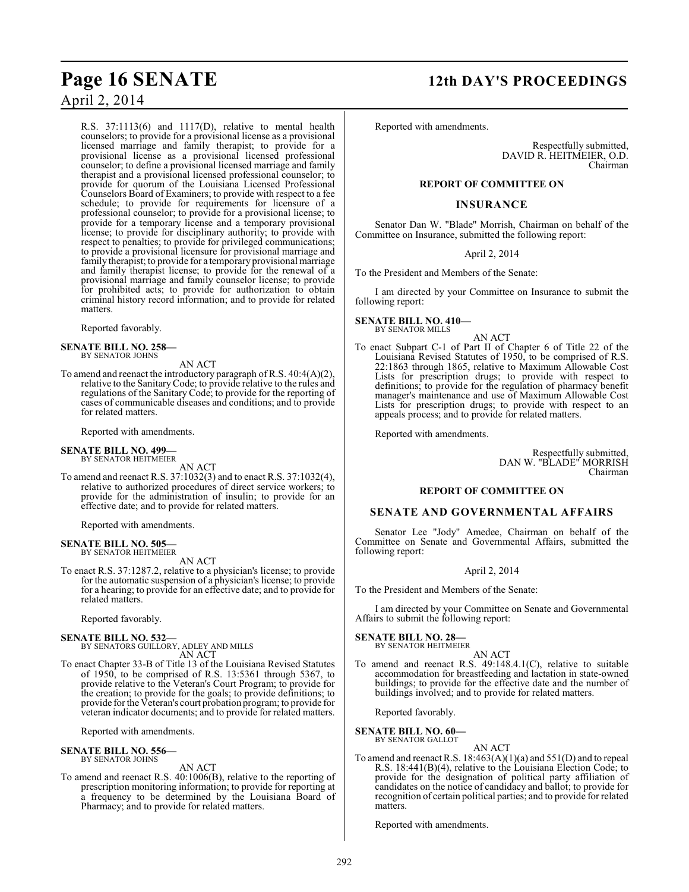R.S. 37:1113(6) and 1117(D), relative to mental health counselors; to provide for a provisional license as a provisional licensed marriage and family therapist; to provide for a provisional license as a provisional licensed professional counselor; to define a provisional licensed marriage and family therapist and a provisional licensed professional counselor; to provide for quorum of the Louisiana Licensed Professional Counselors Board of Examiners; to provide with respect to a fee schedule; to provide for requirements for licensure of a professional counselor; to provide for a provisional license; to provide for a temporary license and a temporary provisional license; to provide for disciplinary authority; to provide with respect to penalties; to provide for privileged communications; to provide a provisional licensure for provisional marriage and family therapist; to provide for a temporary provisional marriage and family therapist license; to provide for the renewal of a provisional marriage and family counselor license; to provide for prohibited acts; to provide for authorization to obtain criminal history record information; and to provide for related matters.

Reported favorably.

**SENATE BILL NO. 258—**
BY SENATOR JOHNS

AN ACT

To amend and reenact the introductory paragraph of R.S. 40:4(A)(2), relative to the Sanitary Code; to provide relative to the rules and regulations of the Sanitary Code; to provide for the reporting of cases of communicable diseases and conditions; and to provide for related matters.

Reported with amendments.

**SENATE BILL NO. 499—**
BY SENATOR HEITMEIER

AN ACT

To amend and reenact R.S. 37:1032(3) and to enact R.S. 37:1032(4), relative to authorized procedures of direct service workers; to provide for the administration of insulin; to provide for an effective date; and to provide for related matters.

Reported with amendments.

**SENATE BILL NO. 505—**
BY SENATOR HEITMEIER

AN ACT

To enact R.S. 37:1287.2, relative to a physician's license; to provide for the automatic suspension of a physician's license; to provide for a hearing; to provide for an effective date; and to provide for related matters.

Reported favorably.

**SENATE BILL NO. 532—**
BY SENATORS GUILLORY, ADLEY AND MILLS

AN ACT

To enact Chapter 33-B of Title 13 of the Louisiana Revised Statutes of 1950, to be comprised of R.S. 13:5361 through 5367, to provide relative to the Veteran's Court Program; to provide for the creation; to provide for the goals; to provide definitions; to provide for the Veteran's court probation program; to provide for veteran indicator documents; and to provide for related matters.

Reported with amendments.

**SENATE BILL NO. 556—**
BY SENATOR JOHNS

AN ACT

To amend and reenact R.S. 40:1006(B), relative to the reporting of prescription monitoring information; to provide for reporting at a frequency to be determined by the Louisiana Board of Pharmacy; and to provide for related matters.

Reported with amendments.

Respectfully submitted,
DAVID R. HEITMEIER, O.D.
Chairman

## REPORT OF COMMITTEE ON

## INSURANCE

Senator Dan W. "Blade" Morrish, Chairman on behalf of the Committee on Insurance, submitted the following report:

April 2, 2014

To the President and Members of the Senate:

I am directed by your Committee on Insurance to submit the following report:

**SENATE BILL NO. 410—**
BY SENATOR MILLS

AN ACT

To enact Subpart C-1 of Part II of Chapter 6 of Title 22 of the Louisiana Revised Statutes of 1950, to be comprised of R.S. 22:1863 through 1865, relative to Maximum Allowable Cost Lists for prescription drugs; to provide with respect to definitions; to provide for the regulation of pharmacy benefit manager's maintenance and use of Maximum Allowable Cost Lists for prescription drugs; to provide with respect to an appeals process; and to provide for related matters.

Reported with amendments.

Respectfully submitted,
DAN W. "BLADE" MORRISH
Chairman

## REPORT OF COMMITTEE ON

## SENATE AND GOVERNMENTAL AFFAIRS

Senator Lee "Jody" Amedee, Chairman on behalf of the Committee on Senate and Governmental Affairs, submitted the following report:

April 2, 2014

To the President and Members of the Senate:

I am directed by your Committee on Senate and Governmental Affairs to submit the following report:

**SENATE BILL NO. 28—**
BY SENATOR HEITMEIER

AN ACT

To amend and reenact R.S. 49:148.4.1(C), relative to suitable accommodation for breastfeeding and lactation in state-owned buildings; to provide for the effective date and the number of buildings involved; and to provide for related matters.

Reported favorably.

**SENATE BILL NO. 60—**
BY SENATOR GALLOT

AN ACT

To amend and reenact R.S. 18:463(A)(1)(a) and 551(D) and to repeal R.S. 18:441(B)(4), relative to the Louisiana Election Code; to provide for the designation of political party affiliation of candidates on the notice of candidacy and ballot; to provide for recognition of certain political parties; and to provide for related matters.

Reported with amendments.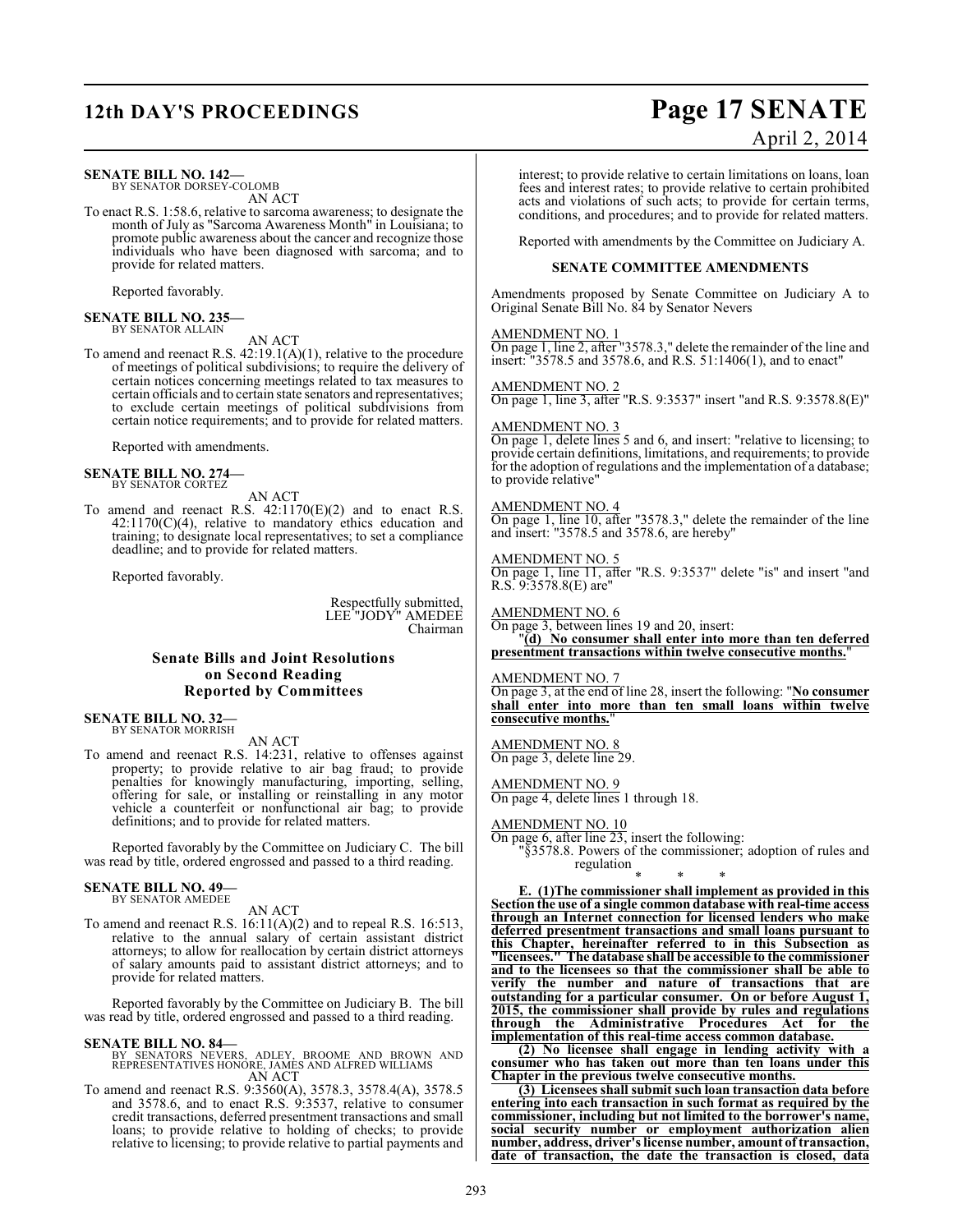**SENATE BILL NO. 142—**
BY SENATOR DORSEY-COLOMB

AN ACT

To enact R.S. 1:58.6, relative to sarcoma awareness; to designate the month of July as "Sarcoma Awareness Month" in Louisiana; to promote public awareness about the cancer and recognize those individuals who have been diagnosed with sarcoma; and to provide for related matters.

Reported favorably.

**SENATE BILL NO. 235—**
BY SENATOR ALLAIN

AN ACT

To amend and reenact R.S. 42:19.1(A)(1), relative to the procedure of meetings of political subdivisions; to require the delivery of certain notices concerning meetings related to tax measures to certain officials and to certain state senators and representatives; to exclude certain meetings of political subdivisions from certain notice requirements; and to provide for related matters.

Reported with amendments.

**SENATE BILL NO. 274—**
BY SENATOR CORTEZ

AN ACT

To amend and reenact R.S. 42:1170(E)(2) and to enact R.S. 42:1170(C)(4), relative to mandatory ethics education and training; to designate local representatives; to set a compliance deadline; and to provide for related matters.

Reported favorably.

Respectfully submitted,
LEE "JODY" AMEDEE
Chairman

## Senate Bills and Joint Resolutions on Second Reading Reported by Committees

**SENATE BILL NO. 32—**
BY SENATOR MORRISH

AN ACT

To amend and reenact R.S. 14:231, relative to offenses against property; to provide relative to air bag fraud; to provide penalties for knowingly manufacturing, importing, selling, offering for sale, or installing or reinstalling in any motor vehicle a counterfeit or nonfunctional air bag; to provide definitions; and to provide for related matters.

Reported favorably by the Committee on Judiciary C. The bill was read by title, ordered engrossed and passed to a third reading.

**SENATE BILL NO. 49—**
BY SENATOR AMEDEE

AN ACT

To amend and reenact R.S. 16:11(A)(2) and to repeal R.S. 16:513, relative to the annual salary of certain assistant district attorneys; to allow for reallocation by certain district attorneys of salary amounts paid to assistant district attorneys; and to provide for related matters.

Reported favorably by the Committee on Judiciary B. The bill was read by title, ordered engrossed and passed to a third reading.

**SENATE BILL NO. 84—**
BY SENATORS NEVERS, ADLEY, BROOME AND BROWN AND REPRESENTATIVES HONORE, JAMES AND ALFRED WILLIAMS

AN ACT

To amend and reenact R.S. 9:3560(A), 3578.3, 3578.4(A), 3578.5 and 3578.6, and to enact R.S. 9:3537, relative to consumer credit transactions, deferred presentment transactions and small loans; to provide relative to holding of checks; to provide relative to licensing; to provide relative to partial payments and interest; to provide relative to certain limitations on loans, loan fees and interest rates; to provide relative to certain prohibited acts and violations of such acts; to provide for certain terms, conditions, and procedures; and to provide for related matters.

Reported with amendments by the Committee on Judiciary A.

### SENATE COMMITTEE AMENDMENTS

Amendments proposed by Senate Committee on Judiciary A to Original Senate Bill No. 84 by Senator Nevers

AMENDMENT NO. 1
On page 1, line 2, after "3578.3," delete the remainder of the line and insert: "3578.5 and 3578.6, and R.S. 51:1406(1), and to enact"

AMENDMENT NO. 2
On page 1, line 3, after "R.S. 9:3537" insert "and R.S. 9:3578.8(E)"

AMENDMENT NO. 3
On page 1, delete lines 5 and 6, and insert: "relative to licensing; to provide certain definitions, limitations, and requirements; to provide for the adoption of regulations and the implementation of a database; to provide relative"

AMENDMENT NO. 4
On page 1, line 10, after "3578.3," delete the remainder of the line and insert: "3578.5 and 3578.6, are hereby"

AMENDMENT NO. 5
On page 1, line 11, after "R.S. 9:3537" delete "is" and insert "and R.S. 9:3578.8(E) are"

AMENDMENT NO. 6
On page 3, between lines 19 and 20, insert:
"**(d) No consumer shall enter into more than ten deferred presentment transactions within twelve consecutive months.**"

AMENDMENT NO. 7
On page 3, at the end of line 28, insert the following: "**No consumer shall enter into more than ten small loans within twelve consecutive months.**"

AMENDMENT NO. 8
On page 3, delete line 29.

AMENDMENT NO. 9
On page 4, delete lines 1 through 18.

AMENDMENT NO. 10
On page 6, after line 23, insert the following:
"§3578.8. Powers of the commissioner; adoption of rules and regulation

\* \* \*

**E. (1)The commissioner shall implement as provided in this Section the use of a single common database with real-time access through an Internet connection for licensed lenders who make deferred presentment transactions and small loans pursuant to this Chapter, hereinafter referred to in this Subsection as "licensees." The database shall be accessible to the commissioner and to the licensees so that the commissioner shall be able to verify the number and nature of transactions that are outstanding for a particular consumer. On or before August 1, 2015, the commissioner shall provide by rules and regulations through the Administrative Procedures Act for the implementation of this real-time access common database.**

**(2) No licensee shall engage in lending activity with a consumer who has taken out more than ten loans under this Chapter in the previous twelve consecutive months.**

**(3) Licensees shall submit such loan transaction data before entering into each transaction in such format as required by the commissioner, including but not limited to the borrower's name, social security number or employment authorization alien number, address, driver's license number, amount of transaction, date of transaction, the date the transaction is closed, data**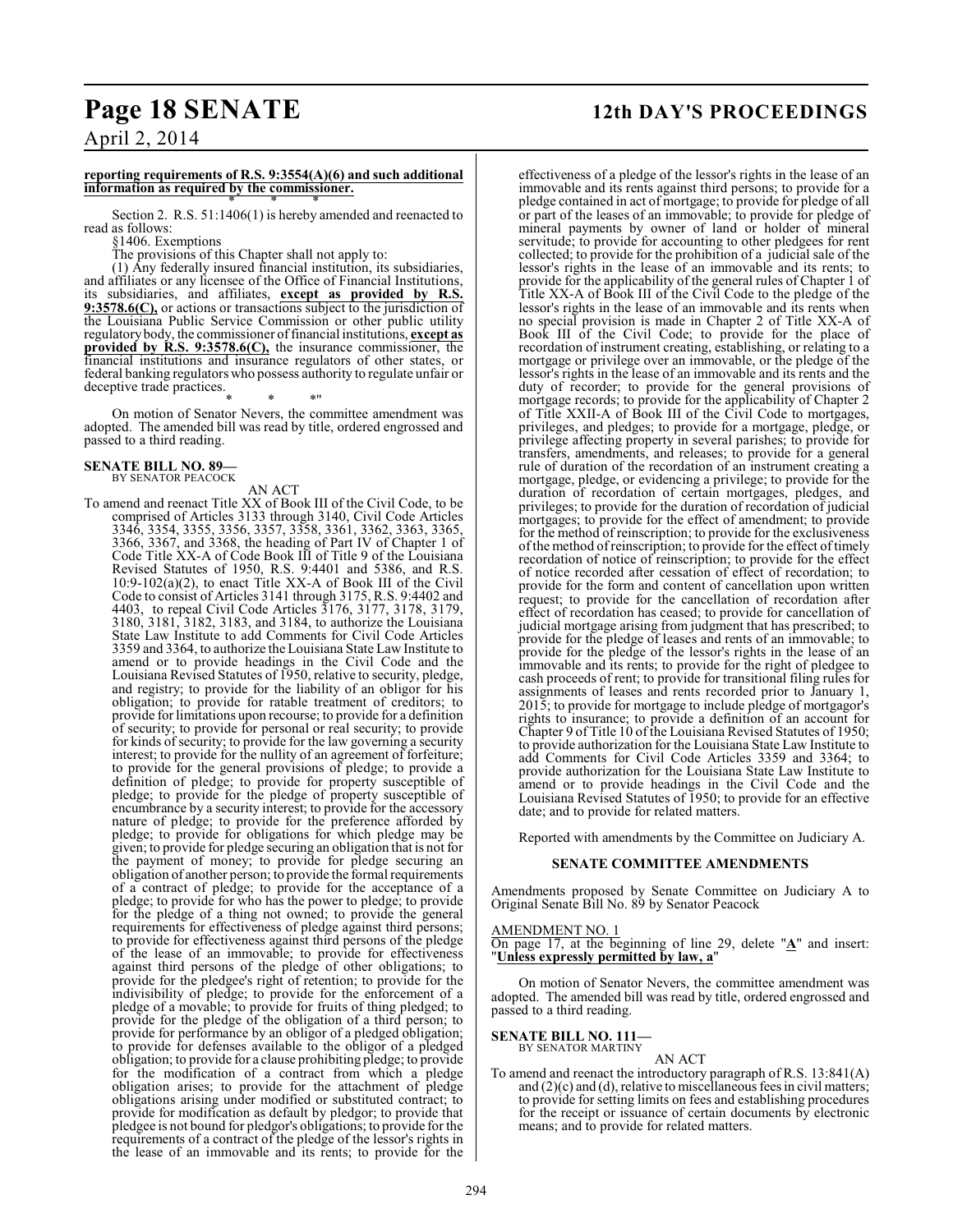**reporting requirements of R.S. 9:3554(A)(6) and such additional information as required by the commissioner.**

\* \* \*

Section 2. R.S. 51:1406(1) is hereby amended and reenacted to read as follows:

§1406. Exemptions

The provisions of this Chapter shall not apply to:

(1) Any federally insured financial institution, its subsidiaries, and affiliates or any licensee of the Office of Financial Institutions, its subsidiaries, and affiliates, **except as provided by R.S. 9:3578.6(C),** or actions or transactions subject to the jurisdiction of the Louisiana Public Service Commission or other public utility regulatory body, the commissioner of financial institutions, **except as provided by R.S. 9:3578.6(C),** the insurance commissioner, the financial institutions and insurance regulators of other states, or federal banking regulators who possess authority to regulate unfair or deceptive trade practices.

\* \* \*"

On motion of Senator Nevers, the committee amendment was adopted. The amended bill was read by title, ordered engrossed and passed to a third reading.

**SENATE BILL NO. 89—**
BY SENATOR PEACOCK

AN ACT

To amend and reenact Title XX of Book III of the Civil Code, to be comprised of Articles 3133 through 3140, Civil Code Articles 3346, 3354, 3355, 3356, 3357, 3358, 3361, 3362, 3363, 3365, 3366, 3367, and 3368, the heading of Part IV of Chapter 1 of Code Title XX-A of Code Book III of Title 9 of the Louisiana Revised Statutes of 1950, R.S. 9:4401 and 5386, and R.S. 10:9-102(a)(2), to enact Title XX-A of Book III of the Civil Code to consist of Articles 3141 through 3175, R.S. 9:4402 and 4403, to repeal Civil Code Articles 3176, 3177, 3178, 3179, 3180, 3181, 3182, 3183, and 3184, to authorize the Louisiana State Law Institute to add Comments for Civil Code Articles 3359 and 3364, to authorize the Louisiana State Law Institute to amend or to provide headings in the Civil Code and the Louisiana Revised Statutes of 1950, relative to security, pledge, and registry; to provide for the liability of an obligor for his obligation; to provide for ratable treatment of creditors; to provide for limitations upon recourse; to provide for a definition of security; to provide for personal or real security; to provide for kinds of security; to provide for the law governing a security interest; to provide for the nullity of an agreement of forfeiture; to provide for the general provisions of pledge; to provide a definition of pledge; to provide for property susceptible of pledge; to provide for the pledge of property susceptible of encumbrance by a security interest; to provide for the accessory nature of pledge; to provide for the preference afforded by pledge; to provide for obligations for which pledge may be given; to provide for pledge securing an obligation that is not for the payment of money; to provide for pledge securing an obligation of another person; to provide the formal requirements of a contract of pledge; to provide for the acceptance of a pledge; to provide for who has the power to pledge; to provide for the pledge of a thing not owned; to provide the general requirements for effectiveness of pledge against third persons; to provide for effectiveness against third persons of the pledge of the lease of an immovable; to provide for effectiveness against third persons of the pledge of other obligations; to provide for the pledgee's right of retention; to provide for the indivisibility of pledge; to provide for the enforcement of a pledge of a movable; to provide for fruits of thing pledged; to provide for the pledge of the obligation of a third person; to provide for performance by an obligor of a pledged obligation; to provide for defenses available to the obligor of a pledged obligation; to provide for a clause prohibiting pledge; to provide for the modification of a contract from which a pledge obligation arises; to provide for the attachment of pledge obligations arising under modified or substituted contract; to provide for modification as default by pledgor; to provide that pledgee is not bound for pledgor's obligations; to provide for the requirements of a contract of the pledge of the lessor's rights in the lease of an immovable and its rents; to provide for the effectiveness of a pledge of the lessor's rights in the lease of an immovable and its rents against third persons; to provide for a pledge contained in act of mortgage; to provide for pledge of all or part of the leases of an immovable; to provide for pledge of mineral payments by owner of land or holder of mineral servitude; to provide for accounting to other pledgees for rent collected; to provide for the prohibition of a judicial sale of the lessor's rights in the lease of an immovable and its rents; to provide for the applicability of the general rules of Chapter 1 of Title XX-A of Book III of the Civil Code to the pledge of the lessor's rights in the lease of an immovable and its rents when no special provision is made in Chapter 2 of Title XX-A of Book III of the Civil Code; to provide for the place of recordation of instrument creating, establishing, or relating to a mortgage or privilege over an immovable, or the pledge of the lessor's rights in the lease of an immovable and its rents and the duty of recorder; to provide for the general provisions of mortgage records; to provide for the applicability of Chapter 2 of Title XXII-A of Book III of the Civil Code to mortgages, privileges, and pledges; to provide for a mortgage, pledge, or privilege affecting property in several parishes; to provide for transfers, amendments, and releases; to provide for a general rule of duration of the recordation of an instrument creating a mortgage, pledge, or evidencing a privilege; to provide for the duration of recordation of certain mortgages, pledges, and privileges; to provide for the duration of recordation of judicial mortgages; to provide for the effect of amendment; to provide for the method of reinscription; to provide for the exclusiveness of the method of reinscription; to provide for the effect of timely recordation of notice of reinscription; to provide for the effect of notice recorded after cessation of effect of recordation; to provide for the form and content of cancellation upon written request; to provide for the cancellation of recordation after effect of recordation has ceased; to provide for cancellation of judicial mortgage arising from judgment that has prescribed; to provide for the pledge of leases and rents of an immovable; to provide for the pledge of the lessor's rights in the lease of an immovable and its rents; to provide for the right of pledgee to cash proceeds of rent; to provide for transitional filing rules for assignments of leases and rents recorded prior to January 1, 2015; to provide for mortgage to include pledge of mortgagor's rights to insurance; to provide a definition of an account for Chapter 9 of Title 10 of the Louisiana Revised Statutes of 1950; to provide authorization for the Louisiana State Law Institute to add Comments for Civil Code Articles 3359 and 3364; to provide authorization for the Louisiana State Law Institute to amend or to provide headings in the Civil Code and the Louisiana Revised Statutes of 1950; to provide for an effective date; and to provide for related matters.

Reported with amendments by the Committee on Judiciary A.

**SENATE COMMITTEE AMENDMENTS**

Amendments proposed by Senate Committee on Judiciary A to Original Senate Bill No. 89 by Senator Peacock

AMENDMENT NO. 1

On page 17, at the beginning of line 29, delete "**A**" and insert: "**Unless expressly permitted by law, a**"

On motion of Senator Nevers, the committee amendment was adopted. The amended bill was read by title, ordered engrossed and passed to a third reading.

**SENATE BILL NO. 111—**
BY SENATOR MARTINY

AN ACT

To amend and reenact the introductory paragraph of R.S. 13:841(A) and (2)(c) and (d), relative to miscellaneous fees in civil matters; to provide for setting limits on fees and establishing procedures for the receipt or issuance of certain documents by electronic means; and to provide for related matters.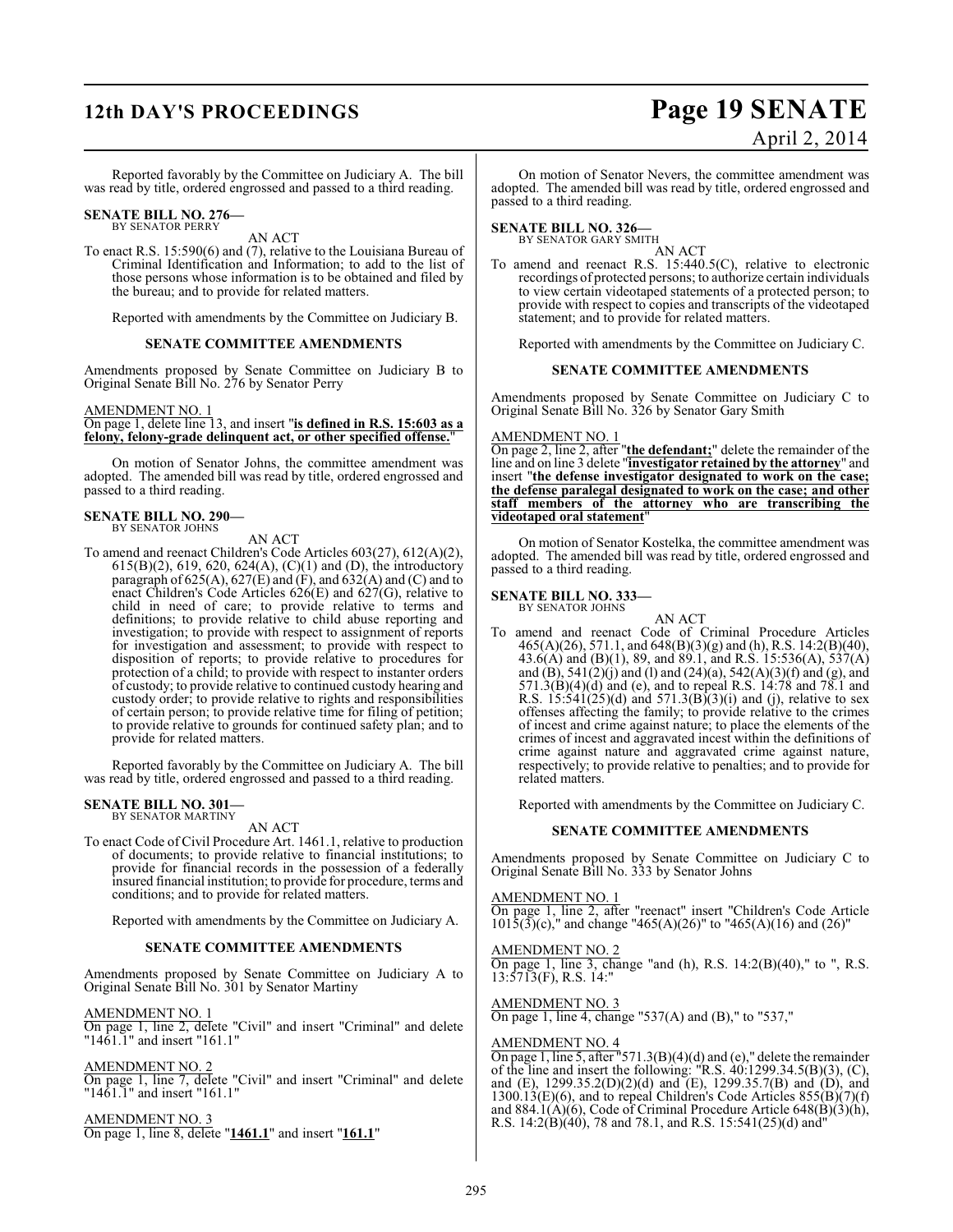Reported favorably by the Committee on Judiciary A. The bill was read by title, ordered engrossed and passed to a third reading.

**SENATE BILL NO. 276—**
BY SENATOR PERRY

AN ACT

To enact R.S. 15:590(6) and (7), relative to the Louisiana Bureau of Criminal Identification and Information; to add to the list of those persons whose information is to be obtained and filed by the bureau; and to provide for related matters.

Reported with amendments by the Committee on Judiciary B.

**SENATE COMMITTEE AMENDMENTS**

Amendments proposed by Senate Committee on Judiciary B to Original Senate Bill No. 276 by Senator Perry

AMENDMENT NO. 1
On page 1, delete line 13, and insert "**is defined in R.S. 15:603 as a felony, felony-grade delinquent act, or other specified offense.**"

On motion of Senator Johns, the committee amendment was adopted. The amended bill was read by title, ordered engrossed and passed to a third reading.

**SENATE BILL NO. 290—**
BY SENATOR JOHNS

AN ACT

To amend and reenact Children's Code Articles 603(27), 612(A)(2), 615(B)(2), 619, 620, 624(A), (C)(1) and (D), the introductory paragraph of 625(A), 627(E) and (F), and 632(A) and (C) and to enact Children's Code Articles 626(E) and 627(G), relative to child in need of care; to provide relative to terms and definitions; to provide relative to child abuse reporting and investigation; to provide with respect to assignment of reports for investigation and assessment; to provide with respect to disposition of reports; to provide relative to procedures for protection of a child; to provide with respect to instanter orders of custody; to provide relative to continued custody hearing and custody order; to provide relative to rights and responsibilities of certain person; to provide relative time for filing of petition; to provide relative to grounds for continued safety plan; and to provide for related matters.

Reported favorably by the Committee on Judiciary A. The bill was read by title, ordered engrossed and passed to a third reading.

**SENATE BILL NO. 301—**
BY SENATOR MARTINY

AN ACT

To enact Code of Civil Procedure Art. 1461.1, relative to production of documents; to provide relative to financial institutions; to provide for financial records in the possession of a federally insured financial institution; to provide for procedure, terms and conditions; and to provide for related matters.

Reported with amendments by the Committee on Judiciary A.

**SENATE COMMITTEE AMENDMENTS**

Amendments proposed by Senate Committee on Judiciary A to Original Senate Bill No. 301 by Senator Martiny

AMENDMENT NO. 1
On page 1, line 2, delete "Civil" and insert "Criminal" and delete "1461.1" and insert "161.1"

AMENDMENT NO. 2
On page 1, line 7, delete "Civil" and insert "Criminal" and delete "1461.1" and insert "161.1"

AMENDMENT NO. 3
On page 1, line 8, delete "**1461.1**" and insert "**161.1**"

On motion of Senator Nevers, the committee amendment was adopted. The amended bill was read by title, ordered engrossed and passed to a third reading.

**SENATE BILL NO. 326—**
BY SENATOR GARY SMITH

AN ACT

To amend and reenact R.S. 15:440.5(C), relative to electronic recordings of protected persons; to authorize certain individuals to view certain videotaped statements of a protected person; to provide with respect to copies and transcripts of the videotaped statement; and to provide for related matters.

Reported with amendments by the Committee on Judiciary C.

**SENATE COMMITTEE AMENDMENTS**

Amendments proposed by Senate Committee on Judiciary C to Original Senate Bill No. 326 by Senator Gary Smith

AMENDMENT NO. 1
On page 2, line 2, after "**the defendant;**" delete the remainder of the line and on line 3 delete "**investigator retained by the attorney**" and insert "**the defense investigator designated to work on the case; the defense paralegal designated to work on the case; and other staff members of the attorney who are transcribing the videotaped oral statement**"

On motion of Senator Kostelka, the committee amendment was adopted. The amended bill was read by title, ordered engrossed and passed to a third reading.

**SENATE BILL NO. 333—**
BY SENATOR JOHNS

AN ACT

To amend and reenact Code of Criminal Procedure Articles 465(A)(26), 571.1, and 648(B)(3)(g) and (h), R.S. 14:2(B)(40), 43.6(A) and (B)(1), 89, and 89.1, and R.S. 15:536(A), 537(A) and (B), 541(2)(j) and (l) and (24)(a), 542(A)(3)(f) and (g), and 571.3(B)(4)(d) and (e), and to repeal R.S. 14:78 and 78.1 and R.S. 15:541(25)(d) and 571.3(B)(3)(i) and (j), relative to sex offenses affecting the family; to provide relative to the crimes of incest and crime against nature; to place the elements of the crimes of incest and aggravated incest within the definitions of crime against nature and aggravated crime against nature, respectively; to provide relative to penalties; and to provide for related matters.

Reported with amendments by the Committee on Judiciary C.

**SENATE COMMITTEE AMENDMENTS**

Amendments proposed by Senate Committee on Judiciary C to Original Senate Bill No. 333 by Senator Johns

AMENDMENT NO. 1
On page 1, line 2, after "reenact" insert "Children's Code Article 1015(3)(c)," and change "465(A)(26)" to "465(A)(16) and (26)"

AMENDMENT NO. 2
On page 1, line 3, change "and (h), R.S. 14:2(B)(40)," to ", R.S. 13:5713(F), R.S. 14:"

AMENDMENT NO. 3
On page 1, line 4, change "537(A) and (B)," to "537,"

AMENDMENT NO. 4
On page 1, line 5, after "571.3(B)(4)(d) and (e)," delete the remainder of the line and insert the following: "R.S. 40:1299.34.5(B)(3), (C), and (E), 1299.35.2(D)(2)(d) and (E), 1299.35.7(B) and (D), and 1300.13(E)(6), and to repeal Children's Code Articles 855(B)(7)(f) and 884.1(A)(6), Code of Criminal Procedure Article 648(B)(3)(h), R.S. 14:2(B)(40), 78 and 78.1, and R.S. 15:541(25)(d) and"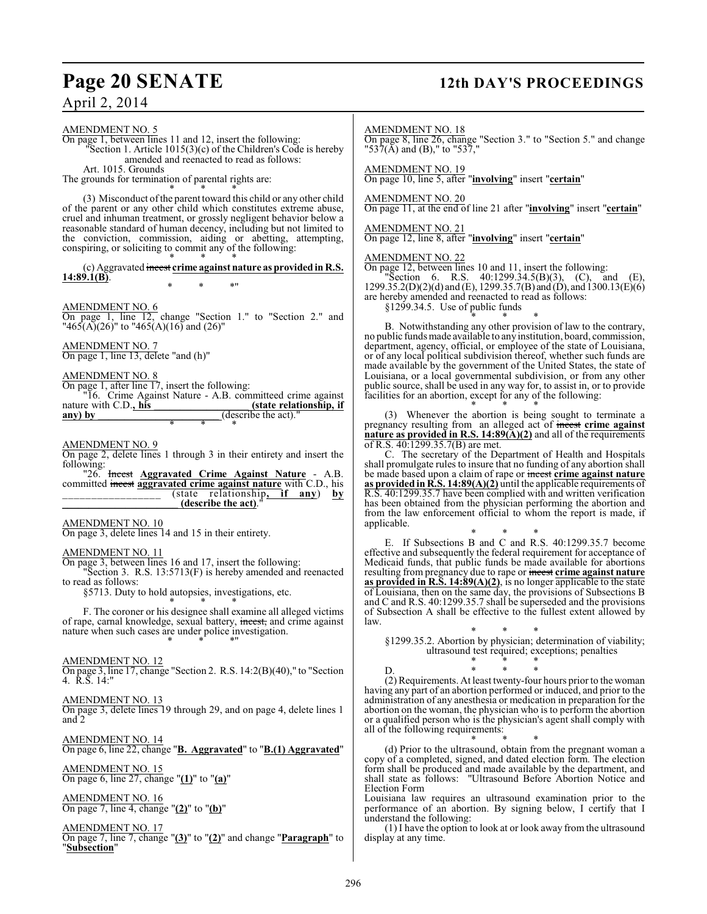AMENDMENT NO. 5

On page 1, between lines 11 and 12, insert the following:

"Section 1. Article 1015(3)(c) of the Children's Code is hereby amended and reenacted to read as follows:

Art. 1015. Grounds

The grounds for termination of parental rights are:

\* \* \*

(3) Misconduct of the parent toward this child or any other child of the parent or any other child which constitutes extreme abuse, cruel and inhuman treatment, or grossly negligent behavior below a reasonable standard of human decency, including but not limited to the conviction, commission, aiding or abetting, attempting, conspiring, or soliciting to commit any of the following:

\* \* \*

(c) Aggravated ~~incest~~ **crime against nature as provided in R.S. 14:89.1(B)**.

\* \* \*"

AMENDMENT NO. 6

On page 1, line 12, change "Section 1." to "Section 2." and "465(A)(26)" to "465(A)(16) and (26)"

AMENDMENT NO. 7

On page 1, line 13, delete "and (h)"

AMENDMENT NO. 8

On page 1, after line 17, insert the following:

"16. Crime Against Nature - A.B. committeed crime against nature with C.D.**, his \_\_\_\_\_\_\_\_\_\_\_\_\_\_\_\_\_\_\_\_ (state relationship, if any) by \_\_\_\_\_\_\_\_\_\_\_\_\_\_\_\_\_\_\_\_\_\_\_\_** (describe the act)."

\* \* \*

AMENDMENT NO. 9

On page 2, delete lines 1 through 3 in their entirety and insert the following:

"26. ~~Incest~~ **Aggravated Crime Against Nature** - A.B. committed ~~incest~~ **aggravated crime against nature** with C.D., his \_\_\_\_\_\_\_\_\_\_\_\_\_\_\_\_\_\_ (state relationship**, if any**) **by \_\_\_\_\_\_\_\_\_\_\_\_\_\_\_\_\_\_\_\_\_\_ (describe the act)**."

AMENDMENT NO. 10

On page 3, delete lines 14 and 15 in their entirety.

AMENDMENT NO. 11

On page 3, between lines 16 and 17, insert the following:

"Section 3. R.S. 13:5713(F) is hereby amended and reenacted to read as follows:

§5713. Duty to hold autopsies, investigations, etc.

\* \* \*

F. The coroner or his designee shall examine all alleged victims of rape, carnal knowledge, sexual battery, ~~incest,~~ and crime against nature when such cases are under police investigation.

\* \* \*"

AMENDMENT NO. 12

On page 3, line 17, change "Section 2. R.S. 14:2(B)(40)," to "Section 4. R.S. 14:"

AMENDMENT NO. 13

On page 3, delete lines 19 through 29, and on page 4, delete lines 1 and 2

AMENDMENT NO. 14

On page 6, line 22, change "**B. Aggravated**" to "**B.(1) Aggravated**"

AMENDMENT NO. 15

On page 6, line 27, change "**(1)**" to "**(a)**"

AMENDMENT NO. 16

On page 7, line 4, change "**(2)**" to "**(b)**"

AMENDMENT NO. 17

On page 7, line 7, change "**(3)**" to "**(2)**" and change "**Paragraph**" to "**Subsection**"

AMENDMENT NO. 18

On page 8, line 26, change "Section 3." to "Section 5." and change "537(A) and (B)," to "537,"

AMENDMENT NO. 19

On page 10, line 5, after "**involving**" insert "**certain**"

AMENDMENT NO. 20

On page 11, at the end of line 21 after "**involving**" insert "**certain**"

AMENDMENT NO. 21

On page 12, line 8, after "**involving**" insert "**certain**"

AMENDMENT NO. 22

On page 12, between lines 10 and 11, insert the following:

"Section 6. R.S. 40:1299.34.5(B)(3), (C), and (E), 1299.35.2(D)(2)(d) and (E), 1299.35.7(B) and (D), and 1300.13(E)(6) are hereby amended and reenacted to read as follows:

§1299.34.5. Use of public funds

\* \* \*

B. Notwithstanding any other provision of law to the contrary, no public funds made available to any institution, board, commission, department, agency, official, or employee of the state of Louisiana, or of any local political subdivision thereof, whether such funds are made available by the government of the United States, the state of Louisiana, or a local governmental subdivision, or from any other public source, shall be used in any way for, to assist in, or to provide facilities for an abortion, except for any of the following:

\* \* \*

(3) Whenever the abortion is being sought to terminate a pregnancy resulting from an alleged act of ~~incest~~ **crime against nature as provided in R.S. 14:89(A)(2)** and all of the requirements of R.S. 40:1299.35.7(B) are met.

C. The secretary of the Department of Health and Hospitals shall promulgate rules to insure that no funding of any abortion shall be made based upon a claim of rape or ~~incest~~ **crime against nature as provided in R.S. 14:89(A)(2)** until the applicable requirements of R.S. 40:1299.35.7 have been complied with and written verification has been obtained from the physician performing the abortion and from the law enforcement official to whom the report is made, if applicable.

\* \* \*

E. If Subsections B and C and R.S. 40:1299.35.7 become effective and subsequently the federal requirement for acceptance of Medicaid funds, that public funds be made available for abortions resulting from pregnancy due to rape or ~~incest~~ **crime against nature as provided in R.S. 14:89(A)(2)**, is no longer applicable to the state of Louisiana, then on the same day, the provisions of Subsections B and C and R.S. 40:1299.35.7 shall be superseded and the provisions of Subsection A shall be effective to the fullest extent allowed by law.

\* \* \*

§1299.35.2. Abortion by physician; determination of viability; ultrasound test required; exceptions; penalties

\* \* \*

D. \* \* \*

(2) Requirements. At least twenty-four hours prior to the woman having any part of an abortion performed or induced, and prior to the administration of any anesthesia or medication in preparation for the abortion on the woman, the physician who is to perform the abortion or a qualified person who is the physician's agent shall comply with all of the following requirements:

\* \* \*

(d) Prior to the ultrasound, obtain from the pregnant woman a copy of a completed, signed, and dated election form. The election form shall be produced and made available by the department, and shall state as follows: "Ultrasound Before Abortion Notice and Election Form

Louisiana law requires an ultrasound examination prior to the performance of an abortion. By signing below, I certify that I understand the following:

(1) I have the option to look at or look away from the ultrasound display at any time.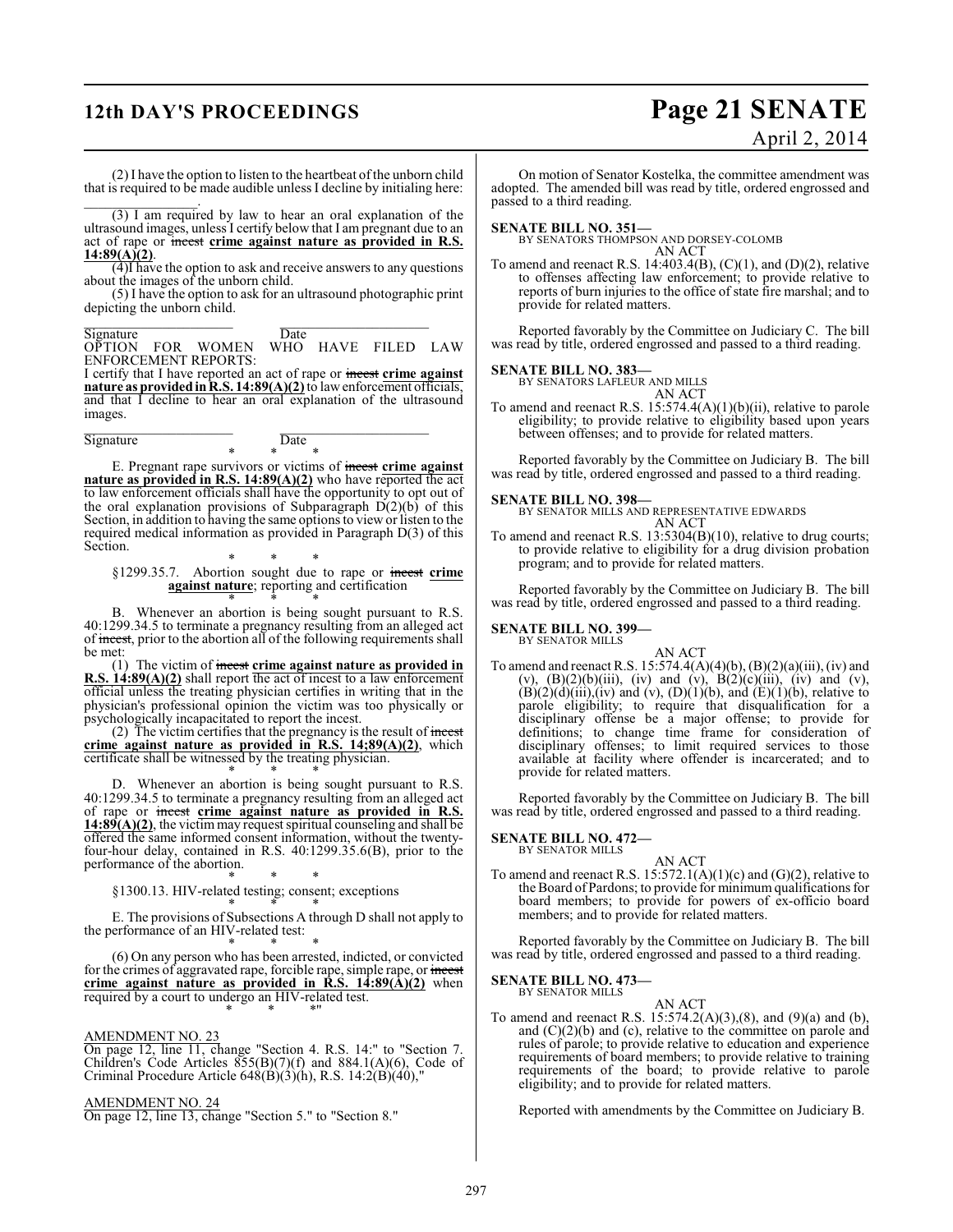(2) I have the option to listen to the heartbeat of the unborn child that is required to be made audible unless I decline by initialing here: \_\_\_\_\_\_\_\_\_\_\_\_\_\_\_\_.

(3) I am required by law to hear an oral explanation of the ultrasound images, unless I certify below that I am pregnant due to an act of rape or ~~incest~~ **crime against nature as provided in R.S. 14:89(A)(2)**.

(4)I have the option to ask and receive answers to any questions about the images of the unborn child.

(5) I have the option to ask for an ultrasound photographic print depicting the unborn child.

\_\_\_\_\_\_\_\_\_\_\_\_\_\_\_\_\_\_\_\_\_ \_\_\_\_\_\_\_\_\_\_\_\_\_\_\_\_\_\_\_\_\_
Signature Date

OPTION FOR WOMEN WHO HAVE FILED LAW ENFORCEMENT REPORTS:

I certify that I have reported an act of rape or ~~incest~~ **crime against nature as provided in R.S. 14:89(A)(2)** to law enforcement officials, and that I decline to hear an oral explanation of the ultrasound images.

\_\_\_\_\_\_\_\_\_\_\_\_\_\_\_\_\_\_\_\_\_ \_\_\_\_\_\_\_\_\_\_\_\_\_\_\_\_\_\_\_\_\_
Signature Date

\* \* \*

E. Pregnant rape survivors or victims of ~~incest~~ **crime against nature as provided in R.S. 14:89(A)(2)** who have reported the act to law enforcement officials shall have the opportunity to opt out of the oral explanation provisions of Subparagraph D(2)(b) of this Section, in addition to having the same options to view or listen to the required medical information as provided in Paragraph D(3) of this Section.

\* \* \*

§1299.35.7. Abortion sought due to rape or ~~incest~~ **crime against nature**; reporting and certification

\* \* \*

B. Whenever an abortion is being sought pursuant to R.S. 40:1299.34.5 to terminate a pregnancy resulting from an alleged act of ~~incest~~, prior to the abortion all of the following requirements shall be met:

(1) The victim of ~~incest~~ **crime against nature as provided in R.S. 14:89(A)(2)** shall report the act of incest to a law enforcement official unless the treating physician certifies in writing that in the physician's professional opinion the victim was too physically or psychologically incapacitated to report the incest.

(2) The victim certifies that the pregnancy is the result of ~~incest~~ **crime against nature as provided in R.S. 14;89(A)(2)**, which certificate shall be witnessed by the treating physician.

\* \* \*

D. Whenever an abortion is being sought pursuant to R.S. 40:1299.34.5 to terminate a pregnancy resulting from an alleged act of rape or ~~incest~~ **crime against nature as provided in R.S. 14:89(A)(2)**, the victim may request spiritual counseling and shall be offered the same informed consent information, without the twenty-four-hour delay, contained in R.S. 40:1299.35.6(B), prior to the performance of the abortion.

\* \* \*

§1300.13. HIV-related testing; consent; exceptions

\* \* \*

E. The provisions of Subsections A through D shall not apply to the performance of an HIV-related test:

\* \* \*

(6) On any person who has been arrested, indicted, or convicted for the crimes of aggravated rape, forcible rape, simple rape, or ~~incest~~ **crime against nature as provided in R.S. 14:89(A)(2)** when required by a court to undergo an HIV-related test.

\* \* \*"

AMENDMENT NO. 23

On page 12, line 11, change "Section 4. R.S. 14:" to "Section 7. Children's Code Articles 855(B)(7)(f) and 884.1(A)(6), Code of Criminal Procedure Article 648(B)(3)(h), R.S. 14:2(B)(40),"

AMENDMENT NO. 24

On page 12, line 13, change "Section 5." to "Section 8."

On motion of Senator Kostelka, the committee amendment was adopted. The amended bill was read by title, ordered engrossed and passed to a third reading.

**SENATE BILL NO. 351—**
BY SENATORS THOMPSON AND DORSEY-COLOMB
AN ACT

To amend and reenact R.S. 14:403.4(B), (C)(1), and (D)(2), relative to offenses affecting law enforcement; to provide relative to reports of burn injuries to the office of state fire marshal; and to provide for related matters.

Reported favorably by the Committee on Judiciary C. The bill was read by title, ordered engrossed and passed to a third reading.

**SENATE BILL NO. 383—**
BY SENATORS LAFLEUR AND MILLS
AN ACT

To amend and reenact R.S. 15:574.4(A)(1)(b)(ii), relative to parole eligibility; to provide relative to eligibility based upon years between offenses; and to provide for related matters.

Reported favorably by the Committee on Judiciary B. The bill was read by title, ordered engrossed and passed to a third reading.

**SENATE BILL NO. 398—**
BY SENATOR MILLS AND REPRESENTATIVE EDWARDS
AN ACT

To amend and reenact R.S. 13:5304(B)(10), relative to drug courts; to provide relative to eligibility for a drug division probation program; and to provide for related matters.

Reported favorably by the Committee on Judiciary B. The bill was read by title, ordered engrossed and passed to a third reading.

**SENATE BILL NO. 399—**
BY SENATOR MILLS
AN ACT

To amend and reenact R.S. 15:574.4(A)(4)(b), (B)(2)(a)(iii), (iv) and (v), (B)(2)(b)(iii), (iv) and (v), B(2)(c)(iii), (iv) and (v), (B)(2)(d)(iii),(iv) and (v), (D)(1)(b), and (E)(1)(b), relative to parole eligibility; to require that disqualification for a disciplinary offense be a major offense; to provide for definitions; to change time frame for consideration of disciplinary offenses; to limit required services to those available at facility where offender is incarcerated; and to provide for related matters.

Reported favorably by the Committee on Judiciary B. The bill was read by title, ordered engrossed and passed to a third reading.

**SENATE BILL NO. 472—**
BY SENATOR MILLS
AN ACT

To amend and reenact R.S. 15:572.1(A)(1)(c) and (G)(2), relative to the Board of Pardons; to provide for minimum qualifications for board members; to provide for powers of ex-officio board members; and to provide for related matters.

Reported favorably by the Committee on Judiciary B. The bill was read by title, ordered engrossed and passed to a third reading.

**SENATE BILL NO. 473—**
BY SENATOR MILLS
AN ACT

To amend and reenact R.S. 15:574.2(A)(3),(8), and (9)(a) and (b), and (C)(2)(b) and (c), relative to the committee on parole and rules of parole; to provide relative to education and experience requirements of board members; to provide relative to training requirements of the board; to provide relative to parole eligibility; and to provide for related matters.

Reported with amendments by the Committee on Judiciary B.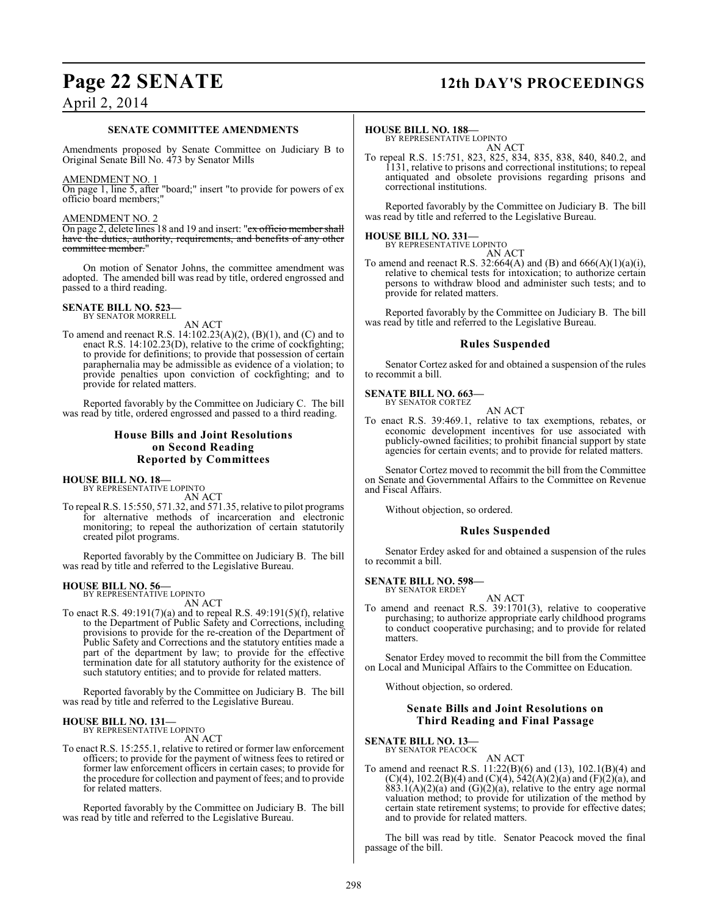### SENATE COMMITTEE AMENDMENTS

Amendments proposed by Senate Committee on Judiciary B to Original Senate Bill No. 473 by Senator Mills

AMENDMENT NO. 1

On page 1, line 5, after "board;" insert "to provide for powers of ex officio board members;"

AMENDMENT NO. 2

On page 2, delete lines 18 and 19 and insert: "~~ex officio member shall have the duties, authority, requirements, and benefits of any other committee member.~~"

On motion of Senator Johns, the committee amendment was adopted. The amended bill was read by title, ordered engrossed and passed to a third reading.

**SENATE BILL NO. 523—**
BY SENATOR MORRELL

AN ACT

To amend and reenact R.S. 14:102.23(A)(2), (B)(1), and (C) and to enact R.S. 14:102.23(D), relative to the crime of cockfighting; to provide for definitions; to provide that possession of certain paraphernalia may be admissible as evidence of a violation; to provide penalties upon conviction of cockfighting; and to provide for related matters.

Reported favorably by the Committee on Judiciary C. The bill was read by title, ordered engrossed and passed to a third reading.

## House Bills and Joint Resolutions on Second Reading Reported by Committees

**HOUSE BILL NO. 18—**
BY REPRESENTATIVE LOPINTO

AN ACT

To repeal R.S. 15:550, 571.32, and 571.35, relative to pilot programs for alternative methods of incarceration and electronic monitoring; to repeal the authorization of certain statutorily created pilot programs.

Reported favorably by the Committee on Judiciary B. The bill was read by title and referred to the Legislative Bureau.

**HOUSE BILL NO. 56—**
BY REPRESENTATIVE LOPINTO

AN ACT

To enact R.S. 49:191(7)(a) and to repeal R.S. 49:191(5)(f), relative to the Department of Public Safety and Corrections, including provisions to provide for the re-creation of the Department of Public Safety and Corrections and the statutory entities made a part of the department by law; to provide for the effective termination date for all statutory authority for the existence of such statutory entities; and to provide for related matters.

Reported favorably by the Committee on Judiciary B. The bill was read by title and referred to the Legislative Bureau.

**HOUSE BILL NO. 131—**
BY REPRESENTATIVE LOPINTO

AN ACT

To enact R.S. 15:255.1, relative to retired or former law enforcement officers; to provide for the payment of witness fees to retired or former law enforcement officers in certain cases; to provide for the procedure for collection and payment of fees; and to provide for related matters.

Reported favorably by the Committee on Judiciary B. The bill was read by title and referred to the Legislative Bureau.

**HOUSE BILL NO. 188—**
BY REPRESENTATIVE LOPINTO

AN ACT

To repeal R.S. 15:751, 823, 825, 834, 835, 838, 840, 840.2, and 1131, relative to prisons and correctional institutions; to repeal antiquated and obsolete provisions regarding prisons and correctional institutions.

Reported favorably by the Committee on Judiciary B. The bill was read by title and referred to the Legislative Bureau.

**HOUSE BILL NO. 331—**
BY REPRESENTATIVE LOPINTO

AN ACT

To amend and reenact R.S. 32:664(A) and (B) and 666(A)(1)(a)(i), relative to chemical tests for intoxication; to authorize certain persons to withdraw blood and administer such tests; and to provide for related matters.

Reported favorably by the Committee on Judiciary B. The bill was read by title and referred to the Legislative Bureau.

### Rules Suspended

Senator Cortez asked for and obtained a suspension of the rules to recommit a bill.

**SENATE BILL NO. 663—**
BY SENATOR CORTEZ

AN ACT

To enact R.S. 39:469.1, relative to tax exemptions, rebates, or economic development incentives for use associated with publicly-owned facilities; to prohibit financial support by state agencies for certain events; and to provide for related matters.

Senator Cortez moved to recommit the bill from the Committee on Senate and Governmental Affairs to the Committee on Revenue and Fiscal Affairs.

Without objection, so ordered.

### Rules Suspended

Senator Erdey asked for and obtained a suspension of the rules to recommit a bill.

**SENATE BILL NO. 598—**
BY SENATOR ERDEY

AN ACT

To amend and reenact R.S. 39:1701(3), relative to cooperative purchasing; to authorize appropriate early childhood programs to conduct cooperative purchasing; and to provide for related matters.

Senator Erdey moved to recommit the bill from the Committee on Local and Municipal Affairs to the Committee on Education.

Without objection, so ordered.

## Senate Bills and Joint Resolutions on Third Reading and Final Passage

**SENATE BILL NO. 13—**
BY SENATOR PEACOCK

AN ACT

To amend and reenact R.S. 11:22(B)(6) and (13), 102.1(B)(4) and (C)(4), 102.2(B)(4) and (C)(4), 542(A)(2)(a) and (F)(2)(a), and 883.1(A)(2)(a) and (G)(2)(a), relative to the entry age normal valuation method; to provide for utilization of the method by certain state retirement systems; to provide for effective dates; and to provide for related matters.

The bill was read by title. Senator Peacock moved the final passage of the bill.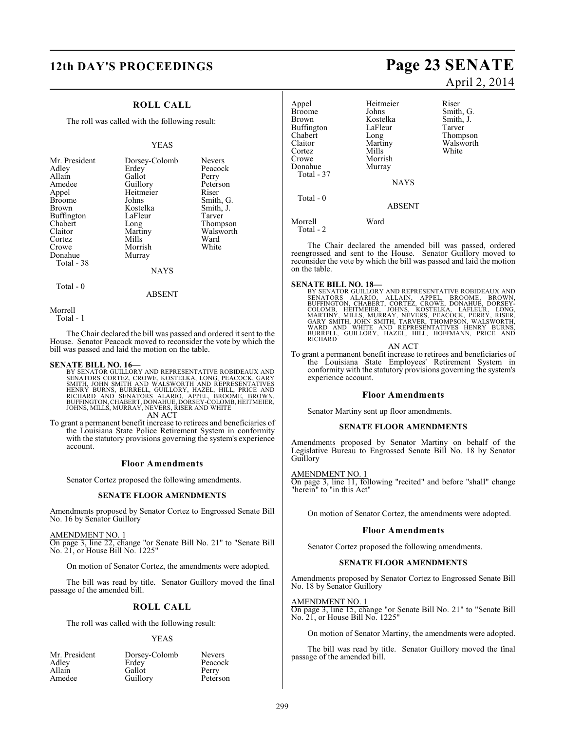## ROLL CALL

The roll was called with the following result:

YEAS

| | | |
|---|---|---|
| Mr. President | Dorsey-Colomb | Nevers |
| Adley | Erdey | Peacock |
| Allain | Gallot | Perry |
| Amedee | Guillory | Peterson |
| Appel | Heitmeier | Riser |
| Broome | Johns | Smith, G. |
| Brown | Kostelka | Smith, J. |
| Buffington | LaFleur | Tarver |
| Chabert | Long | Thompson |
| Claitor | Martiny | Walsworth |
| Cortez | Mills | Ward |
| Crowe | Morrish | White |
| Donahue | Murray | |
| Total - 38 | | |

NAYS

Total - 0

ABSENT

Morrell
Total - 1

The Chair declared the bill was passed and ordered it sent to the House. Senator Peacock moved to reconsider the vote by which the bill was passed and laid the motion on the table.

**SENATE BILL NO. 16—**
BY SENATOR GUILLORY AND REPRESENTATIVE ROBIDEAUX AND SENATORS CORTEZ, CROWE, KOSTELKA, LONG, PEACOCK, GARY SMITH, JOHN SMITH AND WALSWORTH AND REPRESENTATIVES HENRY BURNS, BURRELL, GUILLORY, HAZEL, HILL, PRICE AND RICHARD AND SENATORS ALARIO, APPEL, BROOME, BROWN, BUFFINGTON, CHABERT, DONAHUE, DORSEY-COLOMB, HEITMEIER, JOHNS, MILLS, MURRAY, NEVERS, RISER AND WHITE

AN ACT

To grant a permanent benefit increase to retirees and beneficiaries of the Louisiana State Police Retirement System in conformity with the statutory provisions governing the system's experience account.

### Floor Amendments

Senator Cortez proposed the following amendments.

#### SENATE FLOOR AMENDMENTS

Amendments proposed by Senator Cortez to Engrossed Senate Bill No. 16 by Senator Guillory

AMENDMENT NO. 1
On page 3, line 22, change "or Senate Bill No. 21" to "Senate Bill No. 21, or House Bill No. 1225"

On motion of Senator Cortez, the amendments were adopted.

The bill was read by title. Senator Guillory moved the final passage of the amended bill.

## ROLL CALL

The roll was called with the following result:

YEAS

| | | |
|---|---|---|
| Mr. President | Dorsey-Colomb | Nevers |
| Adley | Erdey | Peacock |
| Allain | Gallot | Perry |
| Amedee | Guillory | Peterson |
| Appel | Heitmeier | Riser |
| Broome | Johns | Smith, G. |
| Brown | Kostelka | Smith, J. |
| Buffington | LaFleur | Tarver |
| Chabert | Long | Thompson |
| Claitor | Martiny | Walsworth |
| Cortez | Mills | White |
| Crowe | Morrish | |
| Donahue | Murray | |
| Total - 37 | | |

NAYS

Total - 0

ABSENT

Morrell Ward
Total - 2

The Chair declared the amended bill was passed, ordered reengrossed and sent to the House. Senator Guillory moved to reconsider the vote by which the bill was passed and laid the motion on the table.

**SENATE BILL NO. 18—**
BY SENATOR GUILLORY AND REPRESENTATIVE ROBIDEAUX AND SENATORS ALARIO, ALLAIN, APPEL, BROOME, BROWN, BUFFINGTON, CHABERT, CORTEZ, CROWE, DONAHUE, DORSEY-COLOMB, HEITMEIER, JOHNS, KOSTELKA, LAFLEUR, LONG, MARTINY, MILLS, MURRAY, NEVERS, PEACOCK, PERRY, RISER, GARY SMITH, JOHN SMITH, TARVER, THOMPSON, WALSWORTH, WARD AND WHITE AND REPRESENTATIVES HENRY BURNS, BURRELL, GUILLORY, HAZEL, HILL, HOFFMANN, PRICE AND RICHARD

AN ACT

To grant a permanent benefit increase to retirees and beneficiaries of the Louisiana State Employees' Retirement System in conformity with the statutory provisions governing the system's experience account.

### Floor Amendments

Senator Martiny sent up floor amendments.

#### SENATE FLOOR AMENDMENTS

Amendments proposed by Senator Martiny on behalf of the Legislative Bureau to Engrossed Senate Bill No. 18 by Senator Guillory

AMENDMENT NO. 1
On page 3, line 11, following "recited" and before "shall" change "herein" to "in this Act"

On motion of Senator Cortez, the amendments were adopted.

### Floor Amendments

Senator Cortez proposed the following amendments.

#### SENATE FLOOR AMENDMENTS

Amendments proposed by Senator Cortez to Engrossed Senate Bill No. 18 by Senator Guillory

AMENDMENT NO. 1
On page 3, line 15, change "or Senate Bill No. 21" to "Senate Bill No. 21, or House Bill No. 1225"

On motion of Senator Martiny, the amendments were adopted.

The bill was read by title. Senator Guillory moved the final passage of the amended bill.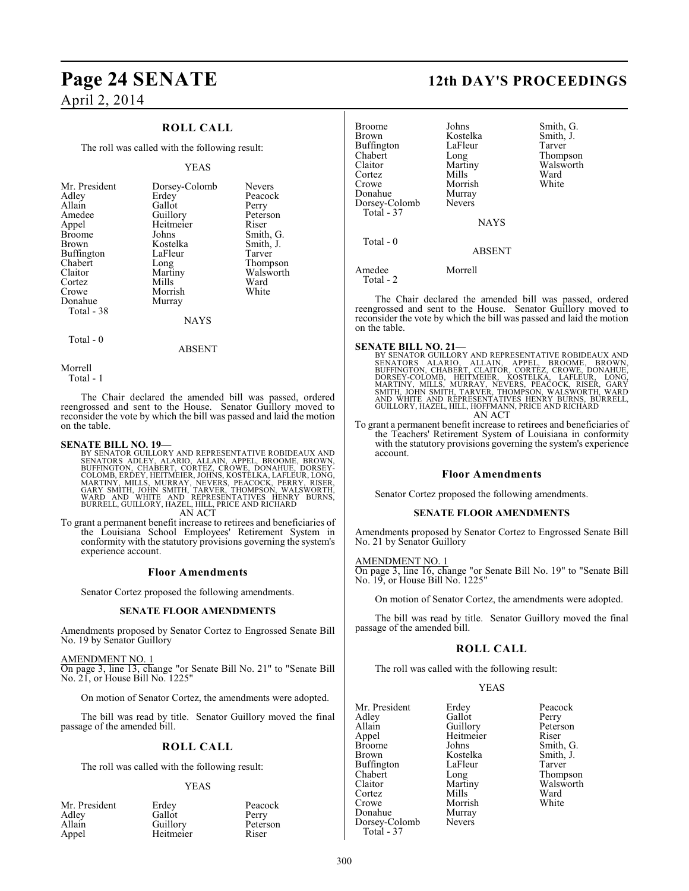## ROLL CALL

The roll was called with the following result:

YEAS

| | | |
|---|---|---|
| Mr. President | Dorsey-Colomb | Nevers |
| Adley | Erdey | Peacock |
| Allain | Gallot | Perry |
| Amedee | Guillory | Peterson |
| Appel | Heitmeier | Riser |
| Broome | Johns | Smith, G. |
| Brown | Kostelka | Smith, J. |
| Buffington | LaFleur | Tarver |
| Chabert | Long | Thompson |
| Claitor | Martiny | Walsworth |
| Cortez | Mills | Ward |
| Crowe | Morrish | White |
| Donahue | Murray | |

Total - 38

NAYS

Total - 0

ABSENT

Morrell

Total - 1

The Chair declared the amended bill was passed, ordered reengrossed and sent to the House. Senator Guillory moved to reconsider the vote by which the bill was passed and laid the motion on the table.

**SENATE BILL NO. 19—**
BY SENATOR GUILLORY AND REPRESENTATIVE ROBIDEAUX AND SENATORS ADLEY, ALARIO, ALLAIN, APPEL, BROOME, BROWN, BUFFINGTON, CHABERT, CORTEZ, CROWE, DONAHUE, DORSEY-COLOMB, ERDEY, HEITMEIER, JOHNS, KOSTELKA, LAFLEUR, LONG, MARTINY, MILLS, MURRAY, NEVERS, PEACOCK, PERRY, RISER, GARY SMITH, JOHN SMITH, TARVER, THOMPSON, WALSWORTH, WARD AND WHITE AND REPRESENTATIVES HENRY BURNS, BURRELL, GUILLORY, HAZEL, HILL, PRICE AND RICHARD

AN ACT

To grant a permanent benefit increase to retirees and beneficiaries of the Louisiana School Employees' Retirement System in conformity with the statutory provisions governing the system's experience account.

### Floor Amendments

Senator Cortez proposed the following amendments.

#### SENATE FLOOR AMENDMENTS

Amendments proposed by Senator Cortez to Engrossed Senate Bill No. 19 by Senator Guillory

AMENDMENT NO. 1
On page 3, line 13, change "or Senate Bill No. 21" to "Senate Bill No. 21, or House Bill No. 1225"

On motion of Senator Cortez, the amendments were adopted.

The bill was read by title. Senator Guillory moved the final passage of the amended bill.

## ROLL CALL

The roll was called with the following result:

YEAS

| | | |
|---|---|---|
| Mr. President | Erdey | Peacock |
| Adley | Gallot | Perry |
| Allain | Guillory | Peterson |
| Appel | Heitmeier | Riser |
| Broome | Johns | Smith, G. |
| Brown | Kostelka | Smith, J. |
| Buffington | LaFleur | Tarver |
| Chabert | Long | Thompson |
| Claitor | Martiny | Walsworth |
| Cortez | Mills | Ward |
| Crowe | Morrish | White |
| Donahue | Murray | |
| Dorsey-Colomb | Nevers | |

Total - 37

NAYS

Total - 0

ABSENT

Amedee Morrell

Total - 2

The Chair declared the amended bill was passed, ordered reengrossed and sent to the House. Senator Guillory moved to reconsider the vote by which the bill was passed and laid the motion on the table.

**SENATE BILL NO. 21—**
BY SENATOR GUILLORY AND REPRESENTATIVE ROBIDEAUX AND SENATORS ALARIO, ALLAIN, APPEL, BROOME, BROWN, BUFFINGTON, CHABERT, CLAITOR, CORTEZ, CROWE, DONAHUE, DORSEY-COLOMB, HEITMEIER, KOSTELKA, LAFLEUR, LONG, MARTINY, MILLS, MURRAY, NEVERS, PEACOCK, RISER, GARY SMITH, JOHN SMITH, TARVER, THOMPSON, WALSWORTH, WARD AND WHITE AND REPRESENTATIVES HENRY BURNS, BURRELL, GUILLORY, HAZEL, HILL, HOFFMANN, PRICE AND RICHARD

AN ACT

To grant a permanent benefit increase to retirees and beneficiaries of the Teachers' Retirement System of Louisiana in conformity with the statutory provisions governing the system's experience account.

### Floor Amendments

Senator Cortez proposed the following amendments.

#### SENATE FLOOR AMENDMENTS

Amendments proposed by Senator Cortez to Engrossed Senate Bill No. 21 by Senator Guillory

AMENDMENT NO. 1
On page 3, line 16, change "or Senate Bill No. 19" to "Senate Bill No. 19, or House Bill No. 1225"

On motion of Senator Cortez, the amendments were adopted.

The bill was read by title. Senator Guillory moved the final passage of the amended bill.

## ROLL CALL

The roll was called with the following result:

YEAS

| | | |
|---|---|---|
| Mr. President | Erdey | Peacock |
| Adley | Gallot | Perry |
| Allain | Guillory | Peterson |
| Appel | Heitmeier | Riser |
| Broome | Johns | Smith, G. |
| Brown | Kostelka | Smith, J. |
| Buffington | LaFleur | Tarver |
| Chabert | Long | Thompson |
| Claitor | Martiny | Walsworth |
| Cortez | Mills | Ward |
| Crowe | Morrish | White |
| Donahue | Murray | |
| Dorsey-Colomb | Nevers | |

Total - 37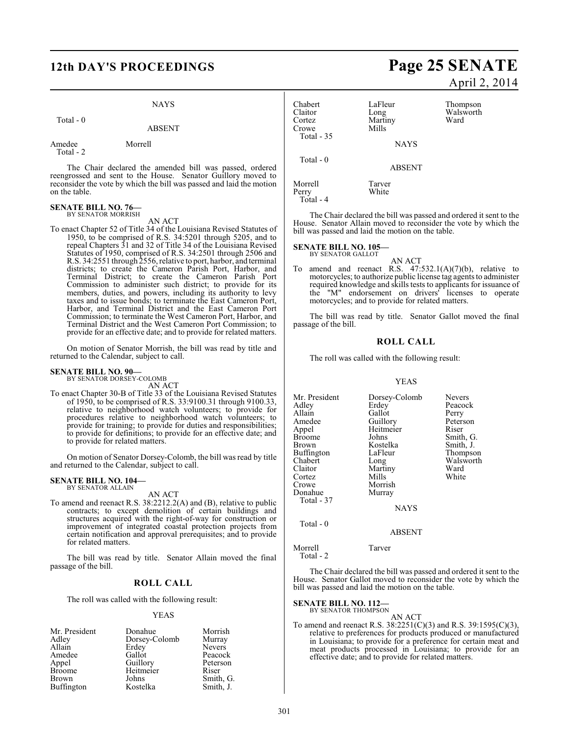NAYS

Total - 0

ABSENT

| | |
|---|---|
| Amedee | Morrell |
| Total - 2 | |

The Chair declared the amended bill was passed, ordered reengrossed and sent to the House. Senator Guillory moved to reconsider the vote by which the bill was passed and laid the motion on the table.

**SENATE BILL NO. 76—**
BY SENATOR MORRISH

AN ACT

To enact Chapter 52 of Title 34 of the Louisiana Revised Statutes of 1950, to be comprised of R.S. 34:5201 through 5205, and to repeal Chapters 31 and 32 of Title 34 of the Louisiana Revised Statutes of 1950, comprised of R.S. 34:2501 through 2506 and R.S. 34:2551 through 2556, relative to port, harbor, and terminal districts; to create the Cameron Parish Port, Harbor, and Terminal District; to create the Cameron Parish Port Commission to administer such district; to provide for its members, duties, and powers, including its authority to levy taxes and to issue bonds; to terminate the East Cameron Port, Harbor, and Terminal District and the East Cameron Port Commission; to terminate the West Cameron Port, Harbor, and Terminal District and the West Cameron Port Commission; to provide for an effective date; and to provide for related matters.

On motion of Senator Morrish, the bill was read by title and returned to the Calendar, subject to call.

**SENATE BILL NO. 90—**
BY SENATOR DORSEY-COLOMB

AN ACT

To enact Chapter 30-B of Title 33 of the Louisiana Revised Statutes of 1950, to be comprised of R.S. 33:9100.31 through 9100.33, relative to neighborhood watch volunteers; to provide for procedures relative to neighborhood watch volunteers; to provide for training; to provide for duties and responsibilities; to provide for definitions; to provide for an effective date; and to provide for related matters.

On motion of Senator Dorsey-Colomb, the bill was read by title and returned to the Calendar, subject to call.

**SENATE BILL NO. 104—**
BY SENATOR ALLAIN

AN ACT

To amend and reenact R.S. 38:2212.2(A) and (B), relative to public contracts; to except demolition of certain buildings and structures acquired with the right-of-way for construction or improvement of integrated coastal protection projects from certain notification and approval prerequisites; and to provide for related matters.

The bill was read by title. Senator Allain moved the final passage of the bill.

## ROLL CALL

The roll was called with the following result:

YEAS

| | | |
|---|---|---|
| Mr. President | Donahue | Morrish |
| Adley | Dorsey-Colomb | Murray |
| Allain | Erdey | Nevers |
| Amedee | Gallot | Peacock |
| Appel | Guillory | Peterson |
| Broome | Heitmeier | Riser |
| Brown | Johns | Smith, G. |
| Buffington | Kostelka | Smith, J. |
| Chabert | LaFleur | Thompson |
| Claitor | Long | Walsworth |
| Cortez | Martiny | Ward |
| Crowe | Mills | |
| Total - 35 | | |

NAYS

Total - 0

ABSENT

| | |
|---|---|
| Morrell | Tarver |
| Perry | White |
| Total - 4 | |

The Chair declared the bill was passed and ordered it sent to the House. Senator Allain moved to reconsider the vote by which the bill was passed and laid the motion on the table.

**SENATE BILL NO. 105—**
BY SENATOR GALLOT

AN ACT

To amend and reenact R.S. 47:532.1(A)(7)(b), relative to motorcycles; to authorize public license tag agents to administer required knowledge and skills tests to applicants for issuance of the "M" endorsement on drivers' licenses to operate motorcycles; and to provide for related matters.

The bill was read by title. Senator Gallot moved the final passage of the bill.

## ROLL CALL

The roll was called with the following result:

YEAS

| | | |
|---|---|---|
| Mr. President | Dorsey-Colomb | Nevers |
| Adley | Erdey | Peacock |
| Allain | Gallot | Perry |
| Amedee | Guillory | Peterson |
| Appel | Heitmeier | Riser |
| Broome | Johns | Smith, G. |
| Brown | Kostelka | Smith, J. |
| Buffington | LaFleur | Thompson |
| Chabert | Long | Walsworth |
| Claitor | Martiny | Ward |
| Cortez | Mills | White |
| Crowe | Morrish | |
| Donahue | Murray | |
| Total - 37 | | |

NAYS

Total - 0

ABSENT

| | |
|---|---|
| Morrell | Tarver |
| Total - 2 | |

The Chair declared the bill was passed and ordered it sent to the House. Senator Gallot moved to reconsider the vote by which the bill was passed and laid the motion on the table.

**SENATE BILL NO. 112—**
BY SENATOR THOMPSON

AN ACT

To amend and reenact R.S. 38:2251(C)(3) and R.S. 39:1595(C)(3), relative to preferences for products produced or manufactured in Louisiana; to provide for a preference for certain meat and meat products processed in Louisiana; to provide for an effective date; and to provide for related matters.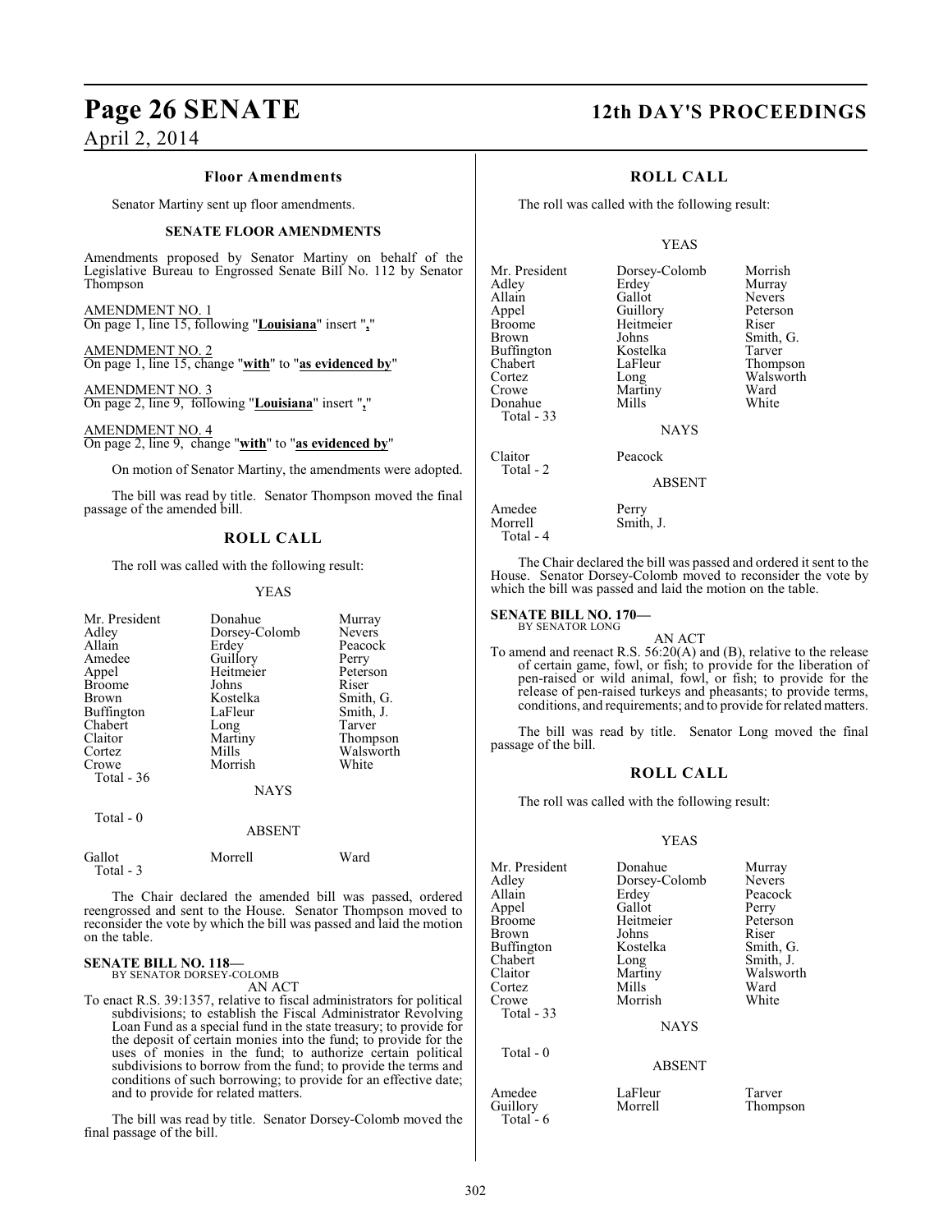### Floor Amendments

Senator Martiny sent up floor amendments.

#### SENATE FLOOR AMENDMENTS

Amendments proposed by Senator Martiny on behalf of the Legislative Bureau to Engrossed Senate Bill No. 112 by Senator Thompson

AMENDMENT NO. 1
On page 1, line 15, following "**Louisiana**" insert "**,**"

AMENDMENT NO. 2
On page 1, line 15, change "**with**" to "**as evidenced by**"

AMENDMENT NO. 3
On page 2, line 9, following "**Louisiana**" insert "**,**"

AMENDMENT NO. 4
On page 2, line 9, change "**with**" to "**as evidenced by**"

On motion of Senator Martiny, the amendments were adopted.

The bill was read by title. Senator Thompson moved the final passage of the amended bill.

### ROLL CALL

The roll was called with the following result:

YEAS

| | | |
|---|---|---|
| Mr. President | Donahue | Murray |
| Adley | Dorsey-Colomb | Nevers |
| Allain | Erdey | Peacock |
| Amedee | Guillory | Perry |
| Appel | Heitmeier | Peterson |
| Broome | Johns | Riser |
| Brown | Kostelka | Smith, G. |
| Buffington | LaFleur | Smith, J. |
| Chabert | Long | Tarver |
| Claitor | Martiny | Thompson |
| Cortez | Mills | Walsworth |
| Crowe | Morrish | White |

Total - 36

NAYS

Total - 0

ABSENT

| | | |
|---|---|---|
| Gallot | Morrell | Ward |

Total - 3

The Chair declared the amended bill was passed, ordered reengrossed and sent to the House. Senator Thompson moved to reconsider the vote by which the bill was passed and laid the motion on the table.

**SENATE BILL NO. 118—**
BY SENATOR DORSEY-COLOMB

AN ACT

To enact R.S. 39:1357, relative to fiscal administrators for political subdivisions; to establish the Fiscal Administrator Revolving Loan Fund as a special fund in the state treasury; to provide for the deposit of certain monies into the fund; to provide for the uses of monies in the fund; to authorize certain political subdivisions to borrow from the fund; to provide the terms and conditions of such borrowing; to provide for an effective date; and to provide for related matters.

The bill was read by title. Senator Dorsey-Colomb moved the final passage of the bill.

### ROLL CALL

The roll was called with the following result:

YEAS

| | | |
|---|---|---|
| Mr. President | Dorsey-Colomb | Morrish |
| Adley | Erdey | Murray |
| Allain | Gallot | Nevers |
| Appel | Guillory | Peterson |
| Broome | Heitmeier | Riser |
| Brown | Johns | Smith, G. |
| Buffington | Kostelka | Tarver |
| Chabert | LaFleur | Thompson |
| Cortez | Long | Walsworth |
| Crowe | Martiny | Ward |
| Donahue | Mills | White |

Total - 33

NAYS

| | |
|---|---|
| Claitor | Peacock |

Total - 2

ABSENT

| | |
|---|---|
| Amedee | Perry |
| Morrell | Smith, J. |

Total - 4

The Chair declared the bill was passed and ordered it sent to the House. Senator Dorsey-Colomb moved to reconsider the vote by which the bill was passed and laid the motion on the table.

**SENATE BILL NO. 170—**
BY SENATOR LONG

AN ACT

To amend and reenact R.S. 56:20(A) and (B), relative to the release of certain game, fowl, or fish; to provide for the liberation of pen-raised or wild animal, fowl, or fish; to provide for the release of pen-raised turkeys and pheasants; to provide terms, conditions, and requirements; and to provide for related matters.

The bill was read by title. Senator Long moved the final passage of the bill.

### ROLL CALL

The roll was called with the following result:

YEAS

| | | |
|---|---|---|
| Mr. President | Donahue | Murray |
| Adley | Dorsey-Colomb | Nevers |
| Allain | Erdey | Peacock |
| Appel | Gallot | Perry |
| Broome | Heitmeier | Peterson |
| Brown | Johns | Riser |
| Buffington | Kostelka | Smith, G. |
| Chabert | Long | Smith, J. |
| Claitor | Martiny | Walsworth |
| Cortez | Mills | Ward |
| Crowe | Morrish | White |

Total - 33

NAYS

Total - 0

ABSENT

| | | |
|---|---|---|
| Amedee | LaFleur | Tarver |
| Guillory | Morrell | Thompson |

Total - 6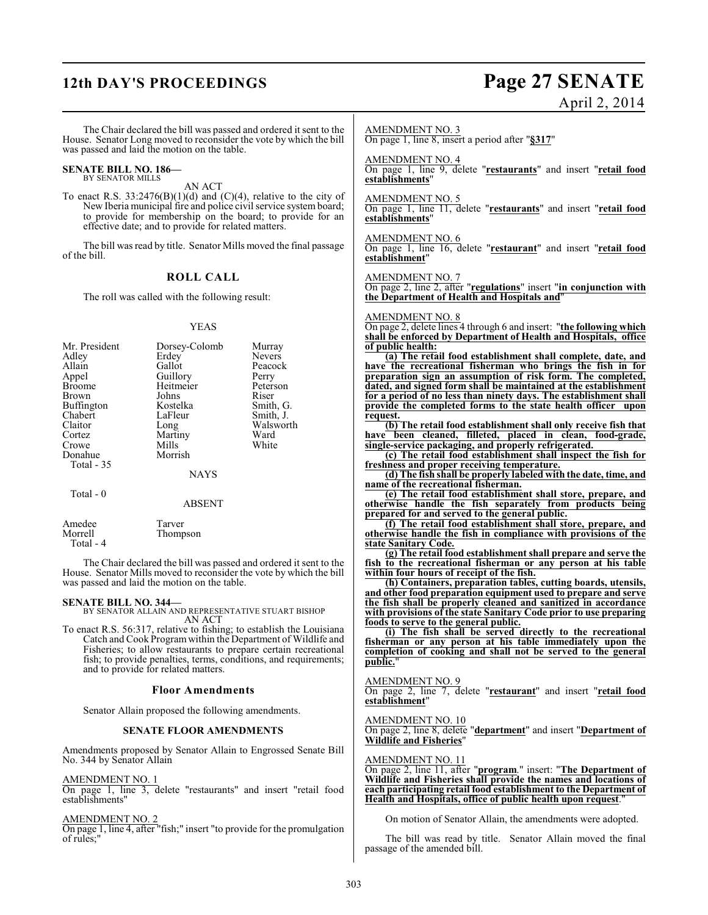The Chair declared the bill was passed and ordered it sent to the House. Senator Long moved to reconsider the vote by which the bill was passed and laid the motion on the table.

**SENATE BILL NO. 186—**
BY SENATOR MILLS

AN ACT

To enact R.S. 33:2476(B)(1)(d) and (C)(4), relative to the city of New Iberia municipal fire and police civil service system board; to provide for membership on the board; to provide for an effective date; and to provide for related matters.

The bill was read by title. Senator Mills moved the final passage of the bill.

## ROLL CALL

The roll was called with the following result:

YEAS

| | | |
|---|---|---|
| Mr. President | Dorsey-Colomb | Murray |
| Adley | Erdey | Nevers |
| Allain | Gallot | Peacock |
| Appel | Guillory | Perry |
| Broome | Heitmeier | Peterson |
| Brown | Johns | Riser |
| Buffington | Kostelka | Smith, G. |
| Chabert | LaFleur | Smith, J. |
| Claitor | Long | Walsworth |
| Cortez | Martiny | Ward |
| Crowe | Mills | White |
| Donahue | Morrish | |

Total - 35

NAYS

Total - 0

ABSENT

| | |
|---|---|
| Amedee | Tarver |
| Morrell | Thompson |

Total - 4

The Chair declared the bill was passed and ordered it sent to the House. Senator Mills moved to reconsider the vote by which the bill was passed and laid the motion on the table.

**SENATE BILL NO. 344—**
BY SENATOR ALLAIN AND REPRESENTATIVE STUART BISHOP

AN ACT

To enact R.S. 56:317, relative to fishing; to establish the Louisiana Catch and Cook Program within the Department of Wildlife and Fisheries; to allow restaurants to prepare certain recreational fish; to provide penalties, terms, conditions, and requirements; and to provide for related matters.

### Floor Amendments

Senator Allain proposed the following amendments.

### SENATE FLOOR AMENDMENTS

Amendments proposed by Senator Allain to Engrossed Senate Bill No. 344 by Senator Allain

AMENDMENT NO. 1
On page 1, line 3, delete "restaurants" and insert "retail food establishments"

AMENDMENT NO. 2
On page 1, line 4, after "fish;" insert "to provide for the promulgation of rules;"

AMENDMENT NO. 3
On page 1, line 8, insert a period after "**§317**"

AMENDMENT NO. 4
On page 1, line 9, delete "**restaurants**" and insert "**retail food establishments**"

AMENDMENT NO. 5
On page 1, line 11, delete "**restaurants**" and insert "**retail food establishments**"

AMENDMENT NO. 6
On page 1, line 16, delete "**restaurant**" and insert "**retail food establishment**"

AMENDMENT NO. 7
On page 2, line 2, after "**regulations**" insert "**in conjunction with the Department of Health and Hospitals and**"

AMENDMENT NO. 8
On page 2, delete lines 4 through 6 and insert: "**the following which shall be enforced by Department of Health and Hospitals, office of public health:**

**(a) The retail food establishment shall complete, date, and have the recreational fisherman who brings the fish in for preparation sign an assumption of risk form. The completed, dated, and signed form shall be maintained at the establishment for a period of no less than ninety days. The establishment shall provide the completed forms to the state health officer upon request.**

**(b) The retail food establishment shall only receive fish that have been cleaned, filleted, placed in clean, food-grade, single-service packaging, and properly refrigerated.**

**(c) The retail food establishment shall inspect the fish for freshness and proper receiving temperature.**

**(d) The fish shall be properly labeled with the date, time, and name of the recreational fisherman.**

**(e) The retail food establishment shall store, prepare, and otherwise handle the fish separately from products being prepared for and served to the general public.**

**(f) The retail food establishment shall store, prepare, and otherwise handle the fish in compliance with provisions of the state Sanitary Code.**

**(g) The retail food establishment shall prepare and serve the fish to the recreational fisherman or any person at his table within four hours of receipt of the fish.**

**(h) Containers, preparation tables, cutting boards, utensils, and other food preparation equipment used to prepare and serve the fish shall be properly cleaned and sanitized in accordance with provisions of the state Sanitary Code prior to use preparing foods to serve to the general public.**

**(i) The fish shall be served directly to the recreational fisherman or any person at his table immediately upon the completion of cooking and shall not be served to the general public.**"

AMENDMENT NO. 9
On page 2, line 7, delete "**restaurant**" and insert "**retail food establishment**"

AMENDMENT NO. 10
On page 2, line 8, delete "**department**" and insert "**Department of Wildlife and Fisheries**"

AMENDMENT NO. 11
On page 2, line 11, after "**program.**" insert: "**The Department of Wildlife and Fisheries shall provide the names and locations of each participating retail food establishment to the Department of Health and Hospitals, office of public health upon request.**"

On motion of Senator Allain, the amendments were adopted.

The bill was read by title. Senator Allain moved the final passage of the amended bill.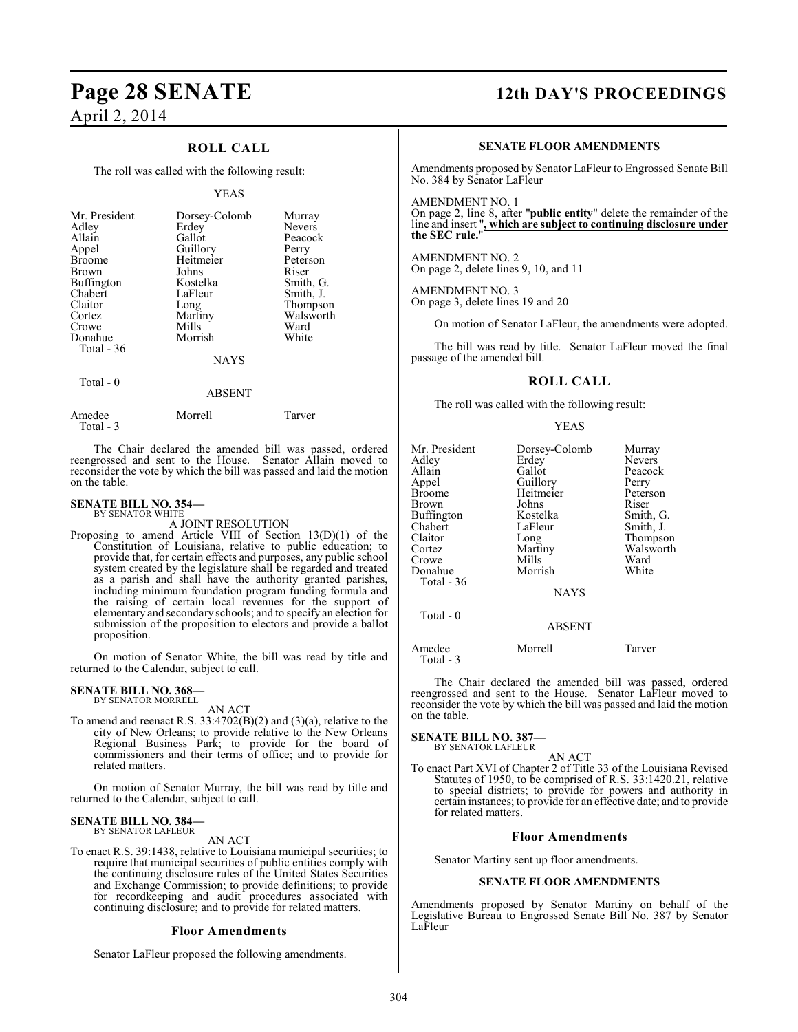## ROLL CALL

The roll was called with the following result:

YEAS

| | | |
|---|---|---|
| Mr. President | Dorsey-Colomb | Murray |
| Adley | Erdey | Nevers |
| Allain | Gallot | Peacock |
| Appel | Guillory | Perry |
| Broome | Heitmeier | Peterson |
| Brown | Johns | Riser |
| Buffington | Kostelka | Smith, G. |
| Chabert | LaFleur | Smith, J. |
| Claitor | Long | Thompson |
| Cortez | Martiny | Walsworth |
| Crowe | Mills | Ward |
| Donahue | Morrish | White |
| Total - 36 | | |

NAYS

Total - 0

ABSENT

| | | |
|---|---|---|
| Amedee | Morrell | Tarver |
| Total - 3 | | |

The Chair declared the amended bill was passed, ordered reengrossed and sent to the House. Senator Allain moved to reconsider the vote by which the bill was passed and laid the motion on the table.

**SENATE BILL NO. 354—**
BY SENATOR WHITE

A JOINT RESOLUTION

Proposing to amend Article VIII of Section 13(D)(1) of the Constitution of Louisiana, relative to public education; to provide that, for certain effects and purposes, any public school system created by the legislature shall be regarded and treated as a parish and shall have the authority granted parishes, including minimum foundation program funding formula and the raising of certain local revenues for the support of elementary and secondary schools; and to specify an election for submission of the proposition to electors and provide a ballot proposition.

On motion of Senator White, the bill was read by title and returned to the Calendar, subject to call.

**SENATE BILL NO. 368—**
BY SENATOR MORRELL

AN ACT

To amend and reenact R.S. 33:4702(B)(2) and (3)(a), relative to the city of New Orleans; to provide relative to the New Orleans Regional Business Park; to provide for the board of commissioners and their terms of office; and to provide for related matters.

On motion of Senator Murray, the bill was read by title and returned to the Calendar, subject to call.

**SENATE BILL NO. 384—**
BY SENATOR LAFLEUR

AN ACT

To enact R.S. 39:1438, relative to Louisiana municipal securities; to require that municipal securities of public entities comply with the continuing disclosure rules of the United States Securities and Exchange Commission; to provide definitions; to provide for recordkeeping and audit procedures associated with continuing disclosure; and to provide for related matters.

### Floor Amendments

Senator LaFleur proposed the following amendments.

**SENATE FLOOR AMENDMENTS**

Amendments proposed by Senator LaFleur to Engrossed Senate Bill No. 384 by Senator LaFleur

AMENDMENT NO. 1
On page 2, line 8, after "**public entity**" delete the remainder of the line and insert "**, which are subject to continuing disclosure under the SEC rule.**"

AMENDMENT NO. 2
On page 2, delete lines 9, 10, and 11

AMENDMENT NO. 3
On page 3, delete lines 19 and 20

On motion of Senator LaFleur, the amendments were adopted.

The bill was read by title. Senator LaFleur moved the final passage of the amended bill.

## ROLL CALL

The roll was called with the following result:

YEAS

| | | |
|---|---|---|
| Mr. President | Dorsey-Colomb | Murray |
| Adley | Erdey | Nevers |
| Allain | Gallot | Peacock |
| Appel | Guillory | Perry |
| Broome | Heitmeier | Peterson |
| Brown | Johns | Riser |
| Buffington | Kostelka | Smith, G. |
| Chabert | LaFleur | Smith, J. |
| Claitor | Long | Thompson |
| Cortez | Martiny | Walsworth |
| Crowe | Mills | Ward |
| Donahue | Morrish | White |
| Total - 36 | | |

NAYS

Total - 0

ABSENT

| | | |
|---|---|---|
| Amedee | Morrell | Tarver |
| Total - 3 | | |

The Chair declared the amended bill was passed, ordered reengrossed and sent to the House. Senator LaFleur moved to reconsider the vote by which the bill was passed and laid the motion on the table.

**SENATE BILL NO. 387—**
BY SENATOR LAFLEUR

AN ACT

To enact Part XVI of Chapter 2 of Title 33 of the Louisiana Revised Statutes of 1950, to be comprised of R.S. 33:1420.21, relative to special districts; to provide for powers and authority in certain instances; to provide for an effective date; and to provide for related matters.

### Floor Amendments

Senator Martiny sent up floor amendments.

**SENATE FLOOR AMENDMENTS**

Amendments proposed by Senator Martiny on behalf of the Legislative Bureau to Engrossed Senate Bill No. 387 by Senator LaFleur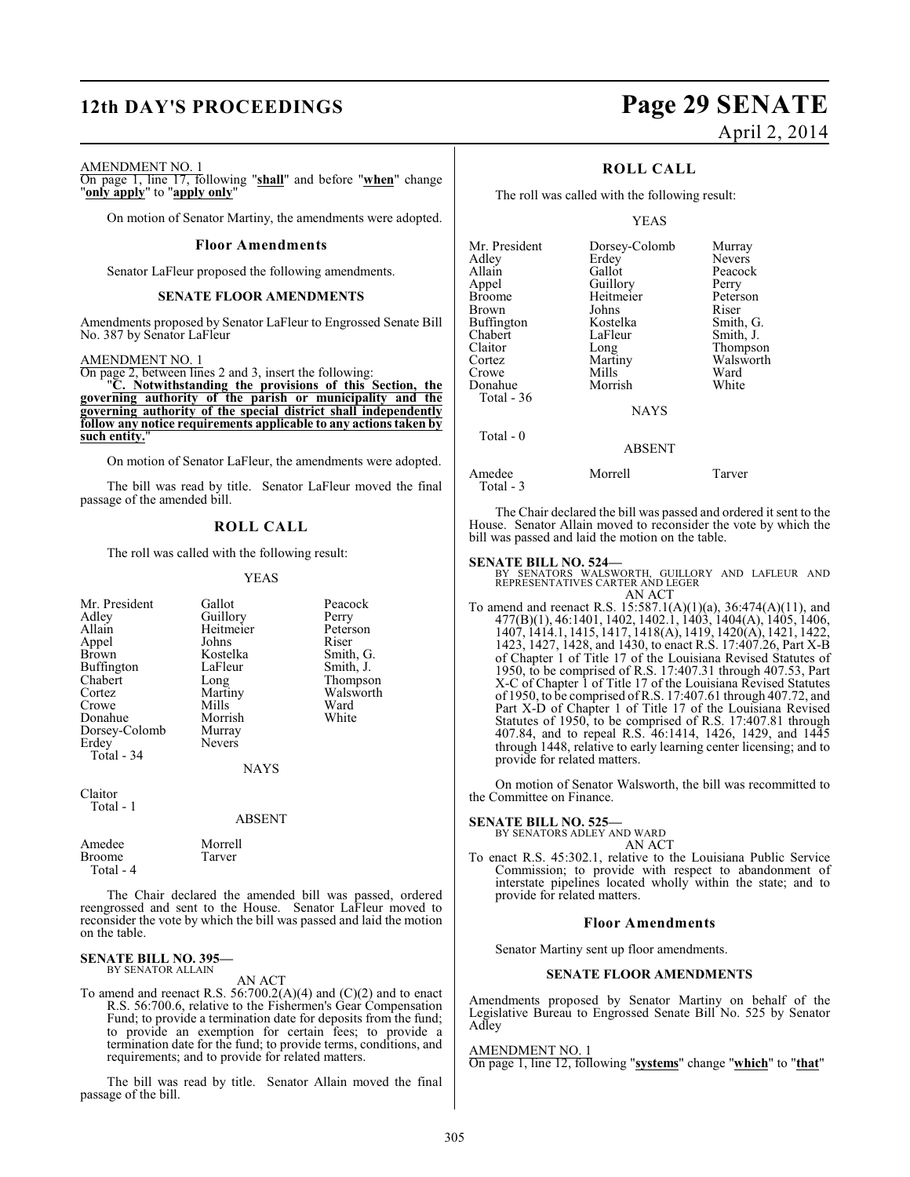AMENDMENT NO. 1
On page 1, line 17, following "**shall**" and before "**when**" change "**only apply**" to "**apply only**"

On motion of Senator Martiny, the amendments were adopted.

### Floor Amendments

Senator LaFleur proposed the following amendments.

#### SENATE FLOOR AMENDMENTS

Amendments proposed by Senator LaFleur to Engrossed Senate Bill No. 387 by Senator LaFleur

AMENDMENT NO. 1
On page 2, between lines 2 and 3, insert the following:

"**C. Notwithstanding the provisions of this Section, the governing authority of the parish or municipality and the governing authority of the special district shall independently follow any notice requirements applicable to any actions taken by such entity.**"

On motion of Senator LaFleur, the amendments were adopted.

The bill was read by title. Senator LaFleur moved the final passage of the amended bill.

### ROLL CALL

The roll was called with the following result:

YEAS

| | | |
|---|---|---|
| Mr. President | Gallot | Peacock |
| Adley | Guillory | Perry |
| Allain | Heitmeier | Peterson |
| Appel | Johns | Riser |
| Brown | Kostelka | Smith, G. |
| Buffington | LaFleur | Smith, J. |
| Chabert | Long | Thompson |
| Cortez | Martiny | Walsworth |
| Crowe | Mills | Ward |
| Donahue | Morrish | White |
| Dorsey-Colomb | Murray | |
| Erdey | Nevers | |
| Total - 34 | | |

NAYS

Claitor
Total - 1

ABSENT

| | |
|---|---|
| Amedee | Morrell |
| Broome | Tarver |
| Total - 4 | |

The Chair declared the amended bill was passed, ordered reengrossed and sent to the House. Senator LaFleur moved to reconsider the vote by which the bill was passed and laid the motion on the table.

**SENATE BILL NO. 395—**
BY SENATOR ALLAIN

AN ACT

To amend and reenact R.S. 56:700.2(A)(4) and (C)(2) and to enact R.S. 56:700.6, relative to the Fishermen's Gear Compensation Fund; to provide a termination date for deposits from the fund; to provide an exemption for certain fees; to provide a termination date for the fund; to provide terms, conditions, and requirements; and to provide for related matters.

The bill was read by title. Senator Allain moved the final passage of the bill.

### ROLL CALL

The roll was called with the following result:

YEAS

| | | |
|---|---|---|
| Mr. President | Dorsey-Colomb | Murray |
| Adley | Erdey | Nevers |
| Allain | Gallot | Peacock |
| Appel | Guillory | Perry |
| Broome | Heitmeier | Peterson |
| Brown | Johns | Riser |
| Buffington | Kostelka | Smith, G. |
| Chabert | LaFleur | Smith, J. |
| Claitor | Long | Thompson |
| Cortez | Martiny | Walsworth |
| Crowe | Mills | Ward |
| Donahue | Morrish | White |
| Total - 36 | | |

NAYS

Total - 0

ABSENT

| | | |
|---|---|---|
| Amedee | Morrell | Tarver |
| Total - 3 | | |

The Chair declared the bill was passed and ordered it sent to the House. Senator Allain moved to reconsider the vote by which the bill was passed and laid the motion on the table.

**SENATE BILL NO. 524—**
BY SENATORS WALSWORTH, GUILLORY AND LAFLEUR AND REPRESENTATIVES CARTER AND LEGER

AN ACT

To amend and reenact R.S. 15:587.1(A)(1)(a), 36:474(A)(11), and 477(B)(1), 46:1401, 1402, 1402.1, 1403, 1404(A), 1405, 1406, 1407, 1414.1, 1415, 1417, 1418(A), 1419, 1420(A), 1421, 1422, 1423, 1427, 1428, and 1430, to enact R.S. 17:407.26, Part X-B of Chapter 1 of Title 17 of the Louisiana Revised Statutes of 1950, to be comprised of R.S. 17:407.31 through 407.53, Part X-C of Chapter 1 of Title 17 of the Louisiana Revised Statutes of 1950, to be comprised of R.S. 17:407.61 through 407.72, and Part X-D of Chapter 1 of Title 17 of the Louisiana Revised Statutes of 1950, to be comprised of R.S. 17:407.81 through 407.84, and to repeal R.S. 46:1414, 1426, 1429, and 1445 through 1448, relative to early learning center licensing; and to provide for related matters.

On motion of Senator Walsworth, the bill was recommitted to the Committee on Finance.

**SENATE BILL NO. 525—**
BY SENATORS ADLEY AND WARD

AN ACT

To enact R.S. 45:302.1, relative to the Louisiana Public Service Commission; to provide with respect to abandonment of interstate pipelines located wholly within the state; and to provide for related matters.

### Floor Amendments

Senator Martiny sent up floor amendments.

#### SENATE FLOOR AMENDMENTS

Amendments proposed by Senator Martiny on behalf of the Legislative Bureau to Engrossed Senate Bill No. 525 by Senator Adley

AMENDMENT NO. 1
On page 1, line 12, following "**systems**" change "**which**" to "**that**"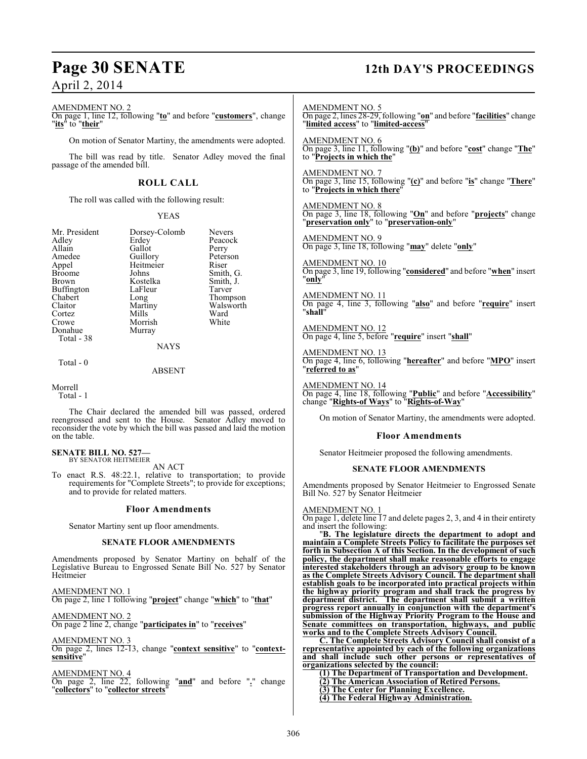AMENDMENT NO. 2
On page 1, line 12, following "**to**" and before "**customers**", change "**its**" to "**their**"

On motion of Senator Martiny, the amendments were adopted.

The bill was read by title. Senator Adley moved the final passage of the amended bill.

## ROLL CALL

The roll was called with the following result:

YEAS

| | | |
|---|---|---|
| Mr. President | Dorsey-Colomb | Nevers |
| Adley | Erdey | Peacock |
| Allain | Gallot | Perry |
| Amedee | Guillory | Peterson |
| Appel | Heitmeier | Riser |
| Broome | Johns | Smith, G. |
| Brown | Kostelka | Smith, J. |
| Buffington | LaFleur | Tarver |
| Chabert | Long | Thompson |
| Claitor | Martiny | Walsworth |
| Cortez | Mills | Ward |
| Crowe | Morrish | White |
| Donahue | Murray | |

Total - 38

NAYS

Total - 0

ABSENT

Morrell

Total - 1

The Chair declared the amended bill was passed, ordered reengrossed and sent to the House. Senator Adley moved to reconsider the vote by which the bill was passed and laid the motion on the table.

**SENATE BILL NO. 527—**
BY SENATOR HEITMEIER

AN ACT

To enact R.S. 48:22.1, relative to transportation; to provide requirements for "Complete Streets"; to provide for exceptions; and to provide for related matters.

### Floor Amendments

Senator Martiny sent up floor amendments.

### SENATE FLOOR AMENDMENTS

Amendments proposed by Senator Martiny on behalf of the Legislative Bureau to Engrossed Senate Bill No. 527 by Senator Heitmeier

AMENDMENT NO. 1
On page 2, line 1 following "**project**" change "**which**" to "**that**"

AMENDMENT NO. 2
On page 2 line 2, change "**participates in**" to "**receives**"

AMENDMENT NO. 3
On page 2, lines 12-13, change "**context sensitive**" to "**context-sensitive**"

AMENDMENT NO. 4
On page 2, line 22, following "**and**" and before "**.**" change "**collectors**" to "**collector streets**"

AMENDMENT NO. 5
On page 2, lines 28-29, following "**on**" and before "**facilities**" change "**limited access**" to "**limited-access**"

AMENDMENT NO. 6
On page 3, line 11, following "**(b)**" and before "**cost**" change "**The**" to "**Projects in which the**"

AMENDMENT NO. 7
On page 3, line 15, following "**(c)**" and before "**is**" change "**There**" to "**Projects in which there**"

AMENDMENT NO. 8
On page 3, line 18, following "**On**" and before "**projects**" change "**preservation only**" to "**preservation-only**"

AMENDMENT NO. 9
On page 3, line 18, following "**may**" delete "**only**"

AMENDMENT NO. 10
On page 3, line 19, following "**considered**" and before "**when**" insert "**only**"

AMENDMENT NO. 11
On page 4, line 3, following "**also**" and before "**require**" insert "**shall**"

AMENDMENT NO. 12
On page 4, line 5, before "**require**" insert "**shall**"

AMENDMENT NO. 13
On page 4, line 6, following "**hereafter**" and before "**MPO**" insert "**referred to as**"

AMENDMENT NO. 14
On page 4, line 18, following "**Public**" and before "**Accessibility**" change "**Rights-of Ways**" to "**Rights-of-Way**"

On motion of Senator Martiny, the amendments were adopted.

### Floor Amendments

Senator Heitmeier proposed the following amendments.

### SENATE FLOOR AMENDMENTS

Amendments proposed by Senator Heitmeier to Engrossed Senate Bill No. 527 by Senator Heitmeier

AMENDMENT NO. 1
On page 1, delete line 17 and delete pages 2, 3, and 4 in their entirety and insert the following:

"**B. The legislature directs the department to adopt and maintain a Complete Streets Policy to facilitate the purposes set forth in Subsection A of this Section. In the development of such policy, the department shall make reasonable efforts to engage interested stakeholders through an advisory group to be known as the Complete Streets Advisory Council. The department shall establish goals to be incorporated into practical projects within the highway priority program and shall track the progress by department district. The department shall submit a written progress report annually in conjunction with the department's submission of the Highway Priority Program to the House and Senate committees on transportation, highways, and public works and to the Complete Streets Advisory Council.**

**C. The Complete Streets Advisory Council shall consist of a representative appointed by each of the following organizations and shall include such other persons or representatives of organizations selected by the council:**

**(1) The Department of Transportation and Development.**

**(2) The American Association of Retired Persons.**

**(3) The Center for Planning Excellence.**

**(4) The Federal Highway Administration.**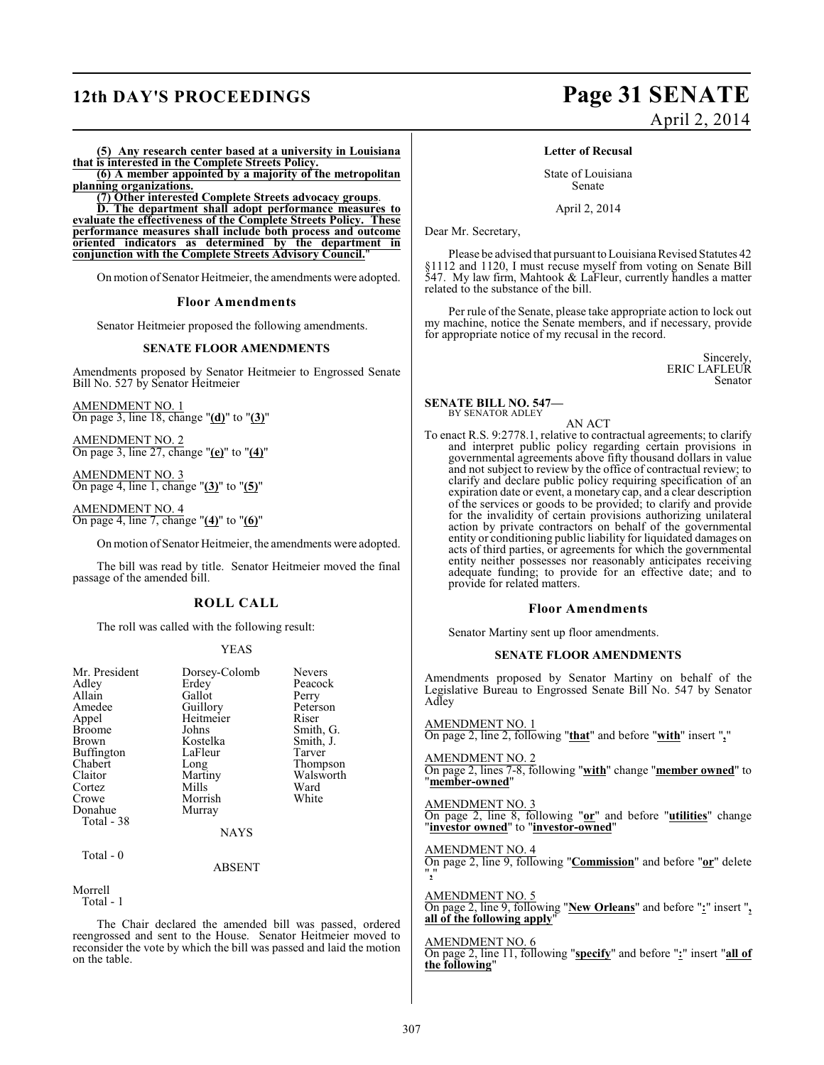**(5) Any research center based at a university in Louisiana that is interested in the Complete Streets Policy.**

**(6) A member appointed by a majority of the metropolitan planning organizations.**

**(7) Other interested Complete Streets advocacy groups**.

**D. The department shall adopt performance measures to evaluate the effectiveness of the Complete Streets Policy. These performance measures shall include both process and outcome oriented indicators as determined by the department in conjunction with the Complete Streets Advisory Council.**"

On motion of Senator Heitmeier, the amendments were adopted.

### Floor Amendments

Senator Heitmeier proposed the following amendments.

#### SENATE FLOOR AMENDMENTS

Amendments proposed by Senator Heitmeier to Engrossed Senate Bill No. 527 by Senator Heitmeier

AMENDMENT NO. 1
On page 3, line 18, change "**(d)**" to "**(3)**"

AMENDMENT NO. 2
On page 3, line 27, change "**(e)**" to "**(4)**"

AMENDMENT NO. 3
On page 4, line 1, change "**(3)**" to "**(5)**"

AMENDMENT NO. 4
On page 4, line 7, change "**(4)**" to "**(6)**"

On motion of Senator Heitmeier, the amendments were adopted.

The bill was read by title. Senator Heitmeier moved the final passage of the amended bill.

### ROLL CALL

The roll was called with the following result:

YEAS

| | | |
|---|---|---|
| Mr. President | Dorsey-Colomb | Nevers |
| Adley | Erdey | Peacock |
| Allain | Gallot | Perry |
| Amedee | Guillory | Peterson |
| Appel | Heitmeier | Riser |
| Broome | Johns | Smith, G. |
| Brown | Kostelka | Smith, J. |
| Buffington | LaFleur | Tarver |
| Chabert | Long | Thompson |
| Claitor | Martiny | Walsworth |
| Cortez | Mills | Ward |
| Crowe | Morrish | White |
| Donahue | Murray | |

Total - 38

NAYS

Total - 0

ABSENT

Morrell
Total - 1

The Chair declared the amended bill was passed, ordered reengrossed and sent to the House. Senator Heitmeier moved to reconsider the vote by which the bill was passed and laid the motion on the table.

### Letter of Recusal

State of Louisiana
Senate

April 2, 2014

Dear Mr. Secretary,

Please be advised that pursuant to Louisiana Revised Statutes 42 §1112 and 1120, I must recuse myself from voting on Senate Bill 547. My law firm, Mahtook & LaFleur, currently handles a matter related to the substance of the bill.

Per rule of the Senate, please take appropriate action to lock out my machine, notice the Senate members, and if necessary, provide for appropriate notice of my recusal in the record.

Sincerely,
ERIC LAFLEUR
Senator

**SENATE BILL NO. 547—**
BY SENATOR ADLEY

AN ACT

To enact R.S. 9:2778.1, relative to contractual agreements; to clarify and interpret public policy regarding certain provisions in governmental agreements above fifty thousand dollars in value and not subject to review by the office of contractual review; to clarify and declare public policy requiring specification of an expiration date or event, a monetary cap, and a clear description of the services or goods to be provided; to clarify and provide for the invalidity of certain provisions authorizing unilateral action by private contractors on behalf of the governmental entity or conditioning public liability for liquidated damages on acts of third parties, or agreements for which the governmental entity neither possesses nor reasonably anticipates receiving adequate funding; to provide for an effective date; and to provide for related matters.

### Floor Amendments

Senator Martiny sent up floor amendments.

#### SENATE FLOOR AMENDMENTS

Amendments proposed by Senator Martiny on behalf of the Legislative Bureau to Engrossed Senate Bill No. 547 by Senator Adley

AMENDMENT NO. 1
On page 2, line 2, following "**that**" and before "**with**" insert "**,**"

AMENDMENT NO. 2
On page 2, lines 7-8, following "**with**" change "**member owned**" to "**member-owned**"

AMENDMENT NO. 3
On page 2, line 8, following "**or**" and before "**utilities**" change "**investor owned**" to "**investor-owned**"

AMENDMENT NO. 4
On page 2, line 9, following "**Commission**" and before "**or**" delete "**,**"

AMENDMENT NO. 5
On page 2, line 9, following "**New Orleans**" and before "**:**" insert "**, all of the following apply**"

AMENDMENT NO. 6
On page 2, line 11, following "**specify**" and before "**:**" insert "**all of the following**"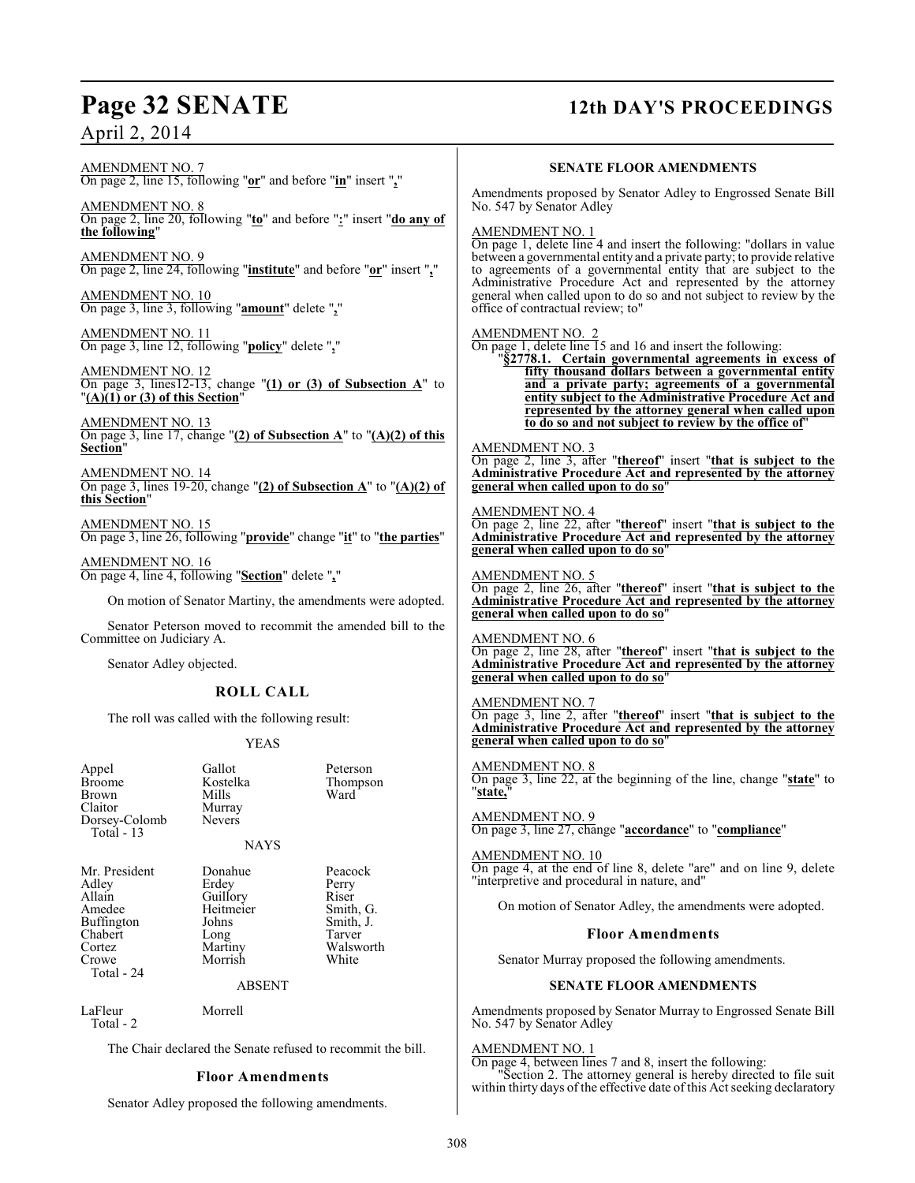AMENDMENT NO. 7
On page 2, line 15, following "**or**" and before "**in**" insert "**,**"

AMENDMENT NO. 8
On page 2, line 20, following "**to**" and before "**:**" insert "**do any of the following**"

AMENDMENT NO. 9
On page 2, line 24, following "**institute**" and before "**or**" insert "**,**"

AMENDMENT NO. 10
On page 3, line 3, following "**amount**" delete "**,**"

AMENDMENT NO. 11
On page 3, line 12, following "**policy**" delete "**,**"

AMENDMENT NO. 12
On page 3, lines12-13, change "**(1) or (3) of Subsection A**" to "**(A)(1) or (3) of this Section**"

AMENDMENT NO. 13
On page 3, line 17, change "**(2) of Subsection A**" to "**(A)(2) of this Section**"

AMENDMENT NO. 14
On page 3, lines 19-20, change "**(2) of Subsection A**" to "**(A)(2) of this Section**"

AMENDMENT NO. 15
On page 3, line 26, following "**provide**" change "**it**" to "**the parties**"

AMENDMENT NO. 16
On page 4, line 4, following "**Section**" delete "**,**"

On motion of Senator Martiny, the amendments were adopted.

Senator Peterson moved to recommit the amended bill to the Committee on Judiciary A.

Senator Adley objected.

## ROLL CALL

The roll was called with the following result:

YEAS

| | | |
|---|---|---|
| Appel | Gallot | Peterson |
| Broome | Kostelka | Thompson |
| Brown | Mills | Ward |
| Claitor | Murray | |
| Dorsey-Colomb | Nevers | |

Total - 13

NAYS

| | | |
|---|---|---|
| Mr. President | Donahue | Peacock |
| Adley | Erdey | Perry |
| Allain | Guillory | Riser |
| Amedee | Heitmeier | Smith, G. |
| Buffington | Johns | Smith, J. |
| Chabert | Long | Tarver |
| Cortez | Martiny | Walsworth |
| Crowe | Morrish | White |

Total - 24

ABSENT

| | |
|---|---|
| LaFleur | Morrell |

Total - 2

The Chair declared the Senate refused to recommit the bill.

### Floor Amendments

Senator Adley proposed the following amendments.

#### SENATE FLOOR AMENDMENTS

Amendments proposed by Senator Adley to Engrossed Senate Bill No. 547 by Senator Adley

AMENDMENT NO. 1
On page 1, delete line 4 and insert the following: "dollars in value between a governmental entity and a private party; to provide relative to agreements of a governmental entity that are subject to the Administrative Procedure Act and represented by the attorney general when called upon to do so and not subject to review by the office of contractual review; to"

AMENDMENT NO. 2
On page 1, delete line 15 and 16 and insert the following:
"**§2778.1. Certain governmental agreements in excess of fifty thousand dollars between a governmental entity and a private party; agreements of a governmental entity subject to the Administrative Procedure Act and represented by the attorney general when called upon to do so and not subject to review by the office of**"

AMENDMENT NO. 3
On page 2, line 3, after "**thereof**" insert "**that is subject to the Administrative Procedure Act and represented by the attorney general when called upon to do so**"

AMENDMENT NO. 4
On page 2, line 22, after "**thereof**" insert "**that is subject to the Administrative Procedure Act and represented by the attorney general when called upon to do so**"

AMENDMENT NO. 5
On page 2, line 26, after "**thereof**" insert "**that is subject to the Administrative Procedure Act and represented by the attorney general when called upon to do so**"

AMENDMENT NO. 6
On page 2, line 28, after "**thereof**" insert "**that is subject to the Administrative Procedure Act and represented by the attorney general when called upon to do so**"

AMENDMENT NO. 7
On page 3, line 2, after "**thereof**" insert "**that is subject to the Administrative Procedure Act and represented by the attorney general when called upon to do so**"

AMENDMENT NO. 8
On page 3, line 22, at the beginning of the line, change "**state**" to "**state,**"

AMENDMENT NO. 9
On page 3, line 27, change "**accordance**" to "**compliance**"

AMENDMENT NO. 10
On page 4, at the end of line 8, delete "are" and on line 9, delete "interpretive and procedural in nature, and"

On motion of Senator Adley, the amendments were adopted.

### Floor Amendments

Senator Murray proposed the following amendments.

#### SENATE FLOOR AMENDMENTS

Amendments proposed by Senator Murray to Engrossed Senate Bill No. 547 by Senator Adley

AMENDMENT NO. 1
On page 4, between lines 7 and 8, insert the following:
"Section 2. The attorney general is hereby directed to file suit within thirty days of the effective date of this Act seeking declaratory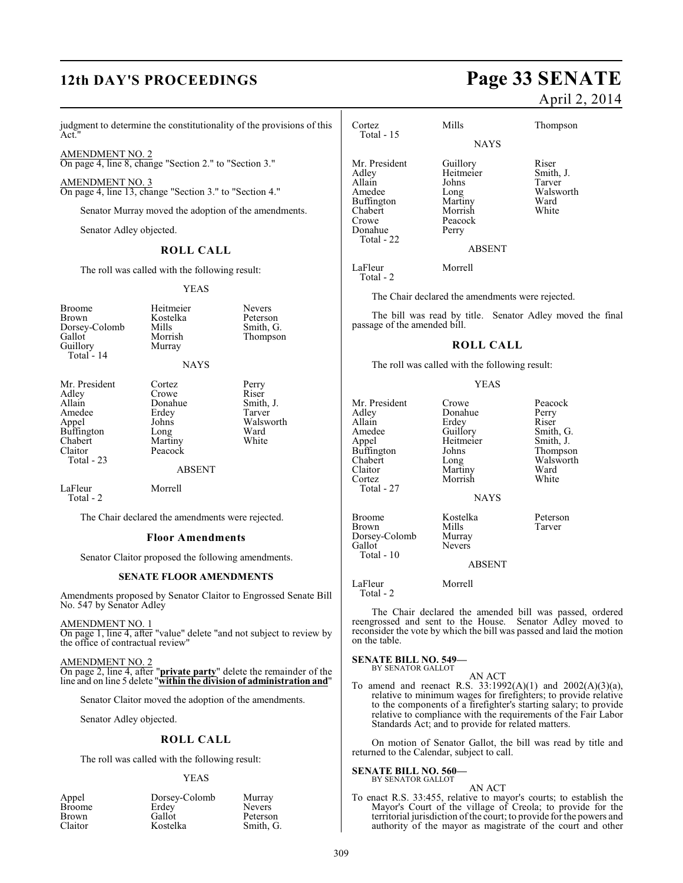judgment to determine the constitutionality of the provisions of this Act."

AMENDMENT NO. 2
On page 4, line 8, change "Section 2." to "Section 3."

AMENDMENT NO. 3
On page 4, line 13, change "Section 3." to "Section 4."

Senator Murray moved the adoption of the amendments.

Senator Adley objected.

## ROLL CALL

The roll was called with the following result:

YEAS

| | | |
|---|---|---|
| Broome | Heitmeier | Nevers |
| Brown | Kostelka | Peterson |
| Dorsey-Colomb | Mills | Smith, G. |
| Gallot | Morrish | Thompson |
| Guillory | Murray | |
| Total - 14 | | |

NAYS

| | | |
|---|---|---|
| Mr. President | Cortez | Perry |
| Adley | Crowe | Riser |
| Allain | Donahue | Smith, J. |
| Amedee | Erdey | Tarver |
| Appel | Johns | Walsworth |
| Buffington | Long | Ward |
| Chabert | Martiny | White |
| Claitor | Peacock | |
| Total - 23 | | |

ABSENT

| | |
|---|---|
| LaFleur | Morrell |
| Total - 2 | |

The Chair declared the amendments were rejected.

### Floor Amendments

Senator Claitor proposed the following amendments.

#### SENATE FLOOR AMENDMENTS

Amendments proposed by Senator Claitor to Engrossed Senate Bill No. 547 by Senator Adley

AMENDMENT NO. 1
On page 1, line 4, after "value" delete "and not subject to review by the office of contractual review"

AMENDMENT NO. 2
On page 2, line 4, after "**private party**" delete the remainder of the line and on line 5 delete "**within the division of administration and**"

Senator Claitor moved the adoption of the amendments.

Senator Adley objected.

## ROLL CALL

The roll was called with the following result:

YEAS

| | | |
|---|---|---|
| Appel | Dorsey-Colomb | Murray |
| Broome | Erdey | Nevers |
| Brown | Gallot | Peterson |
| Claitor | Kostelka | Smith, G. |
| Cortez | Mills | Thompson |
| Total - 15 | | |

NAYS

| | | |
|---|---|---|
| Mr. President | Guillory | Riser |
| Adley | Heitmeier | Smith, J. |
| Allain | Johns | Tarver |
| Amedee | Long | Walsworth |
| Buffington | Martiny | Ward |
| Chabert | Morrish | White |
| Crowe | Peacock | |
| Donahue | Perry | |
| Total - 22 | | |

ABSENT

| | |
|---|---|
| LaFleur | Morrell |
| Total - 2 | |

The Chair declared the amendments were rejected.

The bill was read by title. Senator Adley moved the final passage of the amended bill.

## ROLL CALL

The roll was called with the following result:

YEAS

| | | |
|---|---|---|
| Mr. President | Crowe | Peacock |
| Adley | Donahue | Perry |
| Allain | Erdey | Riser |
| Amedee | Guillory | Smith, G. |
| Appel | Heitmeier | Smith, J. |
| Buffington | Johns | Thompson |
| Chabert | Long | Walsworth |
| Claitor | Martiny | Ward |
| Cortez | Morrish | White |
| Total - 27 | | |

NAYS

| | | |
|---|---|---|
| Broome | Kostelka | Peterson |
| Brown | Mills | Tarver |
| Dorsey-Colomb | Murray | |
| Gallot | Nevers | |
| Total - 10 | | |

ABSENT

| | |
|---|---|
| LaFleur | Morrell |
| Total - 2 | |

The Chair declared the amended bill was passed, ordered reengrossed and sent to the House. Senator Adley moved to reconsider the vote by which the bill was passed and laid the motion on the table.

**SENATE BILL NO. 549—**
BY SENATOR GALLOT

AN ACT

To amend and reenact R.S. 33:1992(A)(1) and 2002(A)(3)(a), relative to minimum wages for firefighters; to provide relative to the components of a firefighter's starting salary; to provide relative to compliance with the requirements of the Fair Labor Standards Act; and to provide for related matters.

On motion of Senator Gallot, the bill was read by title and returned to the Calendar, subject to call.

**SENATE BILL NO. 560—**
BY SENATOR GALLOT

AN ACT

To enact R.S. 33:455, relative to mayor's courts; to establish the Mayor's Court of the village of Creola; to provide for the territorial jurisdiction of the court; to provide for the powers and authority of the mayor as magistrate of the court and other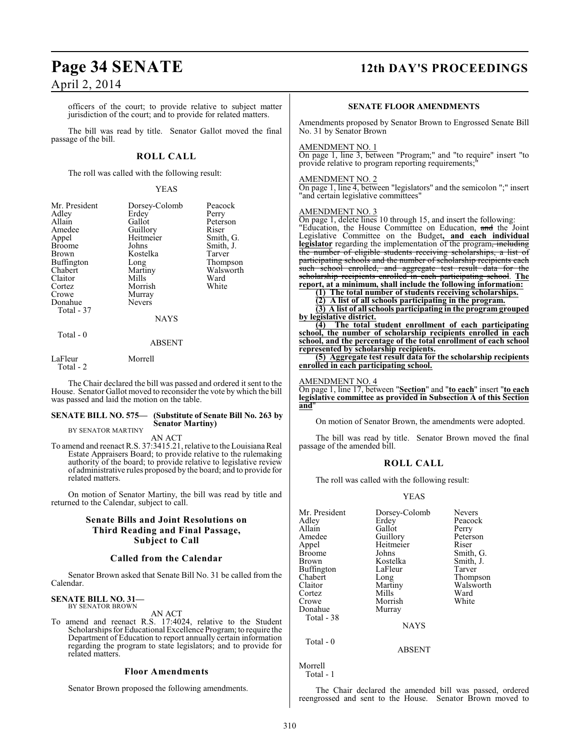officers of the court; to provide relative to subject matter jurisdiction of the court; and to provide for related matters.

The bill was read by title. Senator Gallot moved the final passage of the bill.

## ROLL CALL

The roll was called with the following result:

YEAS

| | | |
|---|---|---|
| Mr. President | Dorsey-Colomb | Peacock |
| Adley | Erdey | Perry |
| Allain | Gallot | Peterson |
| Amedee | Guillory | Riser |
| Appel | Heitmeier | Smith, G. |
| Broome | Johns | Smith, J. |
| Brown | Kostelka | Tarver |
| Buffington | Long | Thompson |
| Chabert | Martiny | Walsworth |
| Claitor | Mills | Ward |
| Cortez | Morrish | White |
| Crowe | Murray | |
| Donahue | Nevers | |
| Total - 37 | | |

NAYS

Total - 0

ABSENT

| | |
|---|---|
| LaFleur | Morrell |
| Total - 2 | |

The Chair declared the bill was passed and ordered it sent to the House. Senator Gallot moved to reconsider the vote by which the bill was passed and laid the motion on the table.

**SENATE BILL NO. 575— (Substitute of Senate Bill No. 263 by Senator Martiny)**
BY SENATOR MARTINY

AN ACT

To amend and reenact R.S. 37:3415.21, relative to the Louisiana Real Estate Appraisers Board; to provide relative to the rulemaking authority of the board; to provide relative to legislative review of administrative rules proposed by the board; and to provide for related matters.

On motion of Senator Martiny, the bill was read by title and returned to the Calendar, subject to call.

## Senate Bills and Joint Resolutions on Third Reading and Final Passage, Subject to Call

## Called from the Calendar

Senator Brown asked that Senate Bill No. 31 be called from the Calendar.

**SENATE BILL NO. 31—**
BY SENATOR BROWN

AN ACT

To amend and reenact R.S. 17:4024, relative to the Student Scholarships for Educational Excellence Program; to require the Department of Education to report annually certain information regarding the program to state legislators; and to provide for related matters.

## Floor Amendments

Senator Brown proposed the following amendments.

### SENATE FLOOR AMENDMENTS

Amendments proposed by Senator Brown to Engrossed Senate Bill No. 31 by Senator Brown

AMENDMENT NO. 1

On page 1, line 3, between "Program;" and "to require" insert "to provide relative to program reporting requirements;"

AMENDMENT NO. 2

On page 1, line 4, between "legislators" and the semicolon ";" insert "and certain legislative committees"

AMENDMENT NO. 3

On page 1, delete lines 10 through 15, and insert the following:

"Education, the House Committee on Education, ~~and~~ the Joint Legislative Committee on the Budget**, and each individual legislator** regarding the implementation of the program~~, including the number of eligible students receiving scholarships, a list of participating schools and the number of scholarship recipients each such school enrolled, and aggregate test result data for the scholarship recipients enrolled in each participating school~~. **The report, at a minimum, shall include the following information:**

**(1) The total number of students receiving scholarships.**

**(2) A list of all schools participating in the program.**

**(3) A list of all schools participating in the program grouped by legislative district.**

**(4) The total student enrollment of each participating school, the number of scholarship recipients enrolled in each school, and the percentage of the total enrollment of each school represented by scholarship recipients.**

**(5) Aggregate test result data for the scholarship recipients enrolled in each participating school.**

AMENDMENT NO. 4

On page 1, line 17, between "**Section**" and "**to each**" insert "**to each legislative committee as provided in Subsection A of this Section and**"

On motion of Senator Brown, the amendments were adopted.

The bill was read by title. Senator Brown moved the final passage of the amended bill.

## ROLL CALL

The roll was called with the following result:

YEAS

| | | |
|---|---|---|
| Mr. President | Dorsey-Colomb | Nevers |
| Adley | Erdey | Peacock |
| Allain | Gallot | Perry |
| Amedee | Guillory | Peterson |
| Appel | Heitmeier | Riser |
| Broome | Johns | Smith, G. |
| Brown | Kostelka | Smith, J. |
| Buffington | LaFleur | Tarver |
| Chabert | Long | Thompson |
| Claitor | Martiny | Walsworth |
| Cortez | Mills | Ward |
| Crowe | Morrish | White |
| Donahue | Murray | |
| Total - 38 | | |

NAYS

Total - 0

ABSENT

Morrell
Total - 1

The Chair declared the amended bill was passed, ordered reengrossed and sent to the House. Senator Brown moved to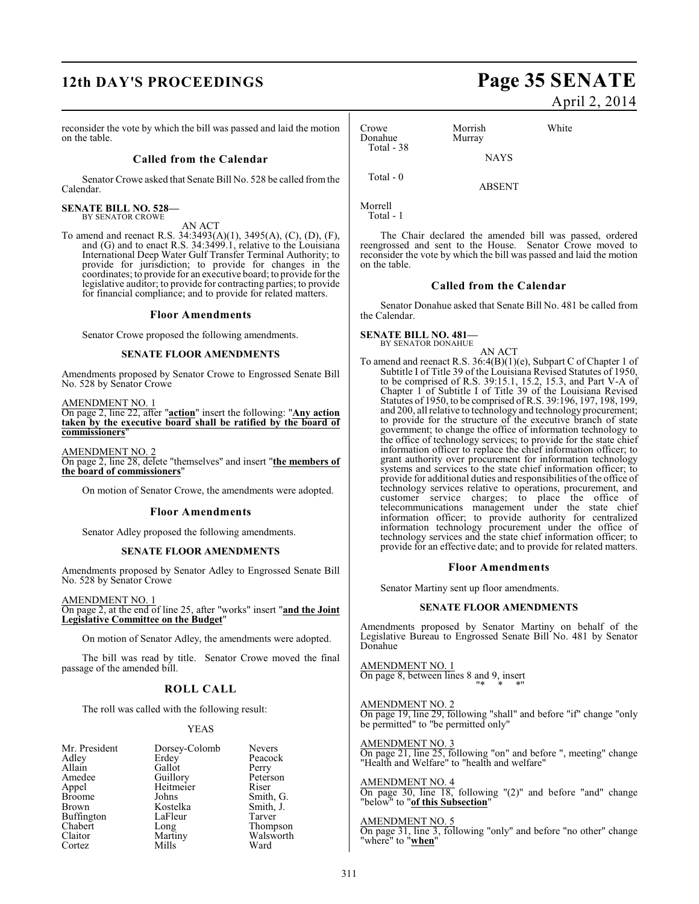reconsider the vote by which the bill was passed and laid the motion on the table.

## Called from the Calendar

Senator Crowe asked that Senate Bill No. 528 be called from the Calendar.

**SENATE BILL NO. 528—**
BY SENATOR CROWE

AN ACT

To amend and reenact R.S. 34:3493(A)(1), 3495(A), (C), (D), (F), and (G) and to enact R.S. 34:3499.1, relative to the Louisiana International Deep Water Gulf Transfer Terminal Authority; to provide for jurisdiction; to provide for changes in the coordinates; to provide for an executive board; to provide for the legislative auditor; to provide for contracting parties; to provide for financial compliance; and to provide for related matters.

### Floor Amendments

Senator Crowe proposed the following amendments.

**SENATE FLOOR AMENDMENTS**

Amendments proposed by Senator Crowe to Engrossed Senate Bill No. 528 by Senator Crowe

AMENDMENT NO. 1
On page 2, line 22, after "**action**" insert the following: "**Any action taken by the executive board shall be ratified by the board of commissioners**"

AMENDMENT NO. 2
On page 2, line 28, delete "themselves" and insert "**the members of the board of commissioners**"

On motion of Senator Crowe, the amendments were adopted.

### Floor Amendments

Senator Adley proposed the following amendments.

**SENATE FLOOR AMENDMENTS**

Amendments proposed by Senator Adley to Engrossed Senate Bill No. 528 by Senator Crowe

AMENDMENT NO. 1
On page 2, at the end of line 25, after "works" insert "**and the Joint Legislative Committee on the Budget**"

On motion of Senator Adley, the amendments were adopted.

The bill was read by title. Senator Crowe moved the final passage of the amended bill.

## ROLL CALL

The roll was called with the following result:

YEAS

| | | |
|---|---|---|
| Mr. President | Dorsey-Colomb | Nevers |
| Adley | Erdey | Peacock |
| Allain | Gallot | Perry |
| Amedee | Guillory | Peterson |
| Appel | Heitmeier | Riser |
| Broome | Johns | Smith, G. |
| Brown | Kostelka | Smith, J. |
| Buffington | LaFleur | Tarver |
| Chabert | Long | Thompson |
| Claitor | Martiny | Walsworth |
| Cortez | Mills | Ward |
| Crowe | Morrish | White |
| Donahue | Murray | |

Total - 38

NAYS

Total - 0

ABSENT

Morrell

Total - 1

The Chair declared the amended bill was passed, ordered reengrossed and sent to the House. Senator Crowe moved to reconsider the vote by which the bill was passed and laid the motion on the table.

## Called from the Calendar

Senator Donahue asked that Senate Bill No. 481 be called from the Calendar.

**SENATE BILL NO. 481—**
BY SENATOR DONAHUE

AN ACT

To amend and reenact R.S. 36:4(B)(1)(e), Subpart C of Chapter 1 of Subtitle I of Title 39 of the Louisiana Revised Statutes of 1950, to be comprised of R.S. 39:15.1, 15.2, 15.3, and Part V-A of Chapter 1 of Subtitle I of Title 39 of the Louisiana Revised Statutes of 1950, to be comprised of R.S. 39:196, 197, 198, 199, and 200, all relative to technology and technology procurement; to provide for the structure of the executive branch of state government; to change the office of information technology to the office of technology services; to provide for the state chief information officer to replace the chief information officer; to grant authority over procurement for information technology systems and services to the state chief information officer; to provide for additional duties and responsibilities of the office of technology services relative to operations, procurement, and customer service charges; to place the office of telecommunications management under the state chief information officer; to provide authority for centralized information technology procurement under the office of technology services and the state chief information officer; to provide for an effective date; and to provide for related matters.

### Floor Amendments

Senator Martiny sent up floor amendments.

**SENATE FLOOR AMENDMENTS**

Amendments proposed by Senator Martiny on behalf of the Legislative Bureau to Engrossed Senate Bill No. 481 by Senator Donahue

AMENDMENT NO. 1
On page 8, between lines 8 and 9, insert
"* * *"

AMENDMENT NO. 2
On page 19, line 29, following "shall" and before "if" change "only be permitted" to "be permitted only"

AMENDMENT NO. 3
On page 21, line 25, following "on" and before ", meeting" change "Health and Welfare" to "health and welfare"

AMENDMENT NO. 4
On page 30, line 18, following "(2)" and before "and" change "below" to "**of this Subsection**"

AMENDMENT NO. 5
On page 31, line 3, following "only" and before "no other" change "where" to "**when**"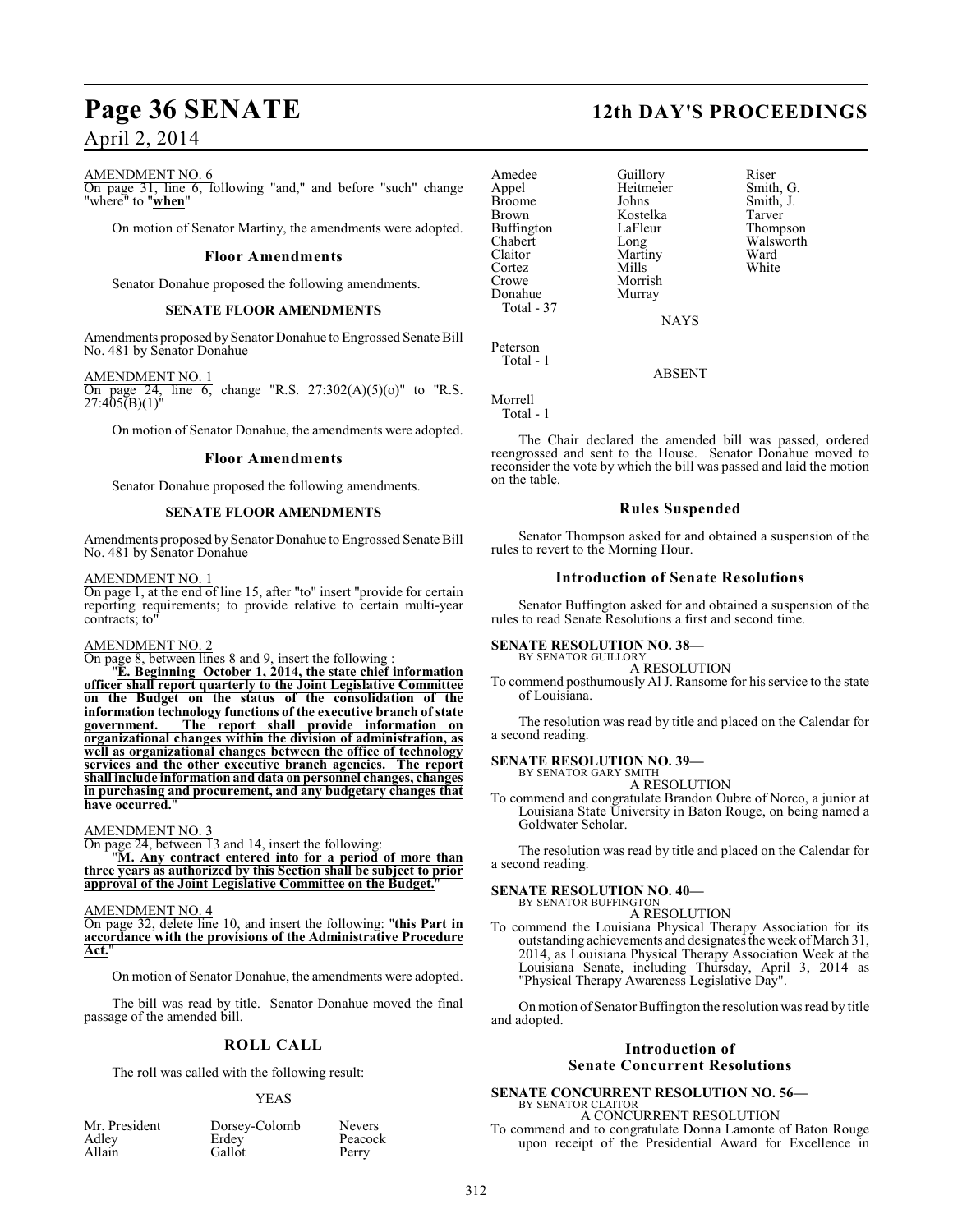AMENDMENT NO. 6

On page 31, line 6, following "and," and before "such" change "where" to "**when**"

On motion of Senator Martiny, the amendments were adopted.

### Floor Amendments

Senator Donahue proposed the following amendments.

#### SENATE FLOOR AMENDMENTS

Amendments proposed by Senator Donahue to Engrossed Senate Bill No. 481 by Senator Donahue

AMENDMENT NO. 1

On page 24, line 6, change "R.S. 27:302(A)(5)(o)" to "R.S. 27:405(B)(1)"

On motion of Senator Donahue, the amendments were adopted.

### Floor Amendments

Senator Donahue proposed the following amendments.

#### SENATE FLOOR AMENDMENTS

Amendments proposed by Senator Donahue to Engrossed Senate Bill No. 481 by Senator Donahue

AMENDMENT NO. 1

On page 1, at the end of line 15, after "to" insert "provide for certain reporting requirements; to provide relative to certain multi-year contracts; to"

AMENDMENT NO. 2

On page 8, between lines 8 and 9, insert the following :

"**E. Beginning October 1, 2014, the state chief information officer shall report quarterly to the Joint Legislative Committee on the Budget on the status of the consolidation of the information technology functions of the executive branch of state government. The report shall provide information on organizational changes within the division of administration, as well as organizational changes between the office of technology services and the other executive branch agencies. The report shall include information and data on personnel changes, changes in purchasing and procurement, and any budgetary changes that have occurred.**"

AMENDMENT NO. 3

On page 24, between 13 and 14, insert the following:

"**M. Any contract entered into for a period of more than three years as authorized by this Section shall be subject to prior approval of the Joint Legislative Committee on the Budget.**"

AMENDMENT NO. 4

On page 32, delete line 10, and insert the following: "**this Part in accordance with the provisions of the Administrative Procedure Act.**"

On motion of Senator Donahue, the amendments were adopted.

The bill was read by title. Senator Donahue moved the final passage of the amended bill.

### ROLL CALL

The roll was called with the following result:

YEAS

| | | |
|---|---|---|
| Mr. President | Dorsey-Colomb | Nevers |
| Adley | Erdey | Peacock |
| Allain | Gallot | Perry |
| Amedee | Guillory | Riser |
| Appel | Heitmeier | Smith, G. |
| Broome | Johns | Smith, J. |
| Brown | Kostelka | Tarver |
| Buffington | LaFleur | Thompson |
| Chabert | Long | Walsworth |
| Claitor | Martiny | Ward |
| Cortez | Mills | White |
| Crowe | Morrish | |
| Donahue | Murray | |

Total - 37

NAYS

Peterson

Total - 1

ABSENT

Morrell

Total - 1

The Chair declared the amended bill was passed, ordered reengrossed and sent to the House. Senator Donahue moved to reconsider the vote by which the bill was passed and laid the motion on the table.

### Rules Suspended

Senator Thompson asked for and obtained a suspension of the rules to revert to the Morning Hour.

### Introduction of Senate Resolutions

Senator Buffington asked for and obtained a suspension of the rules to read Senate Resolutions a first and second time.

**SENATE RESOLUTION NO. 38—**
BY SENATOR GUILLORY

A RESOLUTION

To commend posthumously Al J. Ransome for his service to the state of Louisiana.

The resolution was read by title and placed on the Calendar for a second reading.

**SENATE RESOLUTION NO. 39—**
BY SENATOR GARY SMITH

A RESOLUTION

To commend and congratulate Brandon Oubre of Norco, a junior at Louisiana State University in Baton Rouge, on being named a Goldwater Scholar.

The resolution was read by title and placed on the Calendar for a second reading.

**SENATE RESOLUTION NO. 40—**
BY SENATOR BUFFINGTON

A RESOLUTION

To commend the Louisiana Physical Therapy Association for its outstanding achievements and designates the week of March 31, 2014, as Louisiana Physical Therapy Association Week at the Louisiana Senate, including Thursday, April 3, 2014 as "Physical Therapy Awareness Legislative Day".

On motion of Senator Buffington the resolution was read by title and adopted.

### Introduction of Senate Concurrent Resolutions

**SENATE CONCURRENT RESOLUTION NO. 56—**
BY SENATOR CLAITOR

A CONCURRENT RESOLUTION

To commend and to congratulate Donna Lamonte of Baton Rouge upon receipt of the Presidential Award for Excellence in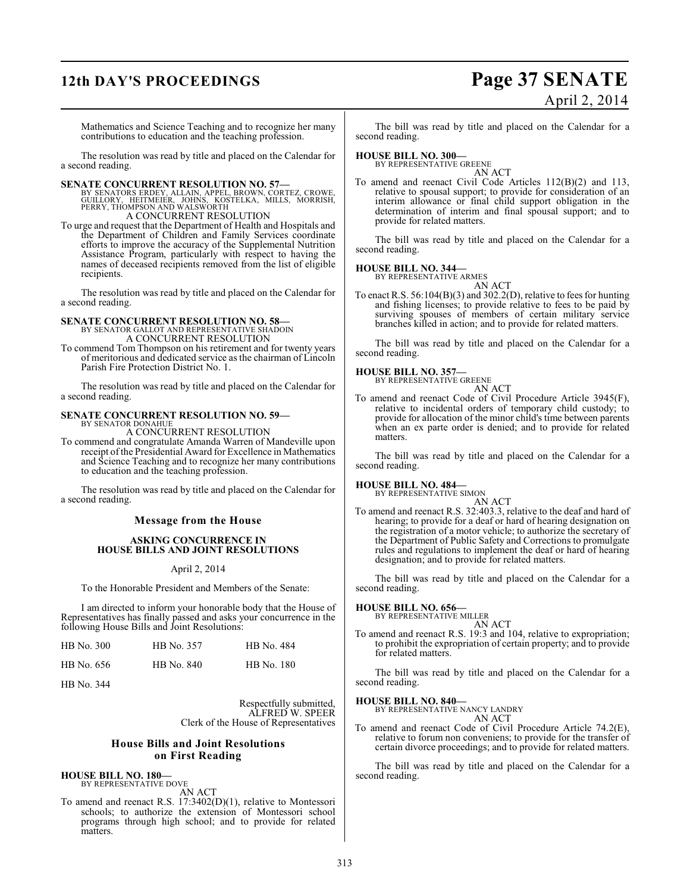Mathematics and Science Teaching and to recognize her many contributions to education and the teaching profession.

The resolution was read by title and placed on the Calendar for a second reading.

**SENATE CONCURRENT RESOLUTION NO. 57—**
BY SENATORS ERDEY, ALLAIN, APPEL, BROWN, CORTEZ, CROWE, GUILLORY, HEITMEIER, JOHNS, KOSTELKA, MILLS, MORRISH, PERRY, THOMPSON AND WALSWORTH
A CONCURRENT RESOLUTION

To urge and request that the Department of Health and Hospitals and the Department of Children and Family Services coordinate efforts to improve the accuracy of the Supplemental Nutrition Assistance Program, particularly with respect to having the names of deceased recipients removed from the list of eligible recipients.

The resolution was read by title and placed on the Calendar for a second reading.

**SENATE CONCURRENT RESOLUTION NO. 58—**
BY SENATOR GALLOT AND REPRESENTATIVE SHADOIN
A CONCURRENT RESOLUTION

To commend Tom Thompson on his retirement and for twenty years of meritorious and dedicated service as the chairman of Lincoln Parish Fire Protection District No. 1.

The resolution was read by title and placed on the Calendar for a second reading.

**SENATE CONCURRENT RESOLUTION NO. 59—**
BY SENATOR DONAHUE
A CONCURRENT RESOLUTION

To commend and congratulate Amanda Warren of Mandeville upon receipt of the Presidential Award for Excellence in Mathematics and Science Teaching and to recognize her many contributions to education and the teaching profession.

The resolution was read by title and placed on the Calendar for a second reading.

## Message from the House

### ASKING CONCURRENCE IN HOUSE BILLS AND JOINT RESOLUTIONS

April 2, 2014

To the Honorable President and Members of the Senate:

I am directed to inform your honorable body that the House of Representatives has finally passed and asks your concurrence in the following House Bills and Joint Resolutions:

| | | |
|---|---|---|
| HB No. 300 | HB No. 357 | HB No. 484 |
| HB No. 656 | HB No. 840 | HB No. 180 |
| HB No. 344 | | |

Respectfully submitted,
ALFRED W. SPEER
Clerk of the House of Representatives

## House Bills and Joint Resolutions on First Reading

**HOUSE BILL NO. 180—**
BY REPRESENTATIVE DOVE
AN ACT

To amend and reenact R.S. 17:3402(D)(1), relative to Montessori schools; to authorize the extension of Montessori school programs through high school; and to provide for related matters.

The bill was read by title and placed on the Calendar for a second reading.

**HOUSE BILL NO. 300—**
BY REPRESENTATIVE GREENE
AN ACT

To amend and reenact Civil Code Articles 112(B)(2) and 113, relative to spousal support; to provide for consideration of an interim allowance or final child support obligation in the determination of interim and final spousal support; and to provide for related matters.

The bill was read by title and placed on the Calendar for a second reading.

**HOUSE BILL NO. 344—**
BY REPRESENTATIVE ARMES
AN ACT

To enact R.S. 56:104(B)(3) and 302.2(D), relative to fees for hunting and fishing licenses; to provide relative to fees to be paid by surviving spouses of members of certain military service branches killed in action; and to provide for related matters.

The bill was read by title and placed on the Calendar for a second reading.

**HOUSE BILL NO. 357—**
BY REPRESENTATIVE GREENE
AN ACT

To amend and reenact Code of Civil Procedure Article 3945(F), relative to incidental orders of temporary child custody; to provide for allocation of the minor child's time between parents when an ex parte order is denied; and to provide for related matters.

The bill was read by title and placed on the Calendar for a second reading.

**HOUSE BILL NO. 484—**
BY REPRESENTATIVE SIMON
AN ACT

To amend and reenact R.S. 32:403.3, relative to the deaf and hard of hearing; to provide for a deaf or hard of hearing designation on the registration of a motor vehicle; to authorize the secretary of the Department of Public Safety and Corrections to promulgate rules and regulations to implement the deaf or hard of hearing designation; and to provide for related matters.

The bill was read by title and placed on the Calendar for a second reading.

**HOUSE BILL NO. 656—**
BY REPRESENTATIVE MILLER
AN ACT

To amend and reenact R.S. 19:3 and 104, relative to expropriation; to prohibit the expropriation of certain property; and to provide for related matters.

The bill was read by title and placed on the Calendar for a second reading.

**HOUSE BILL NO. 840—**
BY REPRESENTATIVE NANCY LANDRY
AN ACT

To amend and reenact Code of Civil Procedure Article 74.2(E), relative to forum non conveniens; to provide for the transfer of certain divorce proceedings; and to provide for related matters.

The bill was read by title and placed on the Calendar for a second reading.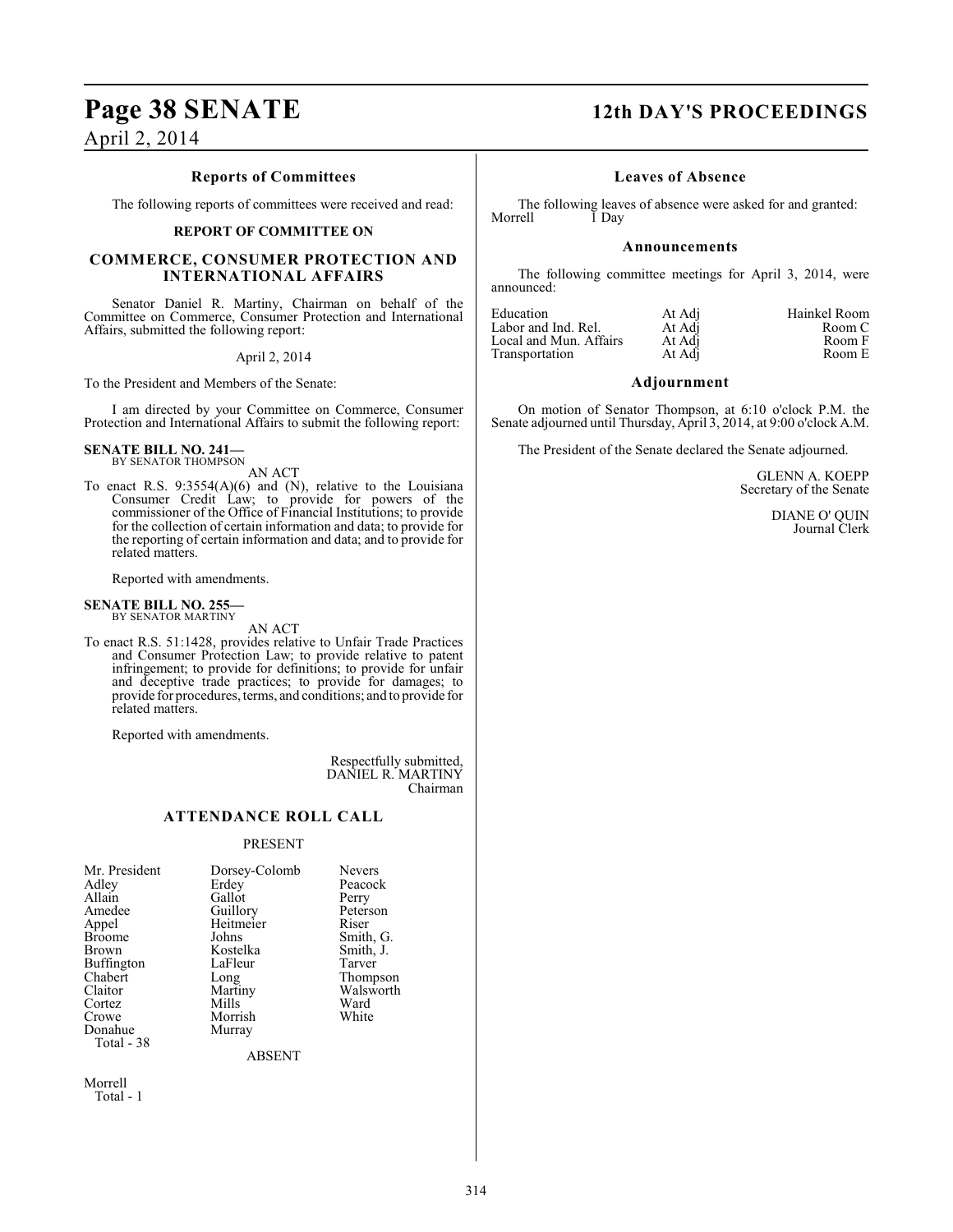## Reports of Committees

The following reports of committees were received and read:

### REPORT OF COMMITTEE ON

### COMMERCE, CONSUMER PROTECTION AND INTERNATIONAL AFFAIRS

Senator Daniel R. Martiny, Chairman on behalf of the Committee on Commerce, Consumer Protection and International Affairs, submitted the following report:

April 2, 2014

To the President and Members of the Senate:

I am directed by your Committee on Commerce, Consumer Protection and International Affairs to submit the following report:

**SENATE BILL NO. 241—**
BY SENATOR THOMPSON

AN ACT

To enact R.S. 9:3554(A)(6) and (N), relative to the Louisiana Consumer Credit Law; to provide for powers of the commissioner of the Office of Financial Institutions; to provide for the collection of certain information and data; to provide for the reporting of certain information and data; and to provide for related matters.

Reported with amendments.

**SENATE BILL NO. 255—**
BY SENATOR MARTINY

AN ACT

To enact R.S. 51:1428, provides relative to Unfair Trade Practices and Consumer Protection Law; to provide relative to patent infringement; to provide for definitions; to provide for unfair and deceptive trade practices; to provide for damages; to provide for procedures, terms, and conditions; and to provide for related matters.

Reported with amendments.

Respectfully submitted,
DANIEL R. MARTINY
Chairman

## ATTENDANCE ROLL CALL

PRESENT

| | | |
|---|---|---|
| Mr. President | Dorsey-Colomb | Nevers |
| Adley | Erdey | Peacock |
| Allain | Gallot | Perry |
| Amedee | Guillory | Peterson |
| Appel | Heitmeier | Riser |
| Broome | Johns | Smith, G. |
| Brown | Kostelka | Smith, J. |
| Buffington | LaFleur | Tarver |
| Chabert | Long | Thompson |
| Claitor | Martiny | Walsworth |
| Cortez | Mills | Ward |
| Crowe | Morrish | White |
| Donahue | Murray | |

Total - 38

ABSENT

Morrell

Total - 1

## Leaves of Absence

The following leaves of absence were asked for and granted:
Morrell 1 Day

## Announcements

The following committee meetings for April 3, 2014, were announced:

| | | |
|---|---|---|
| Education | At Adj | Hainkel Room |
| Labor and Ind. Rel. | At Adj | Room C |
| Local and Mun. Affairs | At Adj | Room F |
| Transportation | At Adj | Room E |

## Adjournment

On motion of Senator Thompson, at 6:10 o'clock P.M. the Senate adjourned until Thursday, April 3, 2014, at 9:00 o'clock A.M.

The President of the Senate declared the Senate adjourned.

GLENN A. KOEPP
Secretary of the Senate

DIANE O' QUIN
Journal Clerk